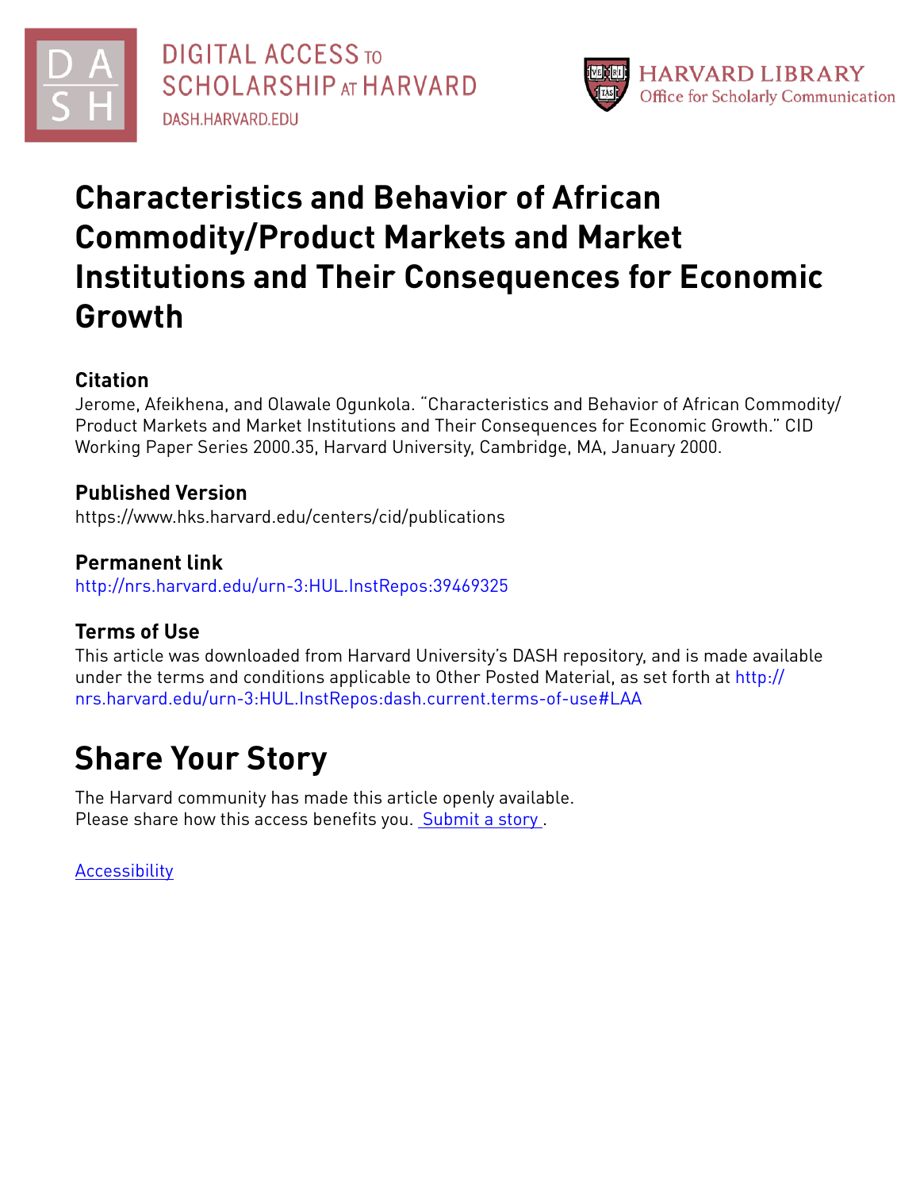DIGITAL ACCESS TO SCHOLARSHIP AT HARVARD

DASH.HARVARD.EDU

HARVARD LIBRARY
Office for Scholarly Communication

# Characteristics and Behavior of African Commodity/Product Markets and Market Institutions and Their Consequences for Economic Growth

## Citation

Jerome, Afeikhena, and Olawale Ogunkola. "Characteristics and Behavior of African Commodity/Product Markets and Market Institutions and Their Consequences for Economic Growth." CID Working Paper Series 2000.35, Harvard University, Cambridge, MA, January 2000.

## Published Version

https://www.hks.harvard.edu/centers/cid/publications

## Permanent link

http://nrs.harvard.edu/urn-3:HUL.InstRepos:39469325

## Terms of Use

This article was downloaded from Harvard University's DASH repository, and is made available under the terms and conditions applicable to Other Posted Material, as set forth at http://nrs.harvard.edu/urn-3:HUL.InstRepos:dash.current.terms-of-use#LAA

# Share Your Story

The Harvard community has made this article openly available.
Please share how this access benefits you. Submit a story .

Accessibility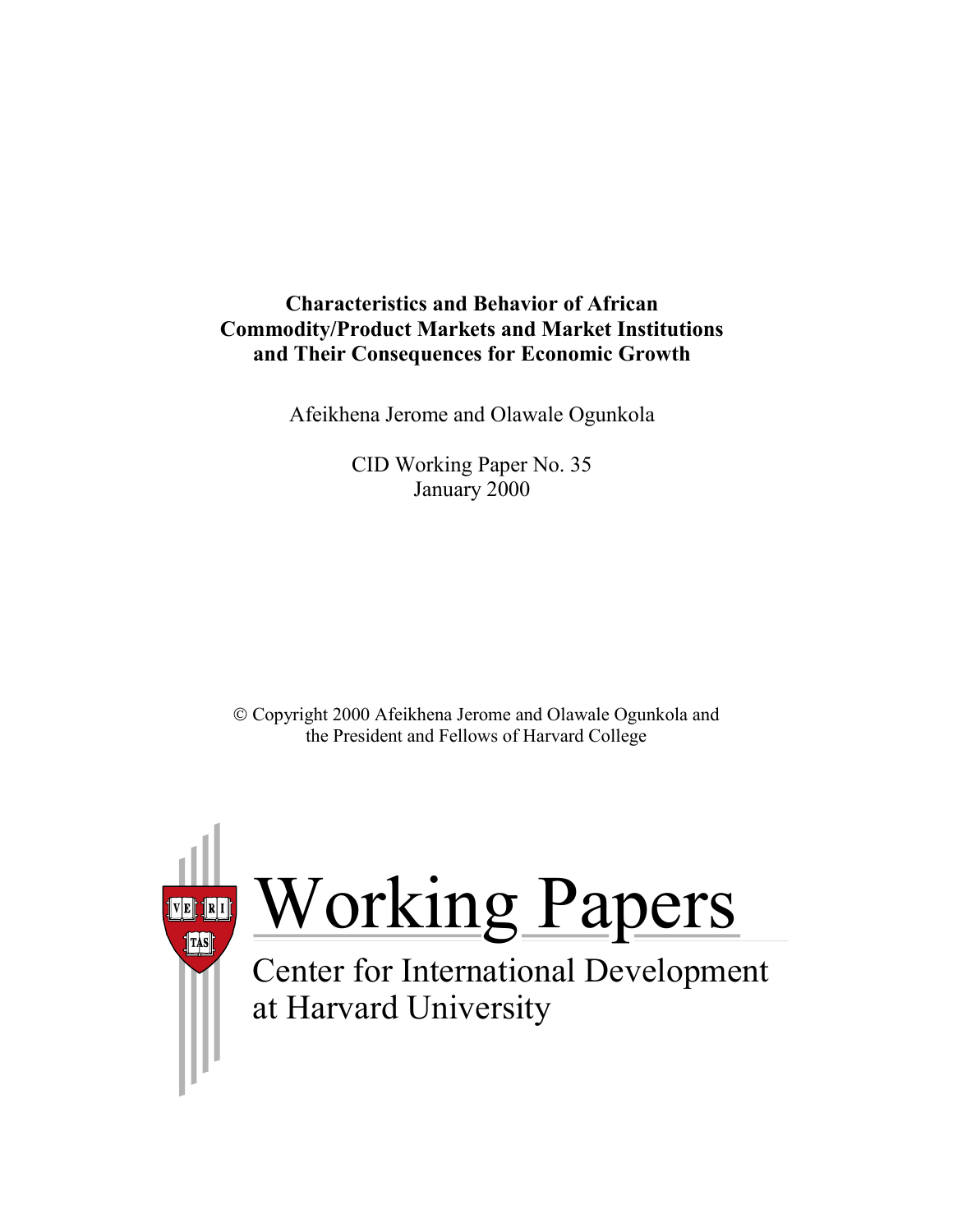**Characteristics and Behavior of African Commodity/Product Markets and Market Institutions and Their Consequences for Economic Growth**

Afeikhena Jerome and Olawale Ogunkola

CID Working Paper No. 35
January 2000

© Copyright 2000 Afeikhena Jerome and Olawale Ogunkola and the President and Fellows of Harvard College

# Working Papers

Center for International Development at Harvard University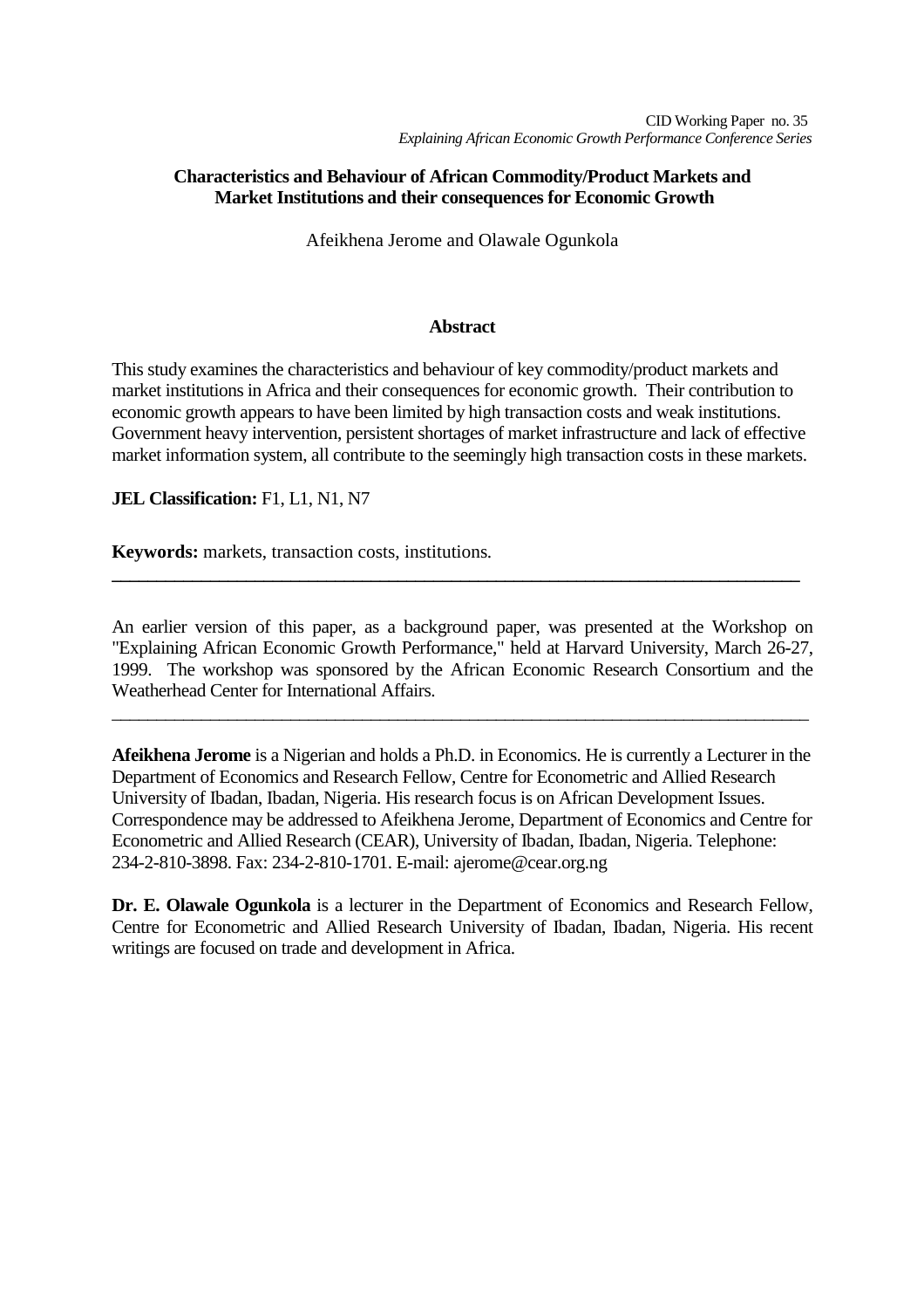CID Working Paper no. 35
*Explaining African Economic Growth Performance Conference Series*

# Characteristics and Behaviour of African Commodity/Product Markets and Market Institutions and their consequences for Economic Growth

Afeikhena Jerome and Olawale Ogunkola

## Abstract

This study examines the characteristics and behaviour of key commodity/product markets and market institutions in Africa and their consequences for economic growth. Their contribution to economic growth appears to have been limited by high transaction costs and weak institutions. Government heavy intervention, persistent shortages of market infrastructure and lack of effective market information system, all contribute to the seemingly high transaction costs in these markets.

**JEL Classification:** F1, L1, N1, N7

**Keywords:** markets, transaction costs, institutions.

---

An earlier version of this paper, as a background paper, was presented at the Workshop on "Explaining African Economic Growth Performance," held at Harvard University, March 26-27, 1999. The workshop was sponsored by the African Economic Research Consortium and the Weatherhead Center for International Affairs.

---

**Afeikhena Jerome** is a Nigerian and holds a Ph.D. in Economics. He is currently a Lecturer in the Department of Economics and Research Fellow, Centre for Econometric and Allied Research University of Ibadan, Ibadan, Nigeria. His research focus is on African Development Issues. Correspondence may be addressed to Afeikhena Jerome, Department of Economics and Centre for Econometric and Allied Research (CEAR), University of Ibadan, Ibadan, Nigeria. Telephone: 234-2-810-3898. Fax: 234-2-810-1701. E-mail: ajerome@cear.org.ng

**Dr. E. Olawale Ogunkola** is a lecturer in the Department of Economics and Research Fellow, Centre for Econometric and Allied Research University of Ibadan, Ibadan, Nigeria. His recent writings are focused on trade and development in Africa.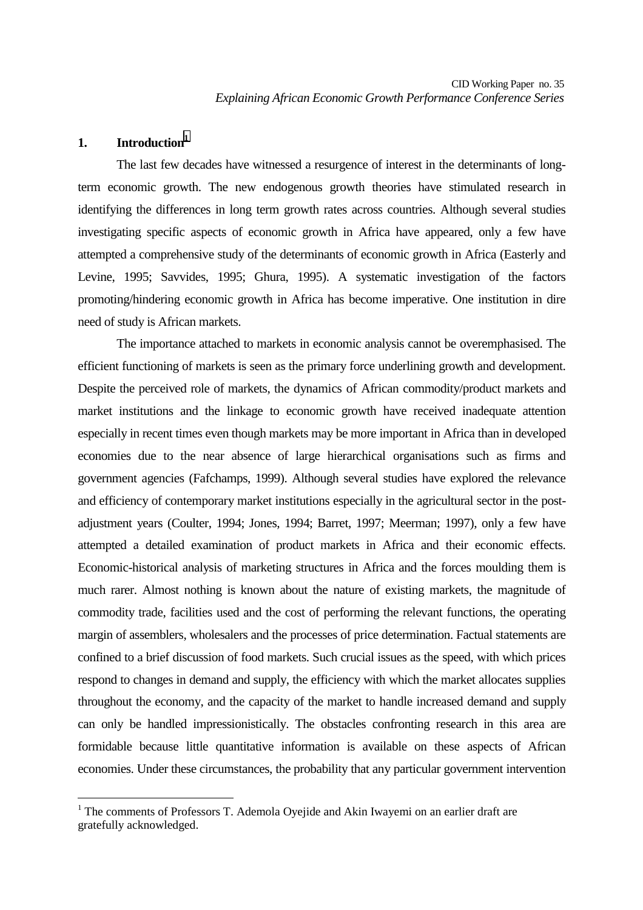## 1. Introduction[1]

The last few decades have witnessed a resurgence of interest in the determinants of long-term economic growth. The new endogenous growth theories have stimulated research in identifying the differences in long term growth rates across countries. Although several studies investigating specific aspects of economic growth in Africa have appeared, only a few have attempted a comprehensive study of the determinants of economic growth in Africa (Easterly and Levine, 1995; Savvides, 1995; Ghura, 1995). A systematic investigation of the factors promoting/hindering economic growth in Africa has become imperative. One institution in dire need of study is African markets.

The importance attached to markets in economic analysis cannot be overemphasised. The efficient functioning of markets is seen as the primary force underlining growth and development. Despite the perceived role of markets, the dynamics of African commodity/product markets and market institutions and the linkage to economic growth have received inadequate attention especially in recent times even though markets may be more important in Africa than in developed economies due to the near absence of large hierarchical organisations such as firms and government agencies (Fafchamps, 1999). Although several studies have explored the relevance and efficiency of contemporary market institutions especially in the agricultural sector in the post-adjustment years (Coulter, 1994; Jones, 1994; Barret, 1997; Meerman; 1997), only a few have attempted a detailed examination of product markets in Africa and their economic effects. Economic-historical analysis of marketing structures in Africa and the forces moulding them is much rarer. Almost nothing is known about the nature of existing markets, the magnitude of commodity trade, facilities used and the cost of performing the relevant functions, the operating margin of assemblers, wholesalers and the processes of price determination. Factual statements are confined to a brief discussion of food markets. Such crucial issues as the speed, with which prices respond to changes in demand and supply, the efficiency with which the market allocates supplies throughout the economy, and the capacity of the market to handle increased demand and supply can only be handled impressionistically. The obstacles confronting research in this area are formidable because little quantitative information is available on these aspects of African economies. Under these circumstances, the probability that any particular government intervention

[1] The comments of Professors T. Ademola Oyejide and Akin Iwayemi on an earlier draft are gratefully acknowledged.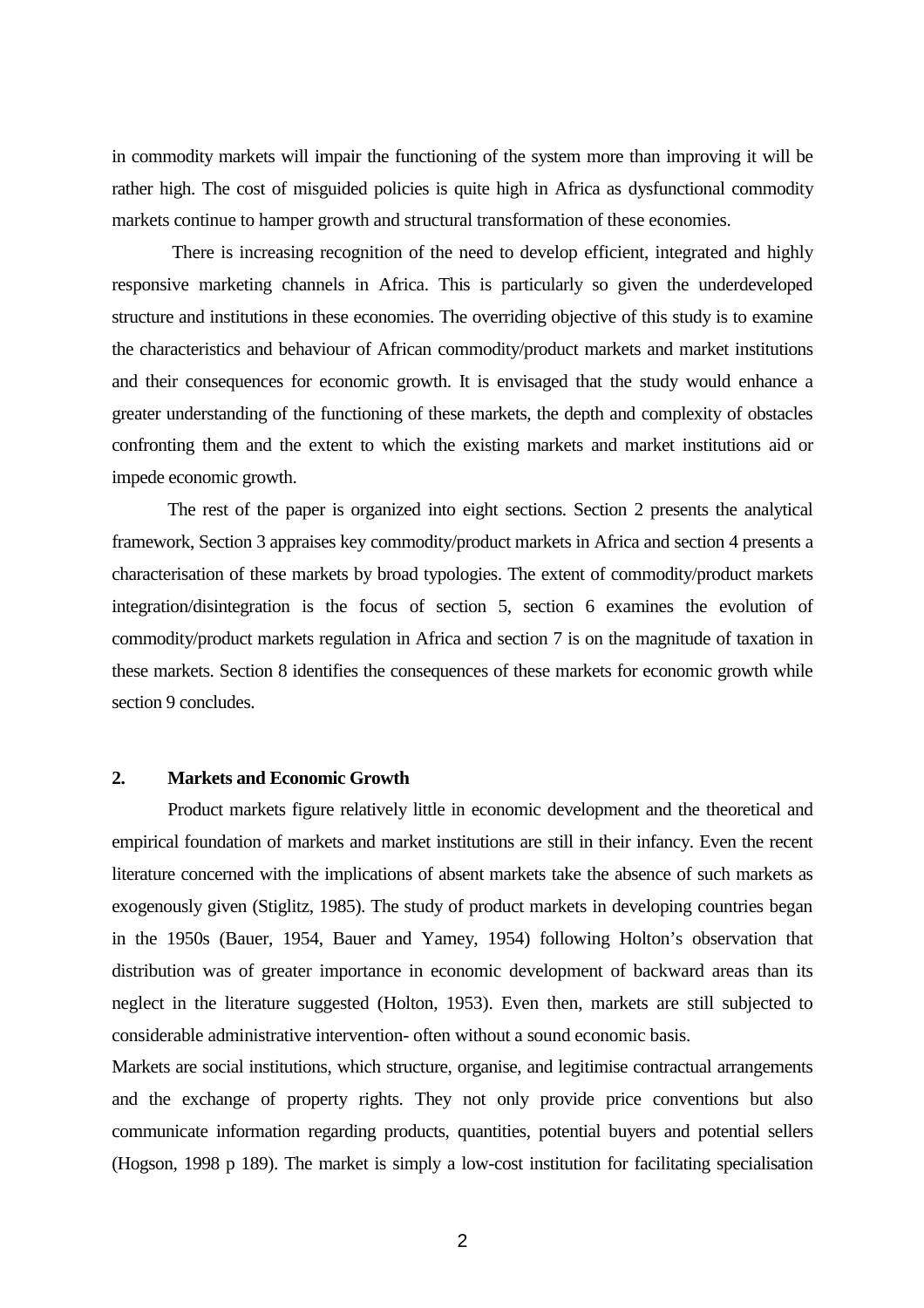in commodity markets will impair the functioning of the system more than improving it will be rather high. The cost of misguided policies is quite high in Africa as dysfunctional commodity markets continue to hamper growth and structural transformation of these economies.

There is increasing recognition of the need to develop efficient, integrated and highly responsive marketing channels in Africa. This is particularly so given the underdeveloped structure and institutions in these economies. The overriding objective of this study is to examine the characteristics and behaviour of African commodity/product markets and market institutions and their consequences for economic growth. It is envisaged that the study would enhance a greater understanding of the functioning of these markets, the depth and complexity of obstacles confronting them and the extent to which the existing markets and market institutions aid or impede economic growth.

The rest of the paper is organized into eight sections. Section 2 presents the analytical framework, Section 3 appraises key commodity/product markets in Africa and section 4 presents a characterisation of these markets by broad typologies. The extent of commodity/product markets integration/disintegration is the focus of section 5, section 6 examines the evolution of commodity/product markets regulation in Africa and section 7 is on the magnitude of taxation in these markets. Section 8 identifies the consequences of these markets for economic growth while section 9 concludes.

## 2. Markets and Economic Growth

Product markets figure relatively little in economic development and the theoretical and empirical foundation of markets and market institutions are still in their infancy. Even the recent literature concerned with the implications of absent markets take the absence of such markets as exogenously given (Stiglitz, 1985). The study of product markets in developing countries began in the 1950s (Bauer, 1954, Bauer and Yamey, 1954) following Holton's observation that distribution was of greater importance in economic development of backward areas than its neglect in the literature suggested (Holton, 1953). Even then, markets are still subjected to considerable administrative intervention- often without a sound economic basis.

Markets are social institutions, which structure, organise, and legitimise contractual arrangements and the exchange of property rights. They not only provide price conventions but also communicate information regarding products, quantities, potential buyers and potential sellers (Hogson, 1998 p 189). The market is simply a low-cost institution for facilitating specialisation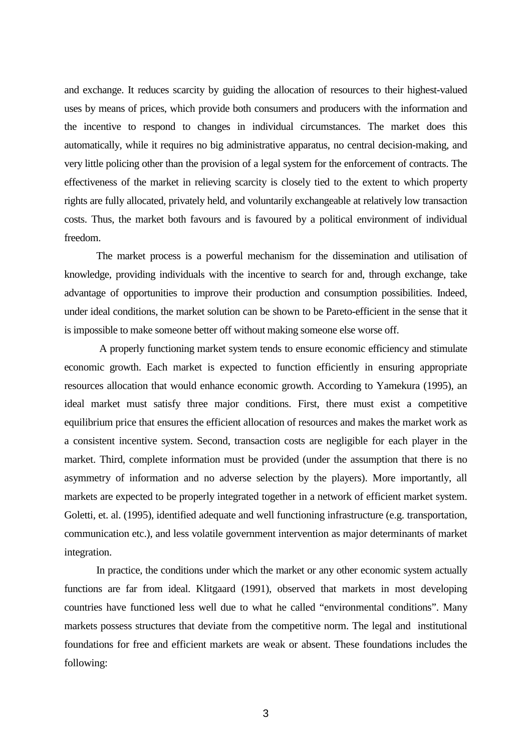and exchange. It reduces scarcity by guiding the allocation of resources to their highest-valued uses by means of prices, which provide both consumers and producers with the information and the incentive to respond to changes in individual circumstances. The market does this automatically, while it requires no big administrative apparatus, no central decision-making, and very little policing other than the provision of a legal system for the enforcement of contracts. The effectiveness of the market in relieving scarcity is closely tied to the extent to which property rights are fully allocated, privately held, and voluntarily exchangeable at relatively low transaction costs. Thus, the market both favours and is favoured by a political environment of individual freedom.

The market process is a powerful mechanism for the dissemination and utilisation of knowledge, providing individuals with the incentive to search for and, through exchange, take advantage of opportunities to improve their production and consumption possibilities. Indeed, under ideal conditions, the market solution can be shown to be Pareto-efficient in the sense that it is impossible to make someone better off without making someone else worse off.

A properly functioning market system tends to ensure economic efficiency and stimulate economic growth. Each market is expected to function efficiently in ensuring appropriate resources allocation that would enhance economic growth. According to Yamekura (1995), an ideal market must satisfy three major conditions. First, there must exist a competitive equilibrium price that ensures the efficient allocation of resources and makes the market work as a consistent incentive system. Second, transaction costs are negligible for each player in the market. Third, complete information must be provided (under the assumption that there is no asymmetry of information and no adverse selection by the players). More importantly, all markets are expected to be properly integrated together in a network of efficient market system. Goletti, et. al. (1995), identified adequate and well functioning infrastructure (e.g. transportation, communication etc.), and less volatile government intervention as major determinants of market integration.

In practice, the conditions under which the market or any other economic system actually functions are far from ideal. Klitgaard (1991), observed that markets in most developing countries have functioned less well due to what he called "environmental conditions". Many markets possess structures that deviate from the competitive norm. The legal and institutional foundations for free and efficient markets are weak or absent. These foundations includes the following: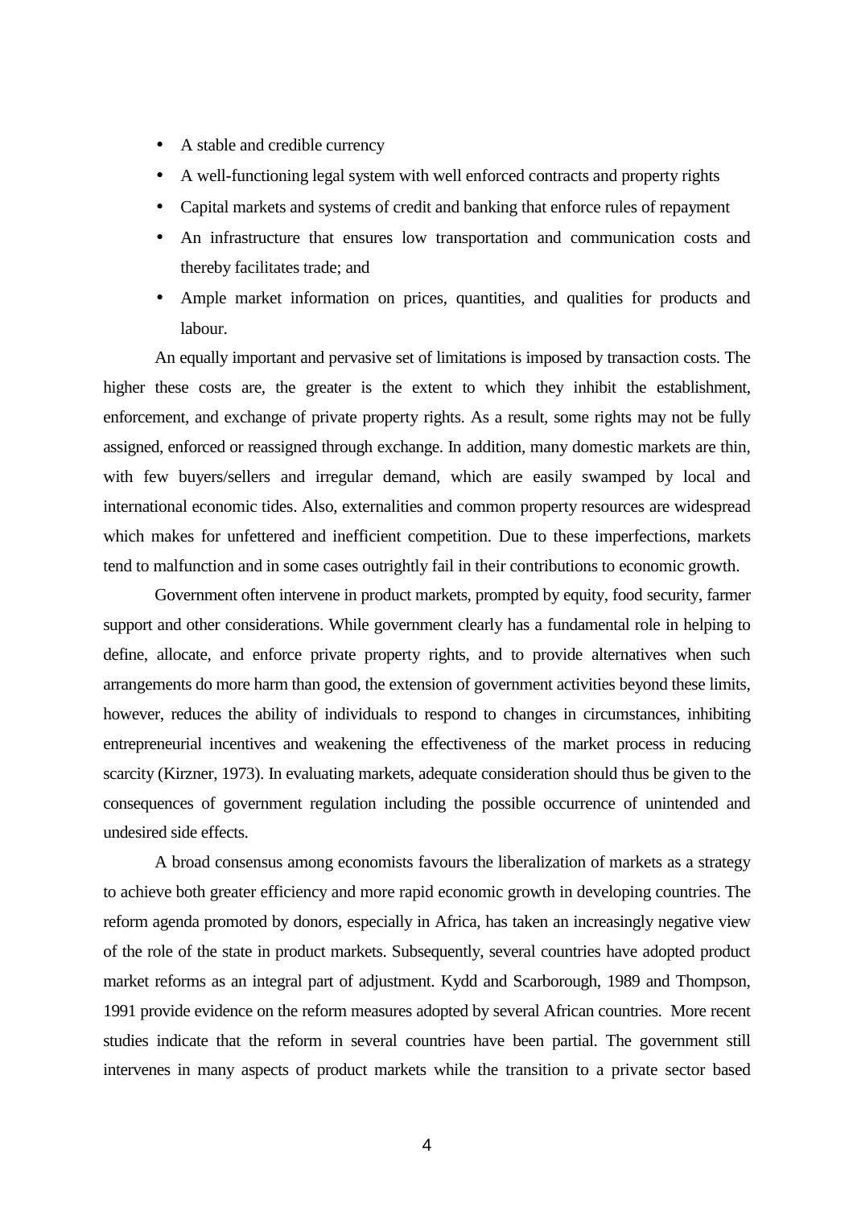- A stable and credible currency
- A well-functioning legal system with well enforced contracts and property rights
- Capital markets and systems of credit and banking that enforce rules of repayment
- An infrastructure that ensures low transportation and communication costs and thereby facilitates trade; and
- Ample market information on prices, quantities, and qualities for products and labour.

An equally important and pervasive set of limitations is imposed by transaction costs. The higher these costs are, the greater is the extent to which they inhibit the establishment, enforcement, and exchange of private property rights. As a result, some rights may not be fully assigned, enforced or reassigned through exchange. In addition, many domestic markets are thin, with few buyers/sellers and irregular demand, which are easily swamped by local and international economic tides. Also, externalities and common property resources are widespread which makes for unfettered and inefficient competition. Due to these imperfections, markets tend to malfunction and in some cases outrightly fail in their contributions to economic growth.

Government often intervene in product markets, prompted by equity, food security, farmer support and other considerations. While government clearly has a fundamental role in helping to define, allocate, and enforce private property rights, and to provide alternatives when such arrangements do more harm than good, the extension of government activities beyond these limits, however, reduces the ability of individuals to respond to changes in circumstances, inhibiting entrepreneurial incentives and weakening the effectiveness of the market process in reducing scarcity (Kirzner, 1973). In evaluating markets, adequate consideration should thus be given to the consequences of government regulation including the possible occurrence of unintended and undesired side effects.

A broad consensus among economists favours the liberalization of markets as a strategy to achieve both greater efficiency and more rapid economic growth in developing countries. The reform agenda promoted by donors, especially in Africa, has taken an increasingly negative view of the role of the state in product markets. Subsequently, several countries have adopted product market reforms as an integral part of adjustment. Kydd and Scarborough, 1989 and Thompson, 1991 provide evidence on the reform measures adopted by several African countries. More recent studies indicate that the reform in several countries have been partial. The government still intervenes in many aspects of product markets while the transition to a private sector based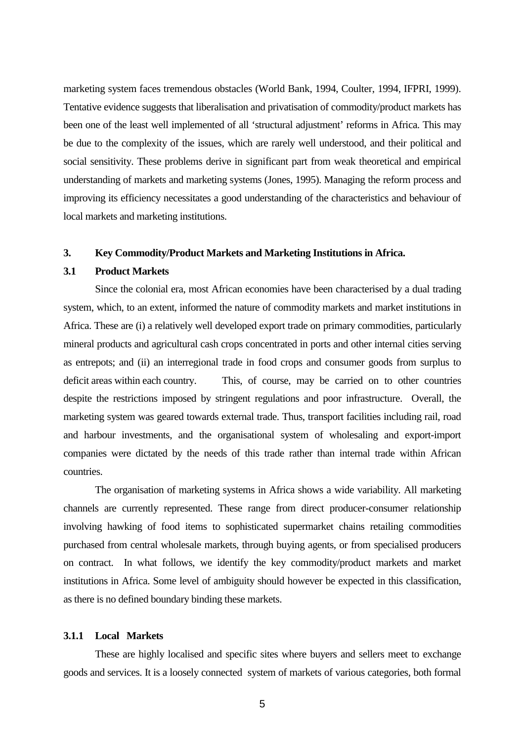marketing system faces tremendous obstacles (World Bank, 1994, Coulter, 1994, IFPRI, 1999). Tentative evidence suggests that liberalisation and privatisation of commodity/product markets has been one of the least well implemented of all 'structural adjustment' reforms in Africa. This may be due to the complexity of the issues, which are rarely well understood, and their political and social sensitivity. These problems derive in significant part from weak theoretical and empirical understanding of markets and marketing systems (Jones, 1995). Managing the reform process and improving its efficiency necessitates a good understanding of the characteristics and behaviour of local markets and marketing institutions.

## 3. Key Commodity/Product Markets and Marketing Institutions in Africa.

### 3.1 Product Markets

Since the colonial era, most African economies have been characterised by a dual trading system, which, to an extent, informed the nature of commodity markets and market institutions in Africa. These are (i) a relatively well developed export trade on primary commodities, particularly mineral products and agricultural cash crops concentrated in ports and other internal cities serving as entrepots; and (ii) an interregional trade in food crops and consumer goods from surplus to deficit areas within each country. This, of course, may be carried on to other countries despite the restrictions imposed by stringent regulations and poor infrastructure. Overall, the marketing system was geared towards external trade. Thus, transport facilities including rail, road and harbour investments, and the organisational system of wholesaling and export-import companies were dictated by the needs of this trade rather than internal trade within African countries.

The organisation of marketing systems in Africa shows a wide variability. All marketing channels are currently represented. These range from direct producer-consumer relationship involving hawking of food items to sophisticated supermarket chains retailing commodities purchased from central wholesale markets, through buying agents, or from specialised producers on contract. In what follows, we identify the key commodity/product markets and market institutions in Africa. Some level of ambiguity should however be expected in this classification, as there is no defined boundary binding these markets.

#### 3.1.1 Local Markets

These are highly localised and specific sites where buyers and sellers meet to exchange goods and services. It is a loosely connected system of markets of various categories, both formal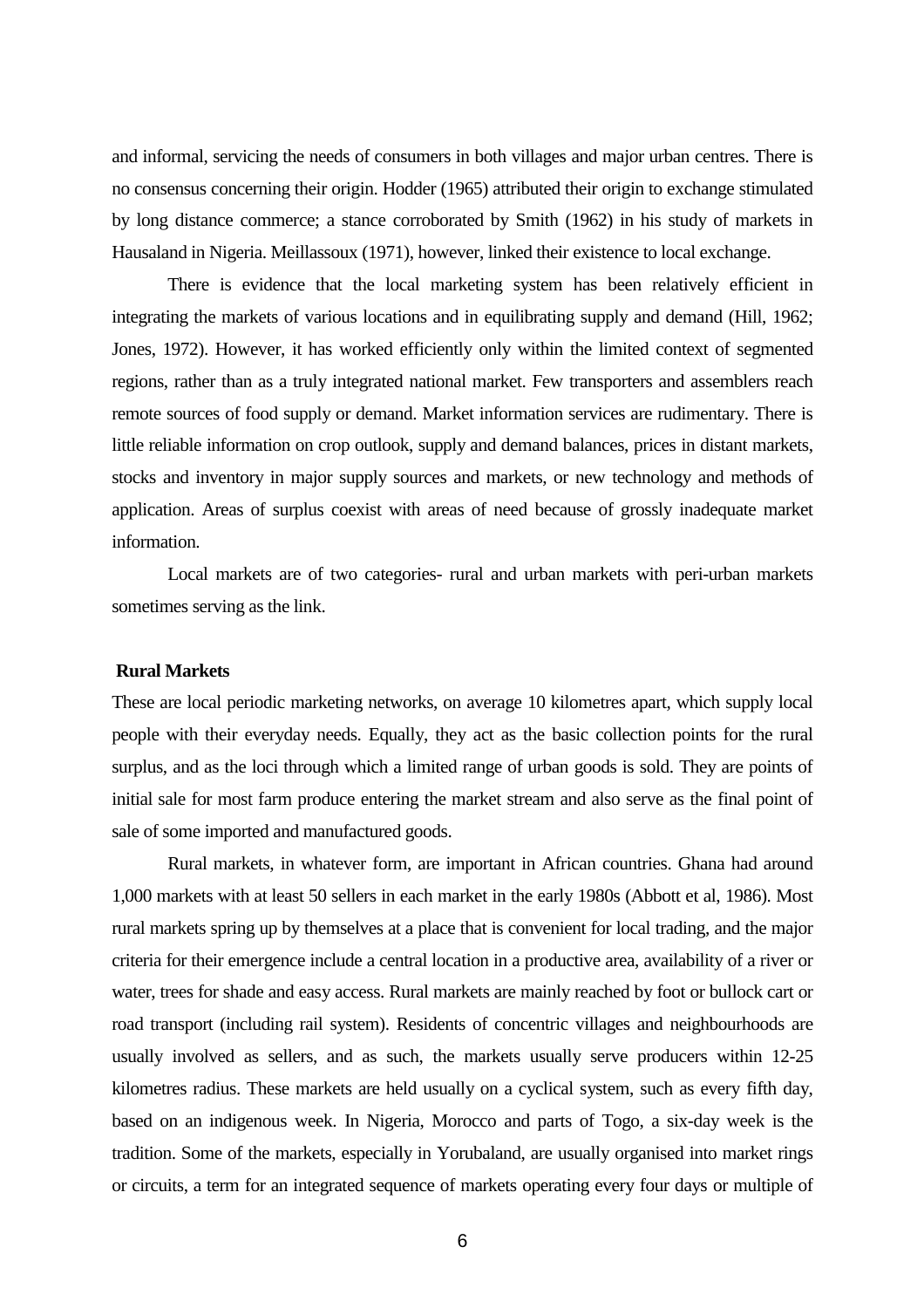and informal, servicing the needs of consumers in both villages and major urban centres. There is no consensus concerning their origin. Hodder (1965) attributed their origin to exchange stimulated by long distance commerce; a stance corroborated by Smith (1962) in his study of markets in Hausaland in Nigeria. Meillassoux (1971), however, linked their existence to local exchange.

There is evidence that the local marketing system has been relatively efficient in integrating the markets of various locations and in equilibrating supply and demand (Hill, 1962; Jones, 1972). However, it has worked efficiently only within the limited context of segmented regions, rather than as a truly integrated national market. Few transporters and assemblers reach remote sources of food supply or demand. Market information services are rudimentary. There is little reliable information on crop outlook, supply and demand balances, prices in distant markets, stocks and inventory in major supply sources and markets, or new technology and methods of application. Areas of surplus coexist with areas of need because of grossly inadequate market information.

Local markets are of two categories- rural and urban markets with peri-urban markets sometimes serving as the link.

**Rural Markets**

These are local periodic marketing networks, on average 10 kilometres apart, which supply local people with their everyday needs. Equally, they act as the basic collection points for the rural surplus, and as the loci through which a limited range of urban goods is sold. They are points of initial sale for most farm produce entering the market stream and also serve as the final point of sale of some imported and manufactured goods.

Rural markets, in whatever form, are important in African countries. Ghana had around 1,000 markets with at least 50 sellers in each market in the early 1980s (Abbott et al, 1986). Most rural markets spring up by themselves at a place that is convenient for local trading, and the major criteria for their emergence include a central location in a productive area, availability of a river or water, trees for shade and easy access. Rural markets are mainly reached by foot or bullock cart or road transport (including rail system). Residents of concentric villages and neighbourhoods are usually involved as sellers, and as such, the markets usually serve producers within 12-25 kilometres radius. These markets are held usually on a cyclical system, such as every fifth day, based on an indigenous week. In Nigeria, Morocco and parts of Togo, a six-day week is the tradition. Some of the markets, especially in Yorubaland, are usually organised into market rings or circuits, a term for an integrated sequence of markets operating every four days or multiple of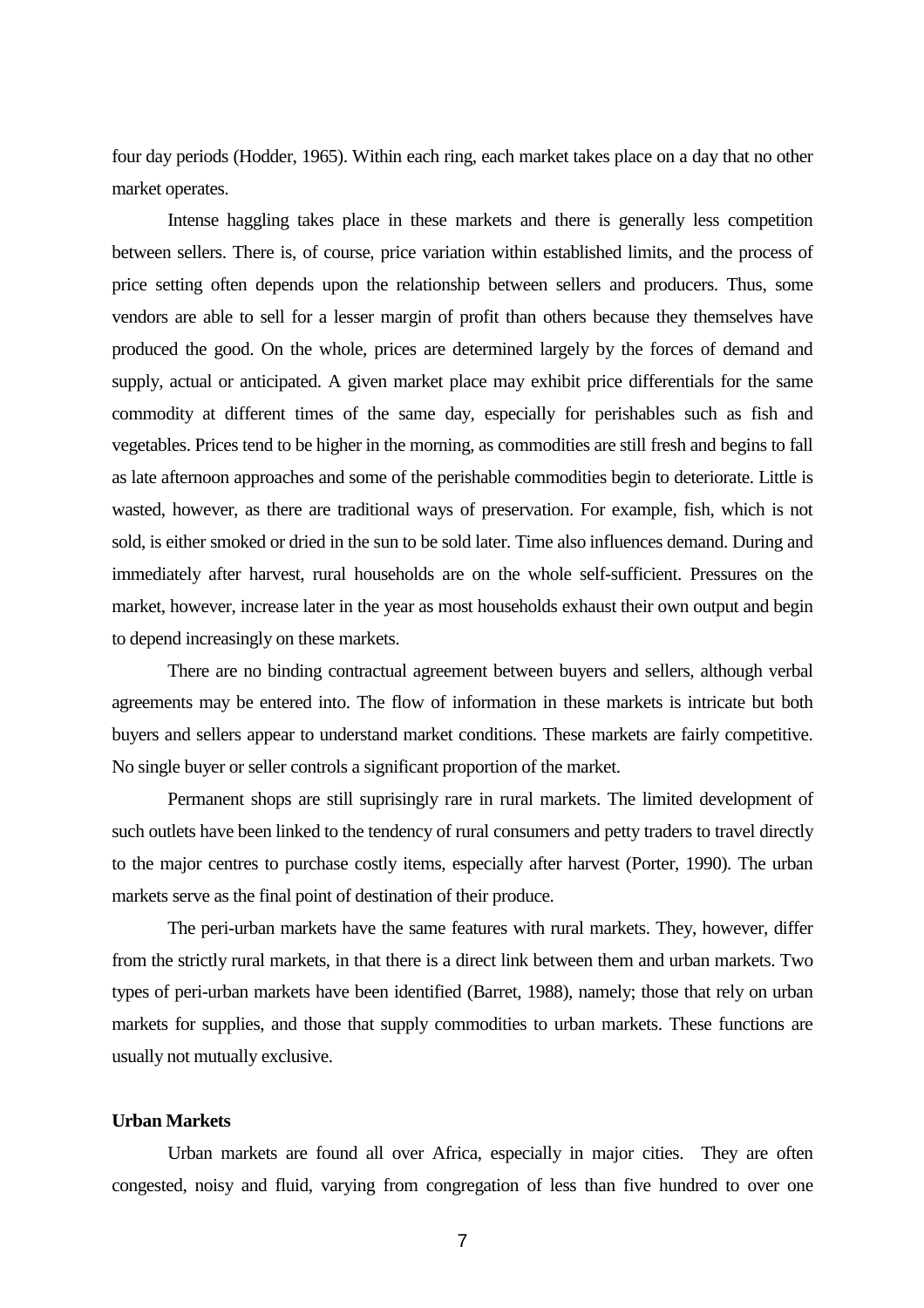four day periods (Hodder, 1965). Within each ring, each market takes place on a day that no other market operates.

Intense haggling takes place in these markets and there is generally less competition between sellers. There is, of course, price variation within established limits, and the process of price setting often depends upon the relationship between sellers and producers. Thus, some vendors are able to sell for a lesser margin of profit than others because they themselves have produced the good. On the whole, prices are determined largely by the forces of demand and supply, actual or anticipated. A given market place may exhibit price differentials for the same commodity at different times of the same day, especially for perishables such as fish and vegetables. Prices tend to be higher in the morning, as commodities are still fresh and begins to fall as late afternoon approaches and some of the perishable commodities begin to deteriorate. Little is wasted, however, as there are traditional ways of preservation. For example, fish, which is not sold, is either smoked or dried in the sun to be sold later. Time also influences demand. During and immediately after harvest, rural households are on the whole self-sufficient. Pressures on the market, however, increase later in the year as most households exhaust their own output and begin to depend increasingly on these markets.

There are no binding contractual agreement between buyers and sellers, although verbal agreements may be entered into. The flow of information in these markets is intricate but both buyers and sellers appear to understand market conditions. These markets are fairly competitive. No single buyer or seller controls a significant proportion of the market.

Permanent shops are still suprisingly rare in rural markets. The limited development of such outlets have been linked to the tendency of rural consumers and petty traders to travel directly to the major centres to purchase costly items, especially after harvest (Porter, 1990). The urban markets serve as the final point of destination of their produce.

The peri-urban markets have the same features with rural markets. They, however, differ from the strictly rural markets, in that there is a direct link between them and urban markets. Two types of peri-urban markets have been identified (Barret, 1988), namely; those that rely on urban markets for supplies, and those that supply commodities to urban markets. These functions are usually not mutually exclusive.

**Urban Markets**

Urban markets are found all over Africa, especially in major cities. They are often congested, noisy and fluid, varying from congregation of less than five hundred to over one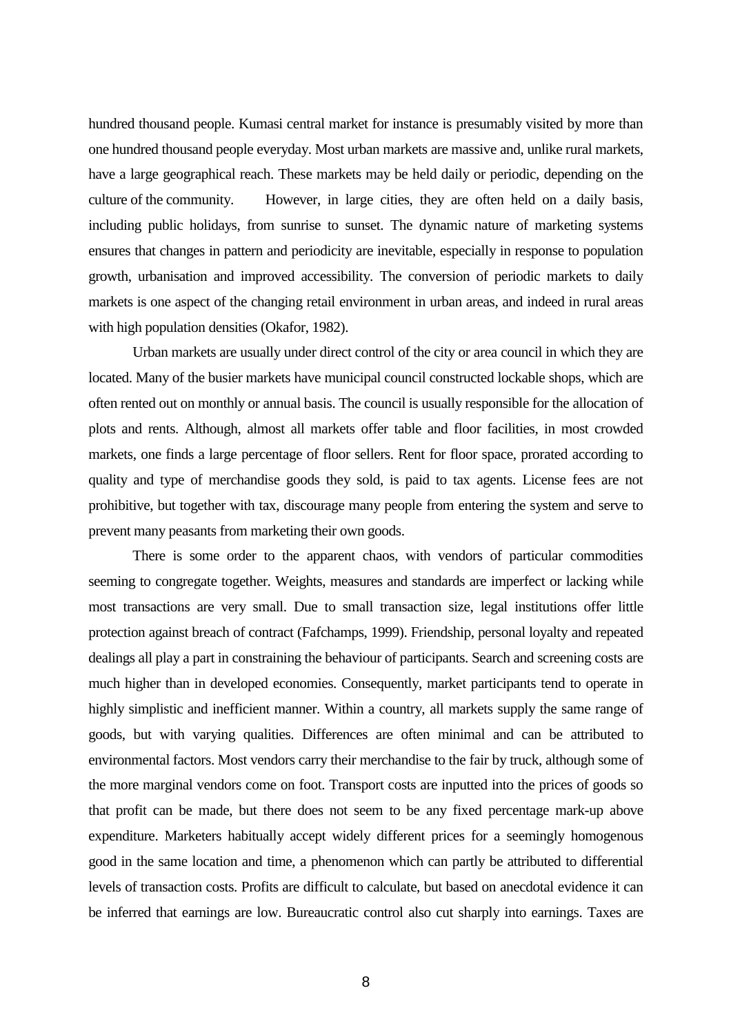hundred thousand people. Kumasi central market for instance is presumably visited by more than one hundred thousand people everyday. Most urban markets are massive and, unlike rural markets, have a large geographical reach. These markets may be held daily or periodic, depending on the culture of the community. However, in large cities, they are often held on a daily basis, including public holidays, from sunrise to sunset. The dynamic nature of marketing systems ensures that changes in pattern and periodicity are inevitable, especially in response to population growth, urbanisation and improved accessibility. The conversion of periodic markets to daily markets is one aspect of the changing retail environment in urban areas, and indeed in rural areas with high population densities (Okafor, 1982).

Urban markets are usually under direct control of the city or area council in which they are located. Many of the busier markets have municipal council constructed lockable shops, which are often rented out on monthly or annual basis. The council is usually responsible for the allocation of plots and rents. Although, almost all markets offer table and floor facilities, in most crowded markets, one finds a large percentage of floor sellers. Rent for floor space, prorated according to quality and type of merchandise goods they sold, is paid to tax agents. License fees are not prohibitive, but together with tax, discourage many people from entering the system and serve to prevent many peasants from marketing their own goods.

There is some order to the apparent chaos, with vendors of particular commodities seeming to congregate together. Weights, measures and standards are imperfect or lacking while most transactions are very small. Due to small transaction size, legal institutions offer little protection against breach of contract (Fafchamps, 1999). Friendship, personal loyalty and repeated dealings all play a part in constraining the behaviour of participants. Search and screening costs are much higher than in developed economies. Consequently, market participants tend to operate in highly simplistic and inefficient manner. Within a country, all markets supply the same range of goods, but with varying qualities. Differences are often minimal and can be attributed to environmental factors. Most vendors carry their merchandise to the fair by truck, although some of the more marginal vendors come on foot. Transport costs are inputted into the prices of goods so that profit can be made, but there does not seem to be any fixed percentage mark-up above expenditure. Marketers habitually accept widely different prices for a seemingly homogenous good in the same location and time, a phenomenon which can partly be attributed to differential levels of transaction costs. Profits are difficult to calculate, but based on anecdotal evidence it can be inferred that earnings are low. Bureaucratic control also cut sharply into earnings. Taxes are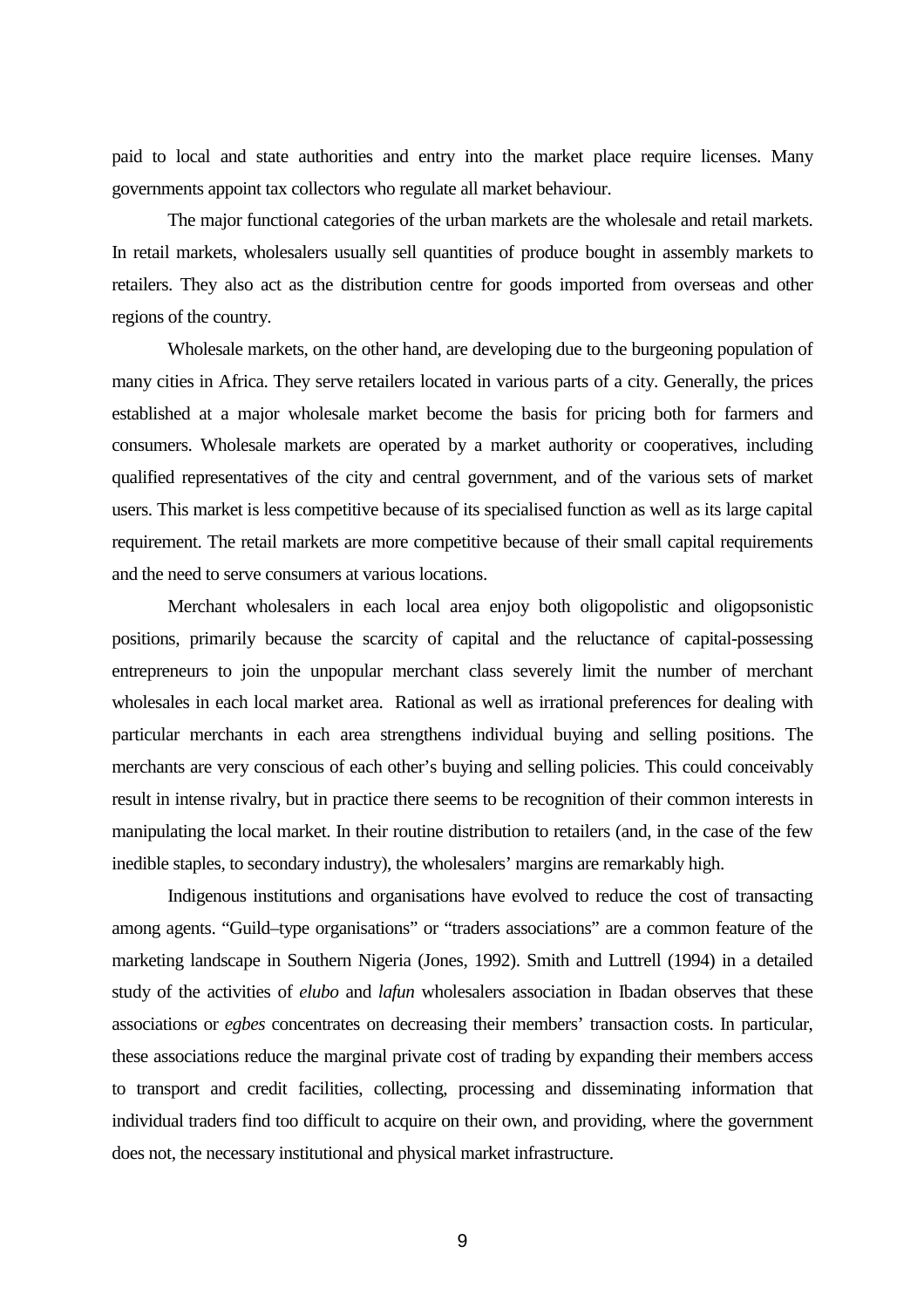paid to local and state authorities and entry into the market place require licenses. Many governments appoint tax collectors who regulate all market behaviour.

The major functional categories of the urban markets are the wholesale and retail markets. In retail markets, wholesalers usually sell quantities of produce bought in assembly markets to retailers. They also act as the distribution centre for goods imported from overseas and other regions of the country.

Wholesale markets, on the other hand, are developing due to the burgeoning population of many cities in Africa. They serve retailers located in various parts of a city. Generally, the prices established at a major wholesale market become the basis for pricing both for farmers and consumers. Wholesale markets are operated by a market authority or cooperatives, including qualified representatives of the city and central government, and of the various sets of market users. This market is less competitive because of its specialised function as well as its large capital requirement. The retail markets are more competitive because of their small capital requirements and the need to serve consumers at various locations.

Merchant wholesalers in each local area enjoy both oligopolistic and oligopsonistic positions, primarily because the scarcity of capital and the reluctance of capital-possessing entrepreneurs to join the unpopular merchant class severely limit the number of merchant wholesales in each local market area. Rational as well as irrational preferences for dealing with particular merchants in each area strengthens individual buying and selling positions. The merchants are very conscious of each other's buying and selling policies. This could conceivably result in intense rivalry, but in practice there seems to be recognition of their common interests in manipulating the local market. In their routine distribution to retailers (and, in the case of the few inedible staples, to secondary industry), the wholesalers' margins are remarkably high.

Indigenous institutions and organisations have evolved to reduce the cost of transacting among agents. "Guild–type organisations" or "traders associations" are a common feature of the marketing landscape in Southern Nigeria (Jones, 1992). Smith and Luttrell (1994) in a detailed study of the activities of *elubo* and *lafun* wholesalers association in Ibadan observes that these associations or *egbes* concentrates on decreasing their members' transaction costs. In particular, these associations reduce the marginal private cost of trading by expanding their members access to transport and credit facilities, collecting, processing and disseminating information that individual traders find too difficult to acquire on their own, and providing, where the government does not, the necessary institutional and physical market infrastructure.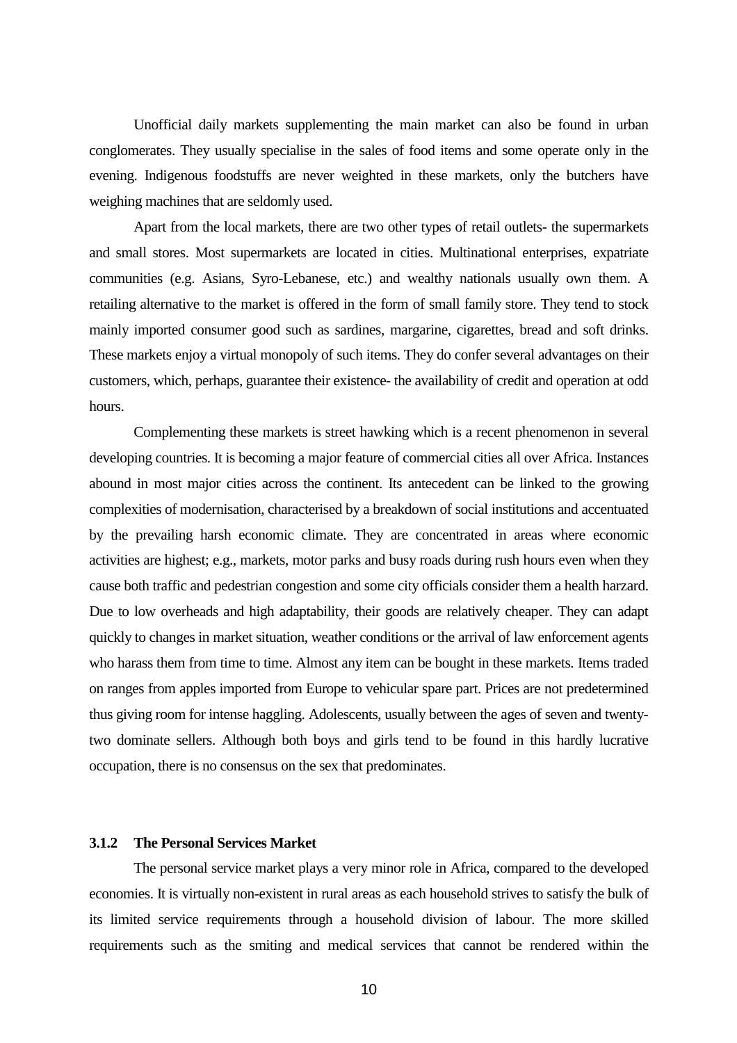Unofficial daily markets supplementing the main market can also be found in urban conglomerates. They usually specialise in the sales of food items and some operate only in the evening. Indigenous foodstuffs are never weighted in these markets, only the butchers have weighing machines that are seldomly used.

Apart from the local markets, there are two other types of retail outlets- the supermarkets and small stores. Most supermarkets are located in cities. Multinational enterprises, expatriate communities (e.g. Asians, Syro-Lebanese, etc.) and wealthy nationals usually own them. A retailing alternative to the market is offered in the form of small family store. They tend to stock mainly imported consumer good such as sardines, margarine, cigarettes, bread and soft drinks. These markets enjoy a virtual monopoly of such items. They do confer several advantages on their customers, which, perhaps, guarantee their existence- the availability of credit and operation at odd hours.

Complementing these markets is street hawking which is a recent phenomenon in several developing countries. It is becoming a major feature of commercial cities all over Africa. Instances abound in most major cities across the continent. Its antecedent can be linked to the growing complexities of modernisation, characterised by a breakdown of social institutions and accentuated by the prevailing harsh economic climate. They are concentrated in areas where economic activities are highest; e.g., markets, motor parks and busy roads during rush hours even when they cause both traffic and pedestrian congestion and some city officials consider them a health harzard. Due to low overheads and high adaptability, their goods are relatively cheaper. They can adapt quickly to changes in market situation, weather conditions or the arrival of law enforcement agents who harass them from time to time. Almost any item can be bought in these markets. Items traded on ranges from apples imported from Europe to vehicular spare part. Prices are not predetermined thus giving room for intense haggling. Adolescents, usually between the ages of seven and twenty-two dominate sellers. Although both boys and girls tend to be found in this hardly lucrative occupation, there is no consensus on the sex that predominates.

### 3.1.2 The Personal Services Market

The personal service market plays a very minor role in Africa, compared to the developed economies. It is virtually non-existent in rural areas as each household strives to satisfy the bulk of its limited service requirements through a household division of labour. The more skilled requirements such as the smiting and medical services that cannot be rendered within the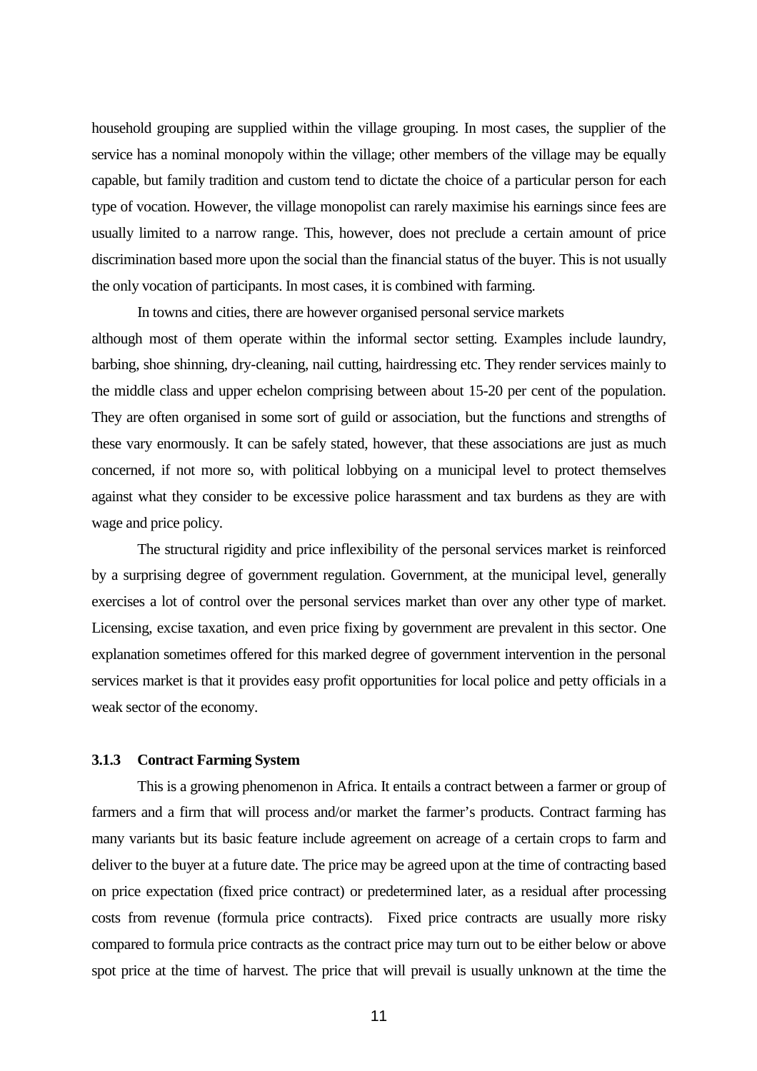household grouping are supplied within the village grouping. In most cases, the supplier of the service has a nominal monopoly within the village; other members of the village may be equally capable, but family tradition and custom tend to dictate the choice of a particular person for each type of vocation. However, the village monopolist can rarely maximise his earnings since fees are usually limited to a narrow range. This, however, does not preclude a certain amount of price discrimination based more upon the social than the financial status of the buyer. This is not usually the only vocation of participants. In most cases, it is combined with farming.

In towns and cities, there are however organised personal service markets although most of them operate within the informal sector setting. Examples include laundry, barbing, shoe shinning, dry-cleaning, nail cutting, hairdressing etc. They render services mainly to the middle class and upper echelon comprising between about 15-20 per cent of the population. They are often organised in some sort of guild or association, but the functions and strengths of these vary enormously. It can be safely stated, however, that these associations are just as much concerned, if not more so, with political lobbying on a municipal level to protect themselves against what they consider to be excessive police harassment and tax burdens as they are with wage and price policy.

The structural rigidity and price inflexibility of the personal services market is reinforced by a surprising degree of government regulation. Government, at the municipal level, generally exercises a lot of control over the personal services market than over any other type of market. Licensing, excise taxation, and even price fixing by government are prevalent in this sector. One explanation sometimes offered for this marked degree of government intervention in the personal services market is that it provides easy profit opportunities for local police and petty officials in a weak sector of the economy.

### 3.1.3 Contract Farming System

This is a growing phenomenon in Africa. It entails a contract between a farmer or group of farmers and a firm that will process and/or market the farmer's products. Contract farming has many variants but its basic feature include agreement on acreage of a certain crops to farm and deliver to the buyer at a future date. The price may be agreed upon at the time of contracting based on price expectation (fixed price contract) or predetermined later, as a residual after processing costs from revenue (formula price contracts). Fixed price contracts are usually more risky compared to formula price contracts as the contract price may turn out to be either below or above spot price at the time of harvest. The price that will prevail is usually unknown at the time the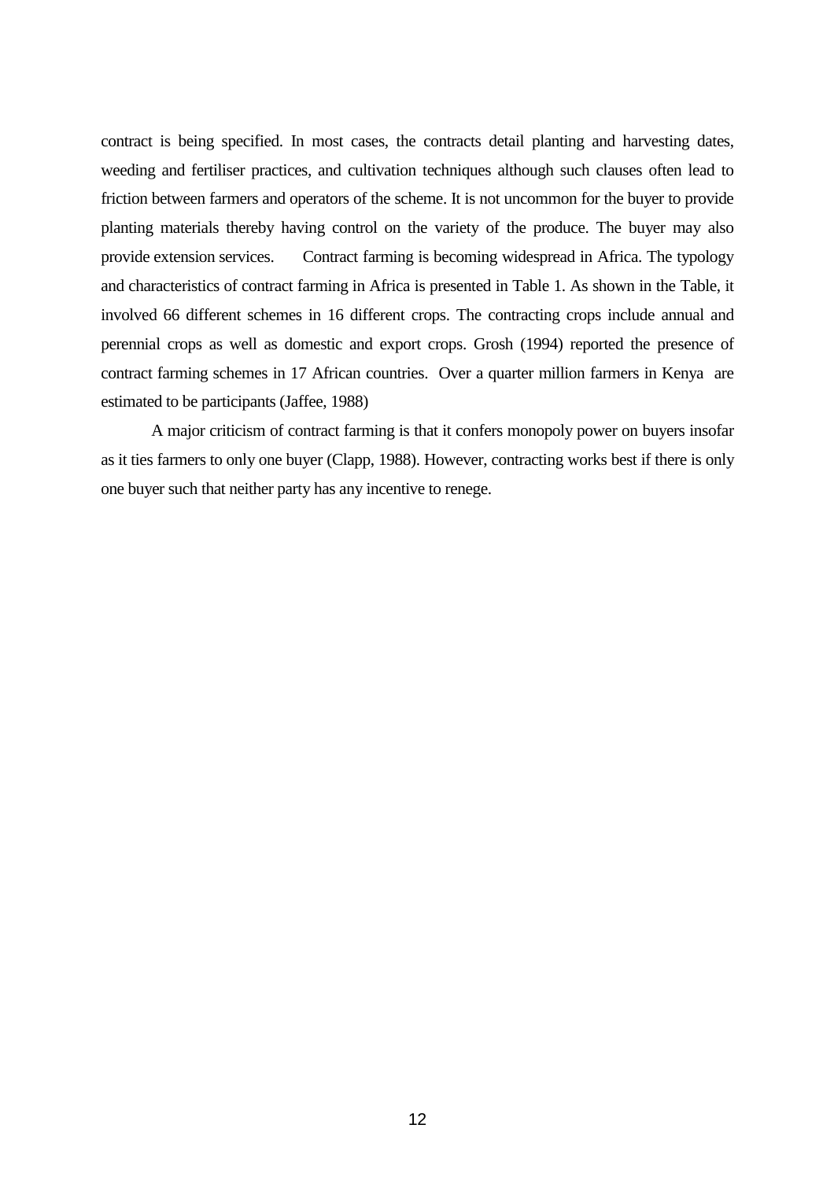contract is being specified. In most cases, the contracts detail planting and harvesting dates, weeding and fertiliser practices, and cultivation techniques although such clauses often lead to friction between farmers and operators of the scheme. It is not uncommon for the buyer to provide planting materials thereby having control on the variety of the produce. The buyer may also provide extension services. Contract farming is becoming widespread in Africa. The typology and characteristics of contract farming in Africa is presented in Table 1. As shown in the Table, it involved 66 different schemes in 16 different crops. The contracting crops include annual and perennial crops as well as domestic and export crops. Grosh (1994) reported the presence of contract farming schemes in 17 African countries. Over a quarter million farmers in Kenya are estimated to be participants (Jaffee, 1988)

A major criticism of contract farming is that it confers monopoly power on buyers insofar as it ties farmers to only one buyer (Clapp, 1988). However, contracting works best if there is only one buyer such that neither party has any incentive to renege.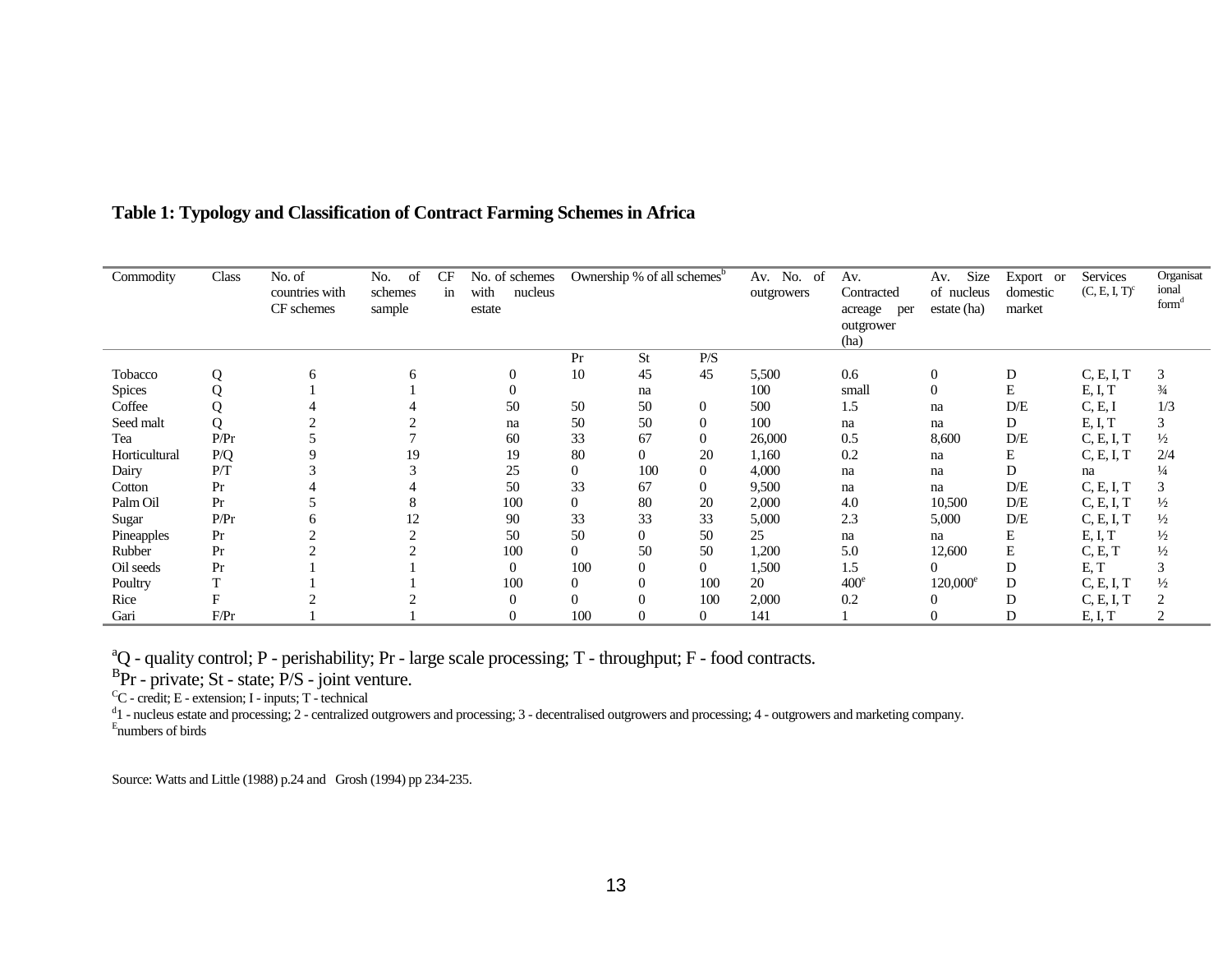**Table 1: Typology and Classification of Contract Farming Schemes in Africa**

| Commodity | Class | No. of countries with CF schemes | No. of CF schemes in sample | No. of schemes with nucleus estate | Ownership % of all schemes[b] | | | Av. No. of outgrowers | Av. Contracted acreage per outgrower (ha) | Av. Size of nucleus estate (ha) | Export or domestic market | Services (C, E, I, T)[c] | Organisational form[d] |
|---|---|---|---|---|---|---|---|---|---|---|---|---|---|
| | | | | | Pr | St | P/S | | | | | | |
| Tobacco | Q | 6 | 6 | 0 | 10 | 45 | 45 | 5,500 | 0.6 | 0 | D | C, E, I, T | 3 |
| Spices | Q | 1 | 1 | 0 | | na | | 100 | small | 0 | E | E, I, T | ¾ |
| Coffee | Q | 4 | 4 | 50 | 50 | 50 | 0 | 500 | 1.5 | na | D/E | C, E, I | 1/3 |
| Seed malt | Q | 2 | 2 | na | 50 | 50 | 0 | 100 | na | na | D | E, I, T | 3 |
| Tea | P/Pr | 5 | 7 | 60 | 33 | 67 | 0 | 26,000 | 0.5 | 8,600 | D/E | C, E, I, T | ½ |
| Horticultural | P/Q | 9 | 19 | 19 | 80 | 0 | 20 | 1,160 | 0.2 | na | E | C, E, I, T | 2/4 |
| Dairy | P/T | 3 | 3 | 25 | 0 | 100 | 0 | 4,000 | na | na | D | na | ¼ |
| Cotton | Pr | 4 | 4 | 50 | 33 | 67 | 0 | 9,500 | na | na | D/E | C, E, I, T | 3 |
| Palm Oil | Pr | 5 | 8 | 100 | 0 | 80 | 20 | 2,000 | 4.0 | 10,500 | D/E | C, E, I, T | ½ |
| Sugar | P/Pr | 6 | 12 | 90 | 33 | 33 | 33 | 5,000 | 2.3 | 5,000 | D/E | C, E, I, T | ½ |
| Pineapples | Pr | 2 | 2 | 50 | 50 | 0 | 50 | 25 | na | na | E | E, I, T | ½ |
| Rubber | Pr | 2 | 2 | 100 | 0 | 50 | 50 | 1,200 | 5.0 | 12,600 | E | C, E, T | ½ |
| Oil seeds | Pr | 1 | 1 | 0 | 100 | 0 | 0 | 1,500 | 1.5 | 0 | D | E, T | 3 |
| Poultry | T | 1 | 1 | 100 | 0 | 0 | 100 | 20 | 400[e] | 120,000[e] | D | C, E, I, T | ½ |
| Rice | F | 2 | 2 | 0 | 0 | 0 | 100 | 2,000 | 0.2 | 0 | D | C, E, I, T | 2 |
| Gari | F/Pr | 1 | 1 | 0 | 100 | 0 | 0 | 141 | 1 | 0 | D | E, I, T | 2 |

[a]Q - quality control; P - perishability; Pr - large scale processing; T - throughput; F - food contracts.
[B]Pr - private; St - state; P/S - joint venture.
[C]C - credit; E - extension; I - inputs; T - technical
[d]1 - nucleus estate and processing; 2 - centralized outgrowers and processing; 3 - decentralised outgrowers and processing; 4 - outgrowers and marketing company.
[E]numbers of birds

Source: Watts and Little (1988) p.24 and Grosh (1994) pp 234-235.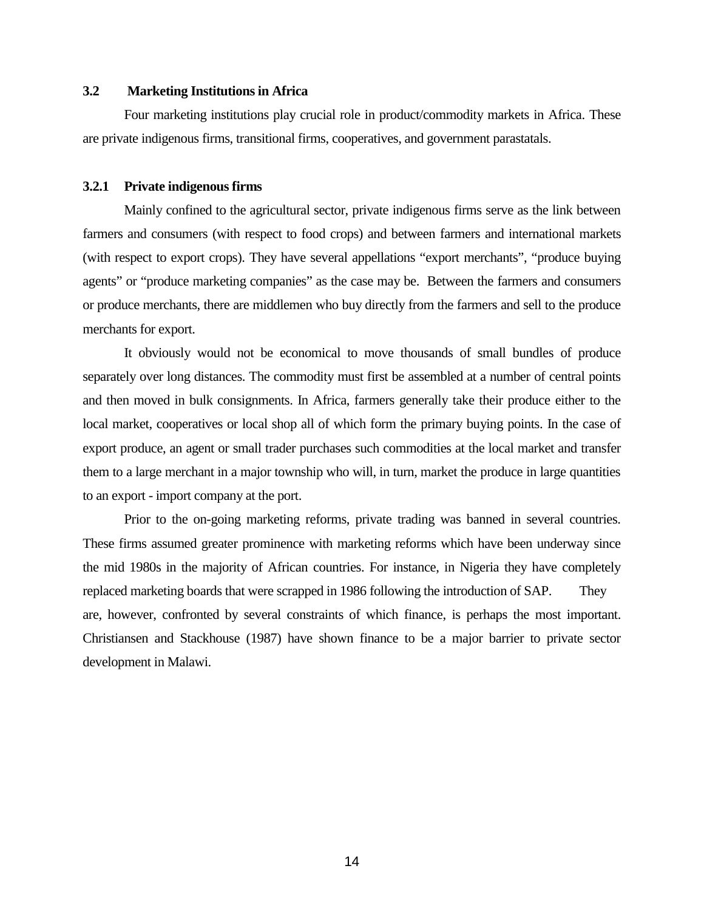## 3.2 Marketing Institutions in Africa

Four marketing institutions play crucial role in product/commodity markets in Africa. These are private indigenous firms, transitional firms, cooperatives, and government parastatals.

### 3.2.1 Private indigenous firms

Mainly confined to the agricultural sector, private indigenous firms serve as the link between farmers and consumers (with respect to food crops) and between farmers and international markets (with respect to export crops). They have several appellations "export merchants", "produce buying agents" or "produce marketing companies" as the case may be. Between the farmers and consumers or produce merchants, there are middlemen who buy directly from the farmers and sell to the produce merchants for export.

It obviously would not be economical to move thousands of small bundles of produce separately over long distances. The commodity must first be assembled at a number of central points and then moved in bulk consignments. In Africa, farmers generally take their produce either to the local market, cooperatives or local shop all of which form the primary buying points. In the case of export produce, an agent or small trader purchases such commodities at the local market and transfer them to a large merchant in a major township who will, in turn, market the produce in large quantities to an export - import company at the port.

Prior to the on-going marketing reforms, private trading was banned in several countries. These firms assumed greater prominence with marketing reforms which have been underway since the mid 1980s in the majority of African countries. For instance, in Nigeria they have completely replaced marketing boards that were scrapped in 1986 following the introduction of SAP. They are, however, confronted by several constraints of which finance, is perhaps the most important. Christiansen and Stackhouse (1987) have shown finance to be a major barrier to private sector development in Malawi.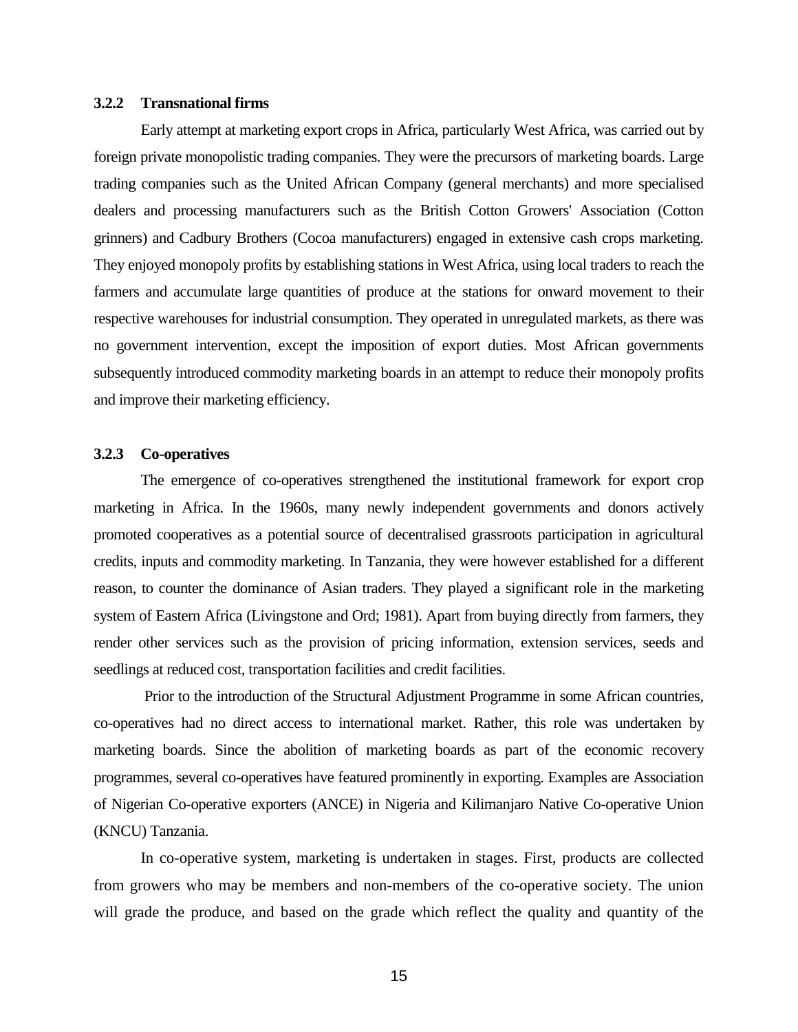### 3.2.2 Transnational firms

Early attempt at marketing export crops in Africa, particularly West Africa, was carried out by foreign private monopolistic trading companies. They were the precursors of marketing boards. Large trading companies such as the United African Company (general merchants) and more specialised dealers and processing manufacturers such as the British Cotton Growers' Association (Cotton grinners) and Cadbury Brothers (Cocoa manufacturers) engaged in extensive cash crops marketing. They enjoyed monopoly profits by establishing stations in West Africa, using local traders to reach the farmers and accumulate large quantities of produce at the stations for onward movement to their respective warehouses for industrial consumption. They operated in unregulated markets, as there was no government intervention, except the imposition of export duties. Most African governments subsequently introduced commodity marketing boards in an attempt to reduce their monopoly profits and improve their marketing efficiency.

### 3.2.3 Co-operatives

The emergence of co-operatives strengthened the institutional framework for export crop marketing in Africa. In the 1960s, many newly independent governments and donors actively promoted cooperatives as a potential source of decentralised grassroots participation in agricultural credits, inputs and commodity marketing. In Tanzania, they were however established for a different reason, to counter the dominance of Asian traders. They played a significant role in the marketing system of Eastern Africa (Livingstone and Ord; 1981). Apart from buying directly from farmers, they render other services such as the provision of pricing information, extension services, seeds and seedlings at reduced cost, transportation facilities and credit facilities.

Prior to the introduction of the Structural Adjustment Programme in some African countries, co-operatives had no direct access to international market. Rather, this role was undertaken by marketing boards. Since the abolition of marketing boards as part of the economic recovery programmes, several co-operatives have featured prominently in exporting. Examples are Association of Nigerian Co-operative exporters (ANCE) in Nigeria and Kilimanjaro Native Co-operative Union (KNCU) Tanzania.

In co-operative system, marketing is undertaken in stages. First, products are collected from growers who may be members and non-members of the co-operative society. The union will grade the produce, and based on the grade which reflect the quality and quantity of the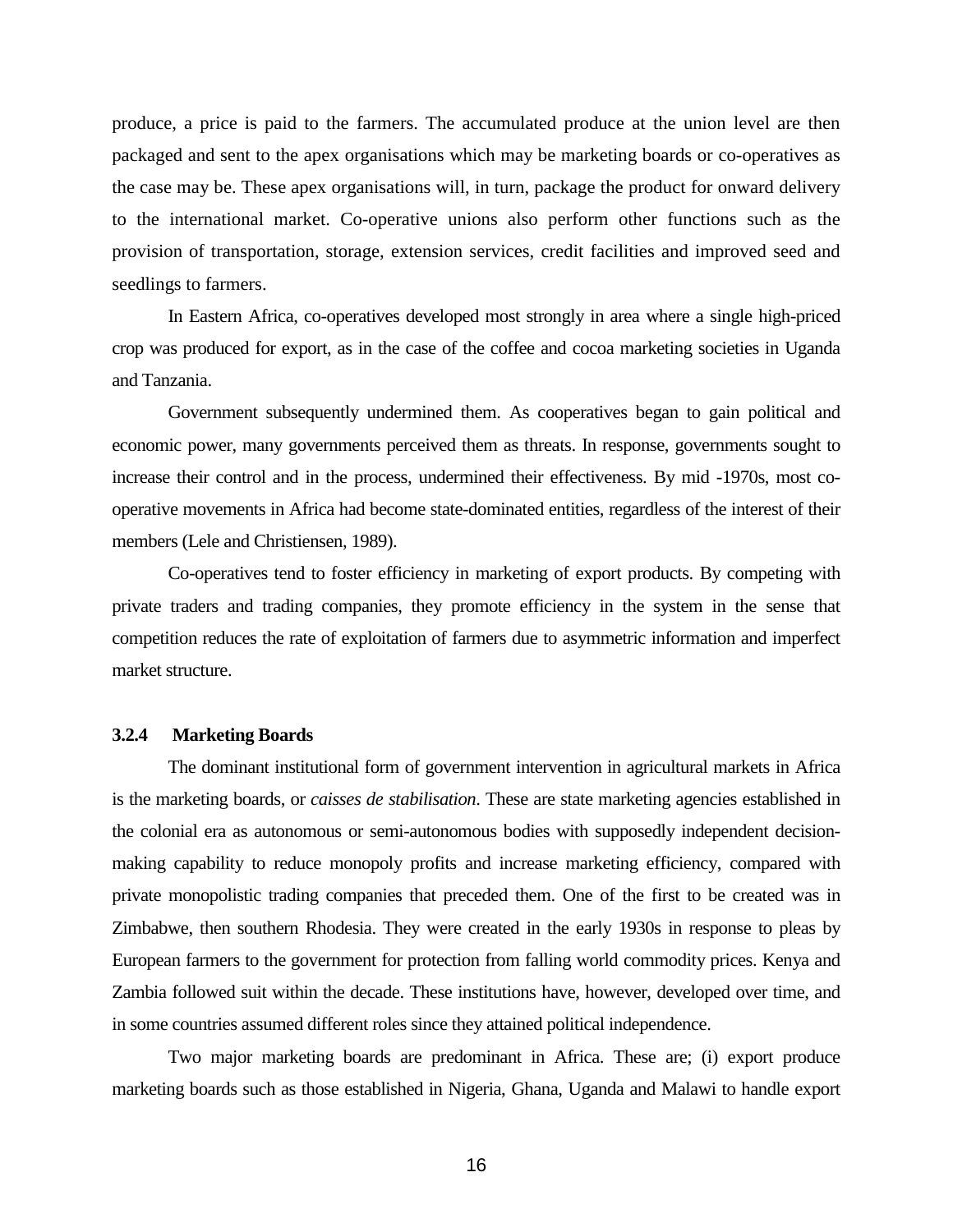produce, a price is paid to the farmers. The accumulated produce at the union level are then packaged and sent to the apex organisations which may be marketing boards or co-operatives as the case may be. These apex organisations will, in turn, package the product for onward delivery to the international market. Co-operative unions also perform other functions such as the provision of transportation, storage, extension services, credit facilities and improved seed and seedlings to farmers.

In Eastern Africa, co-operatives developed most strongly in area where a single high-priced crop was produced for export, as in the case of the coffee and cocoa marketing societies in Uganda and Tanzania.

Government subsequently undermined them. As cooperatives began to gain political and economic power, many governments perceived them as threats. In response, governments sought to increase their control and in the process, undermined their effectiveness. By mid -1970s, most co-operative movements in Africa had become state-dominated entities, regardless of the interest of their members (Lele and Christiensen, 1989).

Co-operatives tend to foster efficiency in marketing of export products. By competing with private traders and trading companies, they promote efficiency in the system in the sense that competition reduces the rate of exploitation of farmers due to asymmetric information and imperfect market structure.

### 3.2.4 Marketing Boards

The dominant institutional form of government intervention in agricultural markets in Africa is the marketing boards, or *caisses de stabilisation*. These are state marketing agencies established in the colonial era as autonomous or semi-autonomous bodies with supposedly independent decision-making capability to reduce monopoly profits and increase marketing efficiency, compared with private monopolistic trading companies that preceded them. One of the first to be created was in Zimbabwe, then southern Rhodesia. They were created in the early 1930s in response to pleas by European farmers to the government for protection from falling world commodity prices. Kenya and Zambia followed suit within the decade. These institutions have, however, developed over time, and in some countries assumed different roles since they attained political independence.

Two major marketing boards are predominant in Africa. These are; (i) export produce marketing boards such as those established in Nigeria, Ghana, Uganda and Malawi to handle export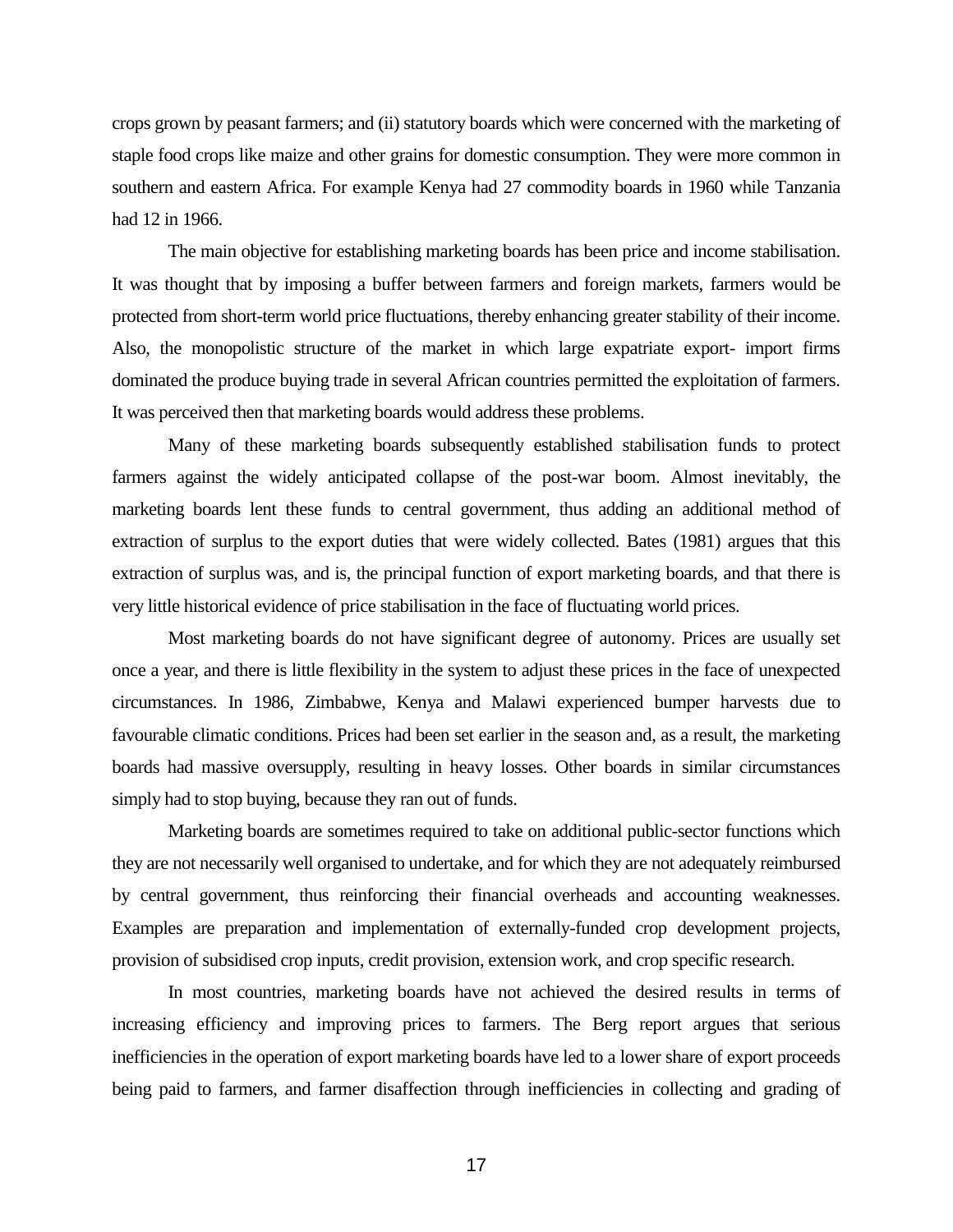crops grown by peasant farmers; and (ii) statutory boards which were concerned with the marketing of staple food crops like maize and other grains for domestic consumption. They were more common in southern and eastern Africa. For example Kenya had 27 commodity boards in 1960 while Tanzania had 12 in 1966.

The main objective for establishing marketing boards has been price and income stabilisation. It was thought that by imposing a buffer between farmers and foreign markets, farmers would be protected from short-term world price fluctuations, thereby enhancing greater stability of their income. Also, the monopolistic structure of the market in which large expatriate export- import firms dominated the produce buying trade in several African countries permitted the exploitation of farmers. It was perceived then that marketing boards would address these problems.

Many of these marketing boards subsequently established stabilisation funds to protect farmers against the widely anticipated collapse of the post-war boom. Almost inevitably, the marketing boards lent these funds to central government, thus adding an additional method of extraction of surplus to the export duties that were widely collected. Bates (1981) argues that this extraction of surplus was, and is, the principal function of export marketing boards, and that there is very little historical evidence of price stabilisation in the face of fluctuating world prices.

Most marketing boards do not have significant degree of autonomy. Prices are usually set once a year, and there is little flexibility in the system to adjust these prices in the face of unexpected circumstances. In 1986, Zimbabwe, Kenya and Malawi experienced bumper harvests due to favourable climatic conditions. Prices had been set earlier in the season and, as a result, the marketing boards had massive oversupply, resulting in heavy losses. Other boards in similar circumstances simply had to stop buying, because they ran out of funds.

Marketing boards are sometimes required to take on additional public-sector functions which they are not necessarily well organised to undertake, and for which they are not adequately reimbursed by central government, thus reinforcing their financial overheads and accounting weaknesses. Examples are preparation and implementation of externally-funded crop development projects, provision of subsidised crop inputs, credit provision, extension work, and crop specific research.

In most countries, marketing boards have not achieved the desired results in terms of increasing efficiency and improving prices to farmers. The Berg report argues that serious inefficiencies in the operation of export marketing boards have led to a lower share of export proceeds being paid to farmers, and farmer disaffection through inefficiencies in collecting and grading of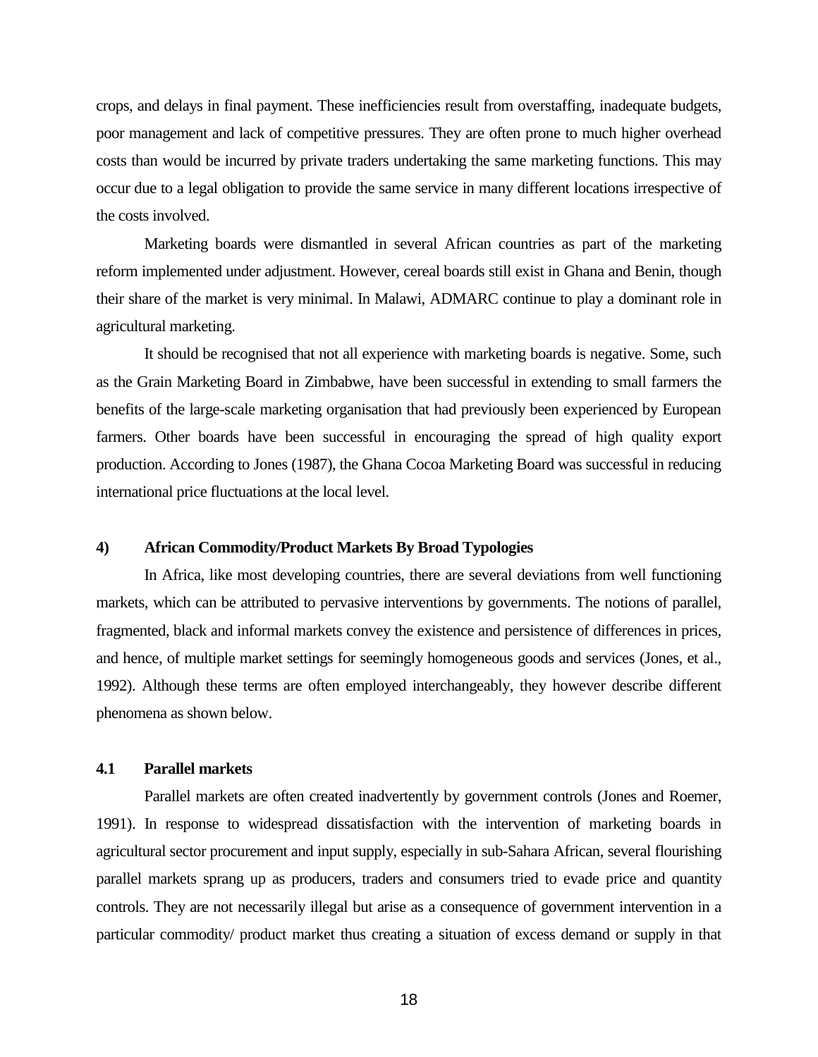crops, and delays in final payment. These inefficiencies result from overstaffing, inadequate budgets, poor management and lack of competitive pressures. They are often prone to much higher overhead costs than would be incurred by private traders undertaking the same marketing functions. This may occur due to a legal obligation to provide the same service in many different locations irrespective of the costs involved.

Marketing boards were dismantled in several African countries as part of the marketing reform implemented under adjustment. However, cereal boards still exist in Ghana and Benin, though their share of the market is very minimal. In Malawi, ADMARC continue to play a dominant role in agricultural marketing.

It should be recognised that not all experience with marketing boards is negative. Some, such as the Grain Marketing Board in Zimbabwe, have been successful in extending to small farmers the benefits of the large-scale marketing organisation that had previously been experienced by European farmers. Other boards have been successful in encouraging the spread of high quality export production. According to Jones (1987), the Ghana Cocoa Marketing Board was successful in reducing international price fluctuations at the local level.

## 4) African Commodity/Product Markets By Broad Typologies

In Africa, like most developing countries, there are several deviations from well functioning markets, which can be attributed to pervasive interventions by governments. The notions of parallel, fragmented, black and informal markets convey the existence and persistence of differences in prices, and hence, of multiple market settings for seemingly homogeneous goods and services (Jones, et al., 1992). Although these terms are often employed interchangeably, they however describe different phenomena as shown below.

### 4.1 Parallel markets

Parallel markets are often created inadvertently by government controls (Jones and Roemer, 1991). In response to widespread dissatisfaction with the intervention of marketing boards in agricultural sector procurement and input supply, especially in sub-Sahara African, several flourishing parallel markets sprang up as producers, traders and consumers tried to evade price and quantity controls. They are not necessarily illegal but arise as a consequence of government intervention in a particular commodity/ product market thus creating a situation of excess demand or supply in that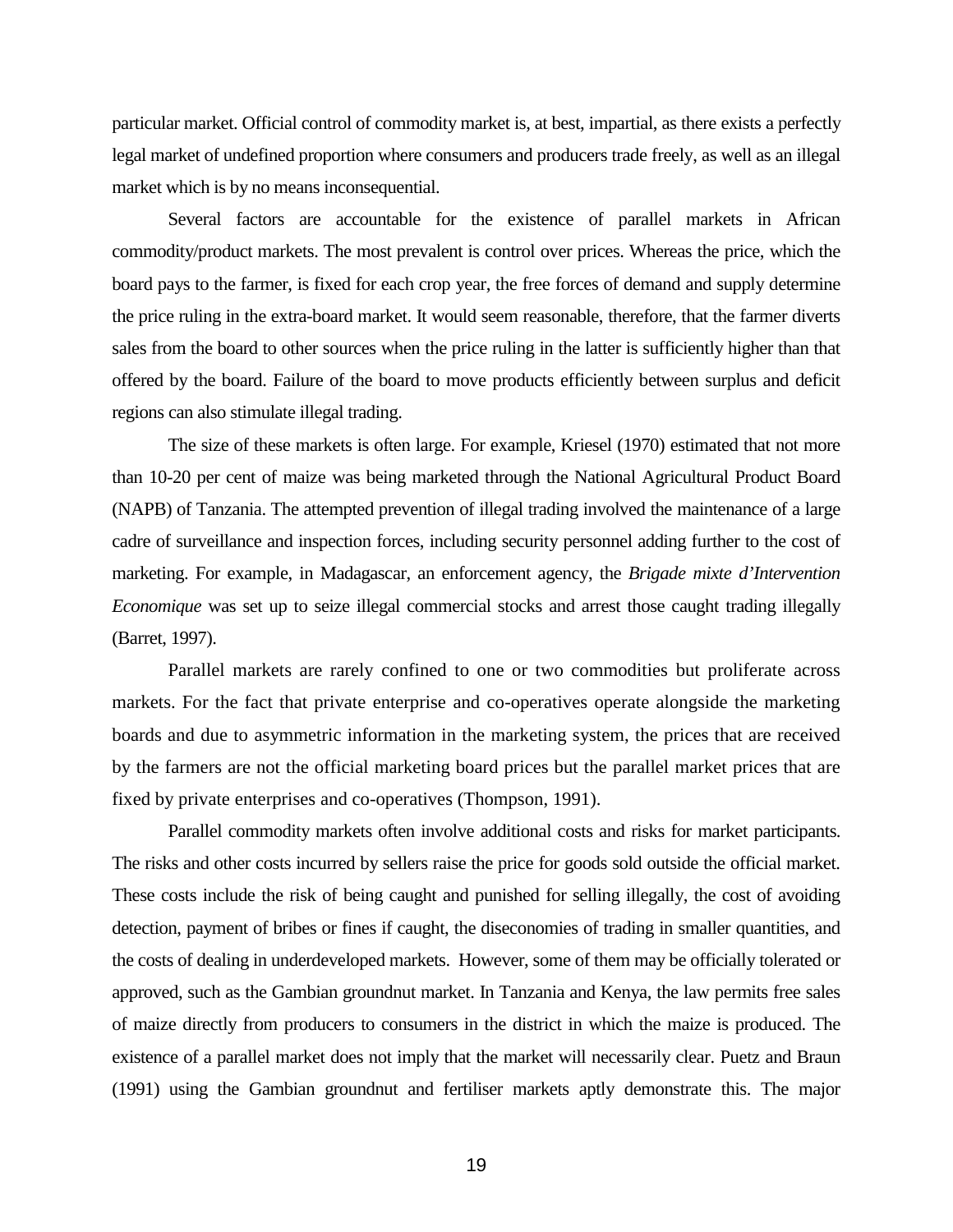particular market. Official control of commodity market is, at best, impartial, as there exists a perfectly legal market of undefined proportion where consumers and producers trade freely, as well as an illegal market which is by no means inconsequential.

Several factors are accountable for the existence of parallel markets in African commodity/product markets. The most prevalent is control over prices. Whereas the price, which the board pays to the farmer, is fixed for each crop year, the free forces of demand and supply determine the price ruling in the extra-board market. It would seem reasonable, therefore, that the farmer diverts sales from the board to other sources when the price ruling in the latter is sufficiently higher than that offered by the board. Failure of the board to move products efficiently between surplus and deficit regions can also stimulate illegal trading.

The size of these markets is often large. For example, Kriesel (1970) estimated that not more than 10-20 per cent of maize was being marketed through the National Agricultural Product Board (NAPB) of Tanzania. The attempted prevention of illegal trading involved the maintenance of a large cadre of surveillance and inspection forces, including security personnel adding further to the cost of marketing. For example, in Madagascar, an enforcement agency, the *Brigade mixte d'Intervention Economique* was set up to seize illegal commercial stocks and arrest those caught trading illegally (Barret, 1997).

Parallel markets are rarely confined to one or two commodities but proliferate across markets. For the fact that private enterprise and co-operatives operate alongside the marketing boards and due to asymmetric information in the marketing system, the prices that are received by the farmers are not the official marketing board prices but the parallel market prices that are fixed by private enterprises and co-operatives (Thompson, 1991).

Parallel commodity markets often involve additional costs and risks for market participants. The risks and other costs incurred by sellers raise the price for goods sold outside the official market. These costs include the risk of being caught and punished for selling illegally, the cost of avoiding detection, payment of bribes or fines if caught, the diseconomies of trading in smaller quantities, and the costs of dealing in underdeveloped markets. However, some of them may be officially tolerated or approved, such as the Gambian groundnut market. In Tanzania and Kenya, the law permits free sales of maize directly from producers to consumers in the district in which the maize is produced. The existence of a parallel market does not imply that the market will necessarily clear. Puetz and Braun (1991) using the Gambian groundnut and fertiliser markets aptly demonstrate this. The major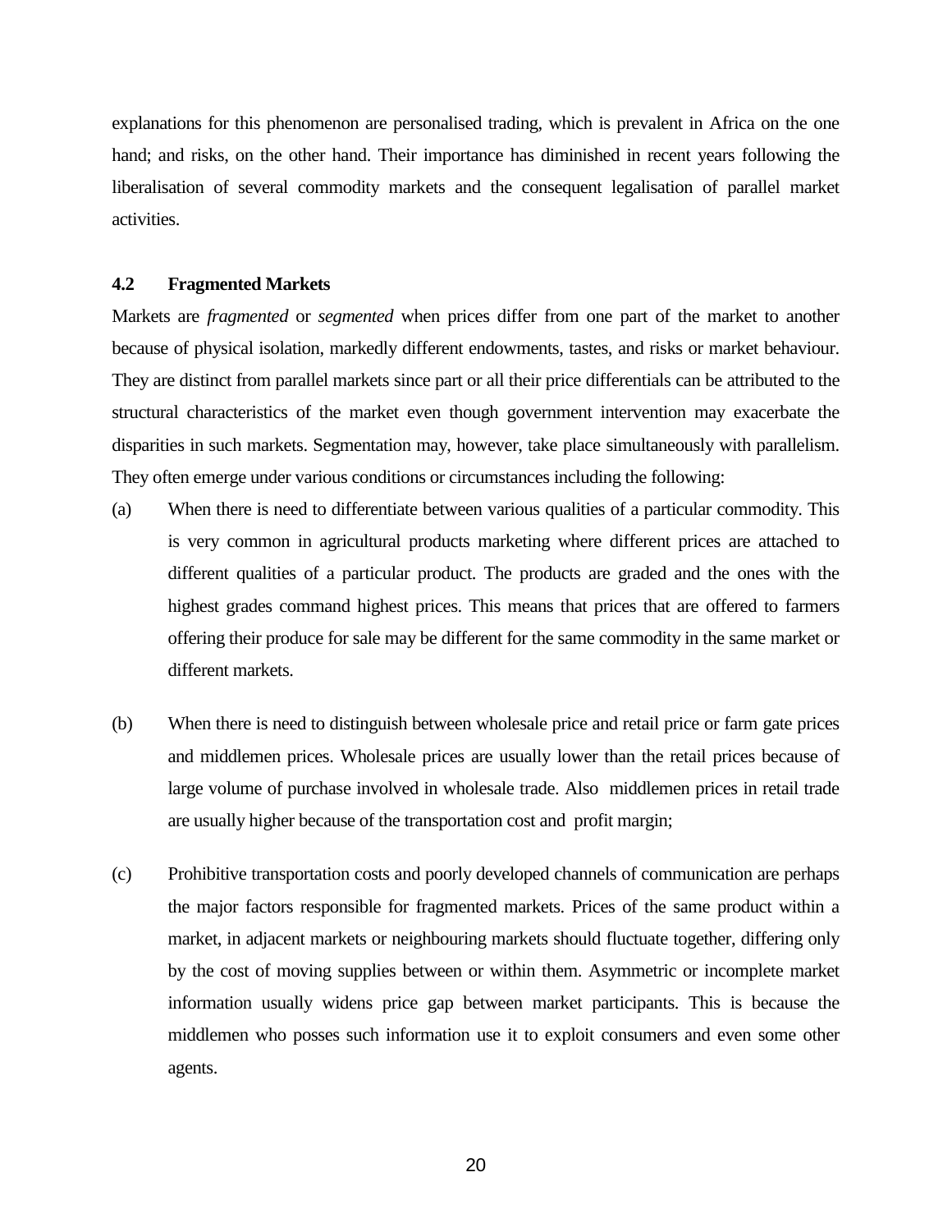explanations for this phenomenon are personalised trading, which is prevalent in Africa on the one hand; and risks, on the other hand. Their importance has diminished in recent years following the liberalisation of several commodity markets and the consequent legalisation of parallel market activities.

### 4.2 Fragmented Markets

Markets are *fragmented* or *segmented* when prices differ from one part of the market to another because of physical isolation, markedly different endowments, tastes, and risks or market behaviour. They are distinct from parallel markets since part or all their price differentials can be attributed to the structural characteristics of the market even though government intervention may exacerbate the disparities in such markets. Segmentation may, however, take place simultaneously with parallelism. They often emerge under various conditions or circumstances including the following:

(a) When there is need to differentiate between various qualities of a particular commodity. This is very common in agricultural products marketing where different prices are attached to different qualities of a particular product. The products are graded and the ones with the highest grades command highest prices. This means that prices that are offered to farmers offering their produce for sale may be different for the same commodity in the same market or different markets.

(b) When there is need to distinguish between wholesale price and retail price or farm gate prices and middlemen prices. Wholesale prices are usually lower than the retail prices because of large volume of purchase involved in wholesale trade. Also middlemen prices in retail trade are usually higher because of the transportation cost and profit margin;

(c) Prohibitive transportation costs and poorly developed channels of communication are perhaps the major factors responsible for fragmented markets. Prices of the same product within a market, in adjacent markets or neighbouring markets should fluctuate together, differing only by the cost of moving supplies between or within them. Asymmetric or incomplete market information usually widens price gap between market participants. This is because the middlemen who posses such information use it to exploit consumers and even some other agents.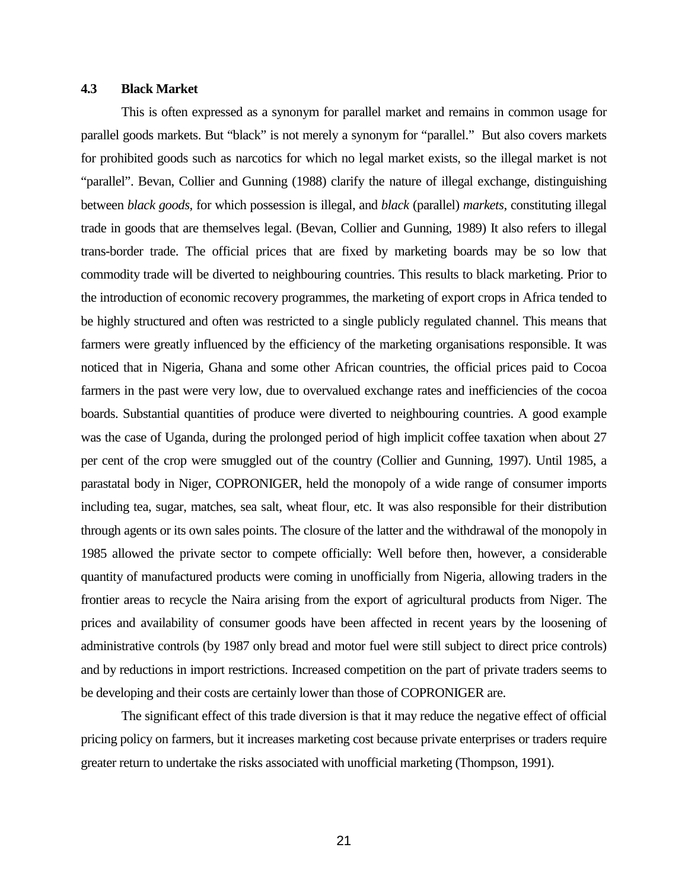### 4.3 Black Market

This is often expressed as a synonym for parallel market and remains in common usage for parallel goods markets. But "black" is not merely a synonym for "parallel." But also covers markets for prohibited goods such as narcotics for which no legal market exists, so the illegal market is not "parallel". Bevan, Collier and Gunning (1988) clarify the nature of illegal exchange, distinguishing between *black goods*, for which possession is illegal, and *black* (parallel) *markets*, constituting illegal trade in goods that are themselves legal. (Bevan, Collier and Gunning, 1989) It also refers to illegal trans-border trade. The official prices that are fixed by marketing boards may be so low that commodity trade will be diverted to neighbouring countries. This results to black marketing. Prior to the introduction of economic recovery programmes, the marketing of export crops in Africa tended to be highly structured and often was restricted to a single publicly regulated channel. This means that farmers were greatly influenced by the efficiency of the marketing organisations responsible. It was noticed that in Nigeria, Ghana and some other African countries, the official prices paid to Cocoa farmers in the past were very low, due to overvalued exchange rates and inefficiencies of the cocoa boards. Substantial quantities of produce were diverted to neighbouring countries. A good example was the case of Uganda, during the prolonged period of high implicit coffee taxation when about 27 per cent of the crop were smuggled out of the country (Collier and Gunning, 1997). Until 1985, a parastatal body in Niger, COPRONIGER, held the monopoly of a wide range of consumer imports including tea, sugar, matches, sea salt, wheat flour, etc. It was also responsible for their distribution through agents or its own sales points. The closure of the latter and the withdrawal of the monopoly in 1985 allowed the private sector to compete officially: Well before then, however, a considerable quantity of manufactured products were coming in unofficially from Nigeria, allowing traders in the frontier areas to recycle the Naira arising from the export of agricultural products from Niger. The prices and availability of consumer goods have been affected in recent years by the loosening of administrative controls (by 1987 only bread and motor fuel were still subject to direct price controls) and by reductions in import restrictions. Increased competition on the part of private traders seems to be developing and their costs are certainly lower than those of COPRONIGER are.

The significant effect of this trade diversion is that it may reduce the negative effect of official pricing policy on farmers, but it increases marketing cost because private enterprises or traders require greater return to undertake the risks associated with unofficial marketing (Thompson, 1991).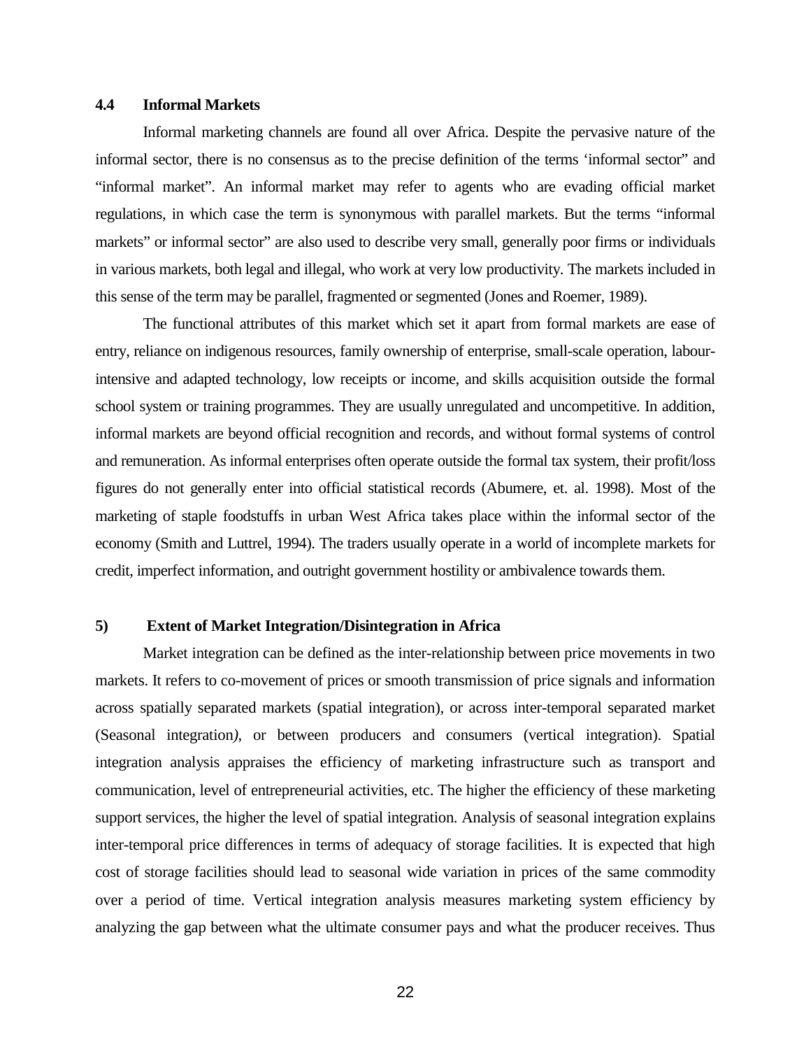### 4.4 Informal Markets

Informal marketing channels are found all over Africa. Despite the pervasive nature of the informal sector, there is no consensus as to the precise definition of the terms 'informal sector" and "informal market". An informal market may refer to agents who are evading official market regulations, in which case the term is synonymous with parallel markets. But the terms "informal markets" or informal sector" are also used to describe very small, generally poor firms or individuals in various markets, both legal and illegal, who work at very low productivity. The markets included in this sense of the term may be parallel, fragmented or segmented (Jones and Roemer, 1989).

The functional attributes of this market which set it apart from formal markets are ease of entry, reliance on indigenous resources, family ownership of enterprise, small-scale operation, labour-intensive and adapted technology, low receipts or income, and skills acquisition outside the formal school system or training programmes. They are usually unregulated and uncompetitive. In addition, informal markets are beyond official recognition and records, and without formal systems of control and remuneration. As informal enterprises often operate outside the formal tax system, their profit/loss figures do not generally enter into official statistical records (Abumere, et. al. 1998). Most of the marketing of staple foodstuffs in urban West Africa takes place within the informal sector of the economy (Smith and Luttrel, 1994). The traders usually operate in a world of incomplete markets for credit, imperfect information, and outright government hostility or ambivalence towards them.

## 5) Extent of Market Integration/Disintegration in Africa

Market integration can be defined as the inter-relationship between price movements in two markets. It refers to co-movement of prices or smooth transmission of price signals and information across spatially separated markets (spatial integration), or across inter-temporal separated market (Seasonal integration*)*, or between producers and consumers (vertical integration). Spatial integration analysis appraises the efficiency of marketing infrastructure such as transport and communication, level of entrepreneurial activities, etc. The higher the efficiency of these marketing support services, the higher the level of spatial integration. Analysis of seasonal integration explains inter-temporal price differences in terms of adequacy of storage facilities. It is expected that high cost of storage facilities should lead to seasonal wide variation in prices of the same commodity over a period of time. Vertical integration analysis measures marketing system efficiency by analyzing the gap between what the ultimate consumer pays and what the producer receives. Thus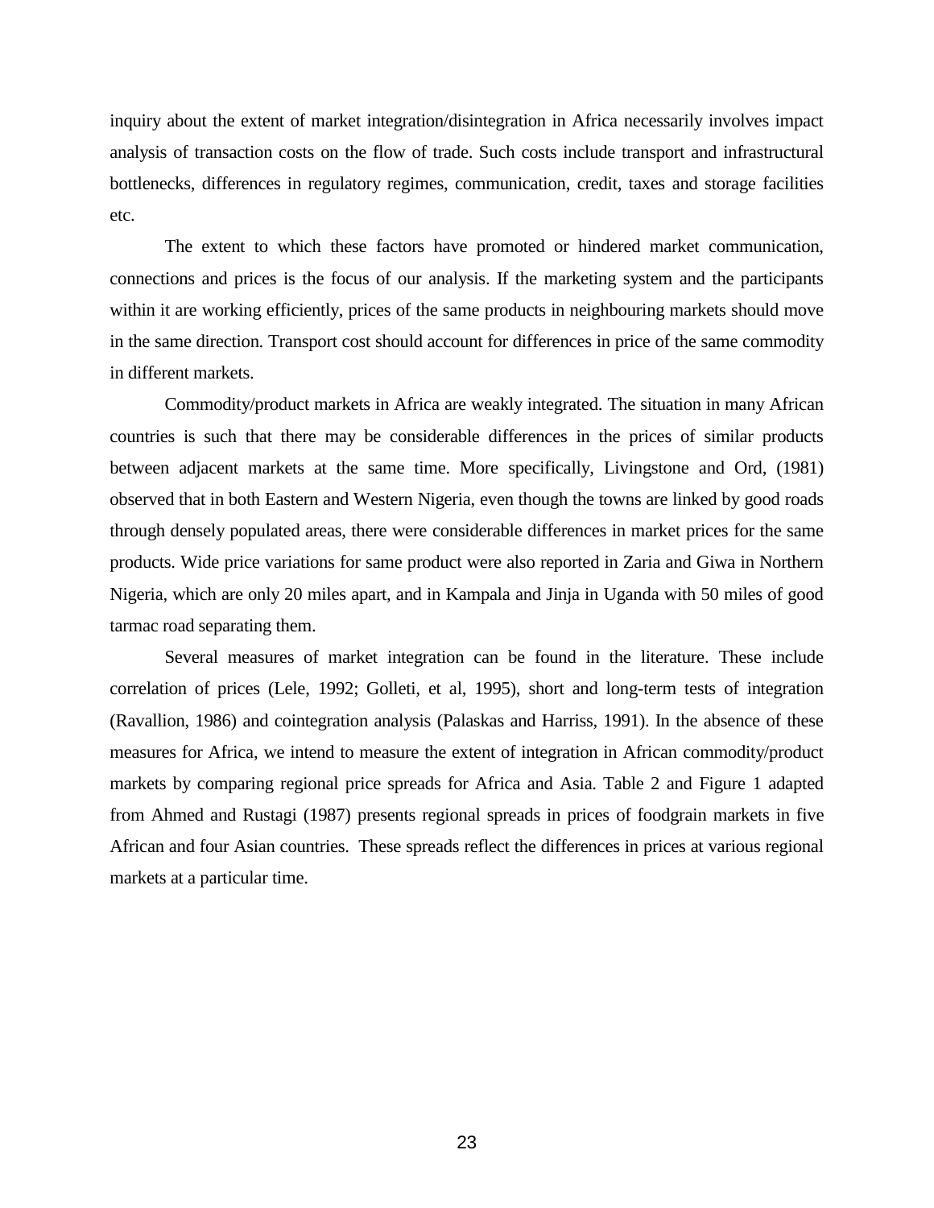inquiry about the extent of market integration/disintegration in Africa necessarily involves impact analysis of transaction costs on the flow of trade. Such costs include transport and infrastructural bottlenecks, differences in regulatory regimes, communication, credit, taxes and storage facilities etc.

The extent to which these factors have promoted or hindered market communication, connections and prices is the focus of our analysis. If the marketing system and the participants within it are working efficiently, prices of the same products in neighbouring markets should move in the same direction. Transport cost should account for differences in price of the same commodity in different markets.

Commodity/product markets in Africa are weakly integrated. The situation in many African countries is such that there may be considerable differences in the prices of similar products between adjacent markets at the same time. More specifically, Livingstone and Ord, (1981) observed that in both Eastern and Western Nigeria, even though the towns are linked by good roads through densely populated areas, there were considerable differences in market prices for the same products. Wide price variations for same product were also reported in Zaria and Giwa in Northern Nigeria, which are only 20 miles apart, and in Kampala and Jinja in Uganda with 50 miles of good tarmac road separating them.

Several measures of market integration can be found in the literature. These include correlation of prices (Lele, 1992; Golleti, et al, 1995), short and long-term tests of integration (Ravallion, 1986) and cointegration analysis (Palaskas and Harriss, 1991). In the absence of these measures for Africa, we intend to measure the extent of integration in African commodity/product markets by comparing regional price spreads for Africa and Asia. Table 2 and Figure 1 adapted from Ahmed and Rustagi (1987) presents regional spreads in prices of foodgrain markets in five African and four Asian countries. These spreads reflect the differences in prices at various regional markets at a particular time.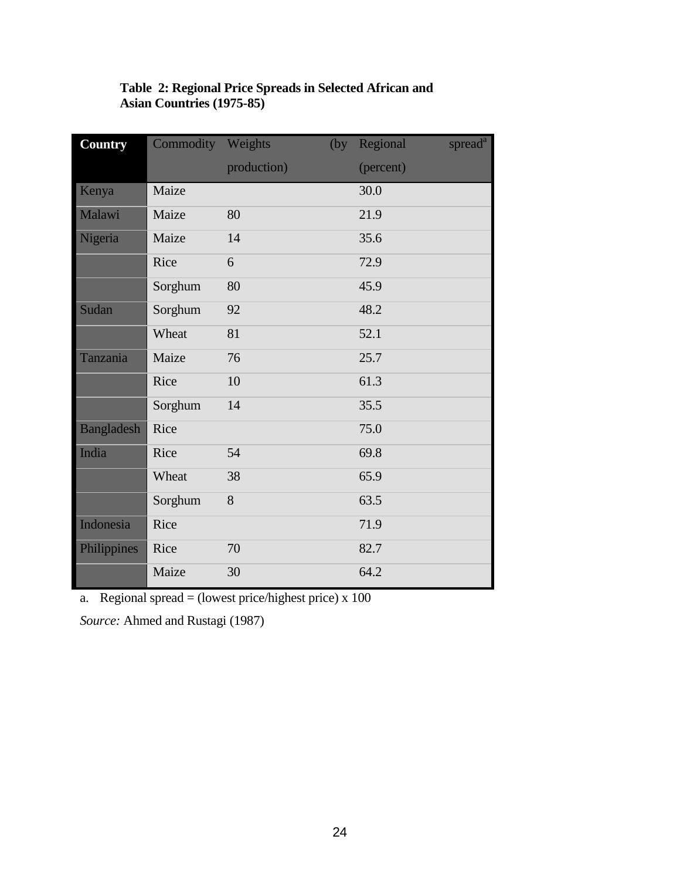**Table 2: Regional Price Spreads in Selected African and Asian Countries (1975-85)**

| Country | Commodity | Weights (by production) | Regional spread[a] (percent) |
|---|---|---|---|
| Kenya | Maize | | 30.0 |
| Malawi | Maize | 80 | 21.9 |
| Nigeria | Maize | 14 | 35.6 |
| | Rice | 6 | 72.9 |
| | Sorghum | 80 | 45.9 |
| Sudan | Sorghum | 92 | 48.2 |
| | Wheat | 81 | 52.1 |
| Tanzania | Maize | 76 | 25.7 |
| | Rice | 10 | 61.3 |
| | Sorghum | 14 | 35.5 |
| Bangladesh | Rice | | 75.0 |
| India | Rice | 54 | 69.8 |
| | Wheat | 38 | 65.9 |
| | Sorghum | 8 | 63.5 |
| Indonesia | Rice | | 71.9 |
| Philippines | Rice | 70 | 82.7 |
| | Maize | 30 | 64.2 |

a. Regional spread = (lowest price/highest price) x 100

*Source:* Ahmed and Rustagi (1987)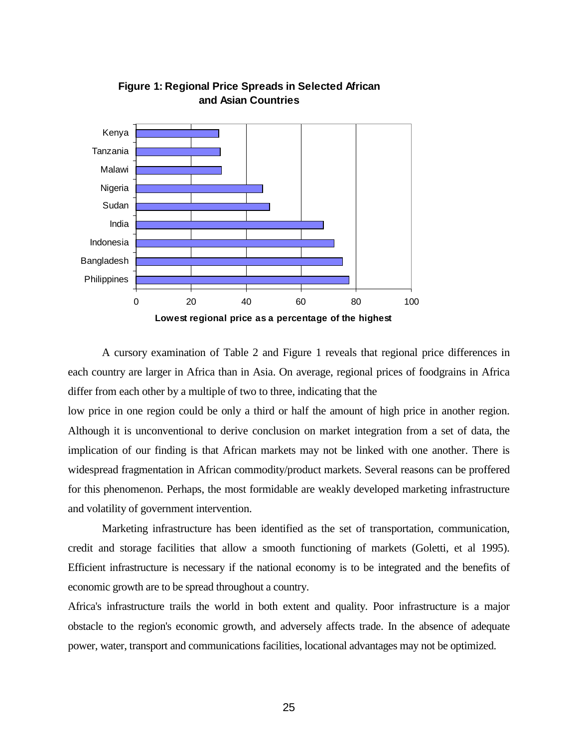**Figure 1: Regional Price Spreads in Selected African and Asian Countries**

A cursory examination of Table 2 and Figure 1 reveals that regional price differences in each country are larger in Africa than in Asia. On average, regional prices of foodgrains in Africa differ from each other by a multiple of two to three, indicating that the low price in one region could be only a third or half the amount of high price in another region. Although it is unconventional to derive conclusion on market integration from a set of data, the implication of our finding is that African markets may not be linked with one another. There is widespread fragmentation in African commodity/product markets. Several reasons can be proffered for this phenomenon. Perhaps, the most formidable are weakly developed marketing infrastructure and volatility of government intervention.

Marketing infrastructure has been identified as the set of transportation, communication, credit and storage facilities that allow a smooth functioning of markets (Goletti, et al 1995). Efficient infrastructure is necessary if the national economy is to be integrated and the benefits of economic growth are to be spread throughout a country.

Africa's infrastructure trails the world in both extent and quality. Poor infrastructure is a major obstacle to the region's economic growth, and adversely affects trade. In the absence of adequate power, water, transport and communications facilities, locational advantages may not be optimized.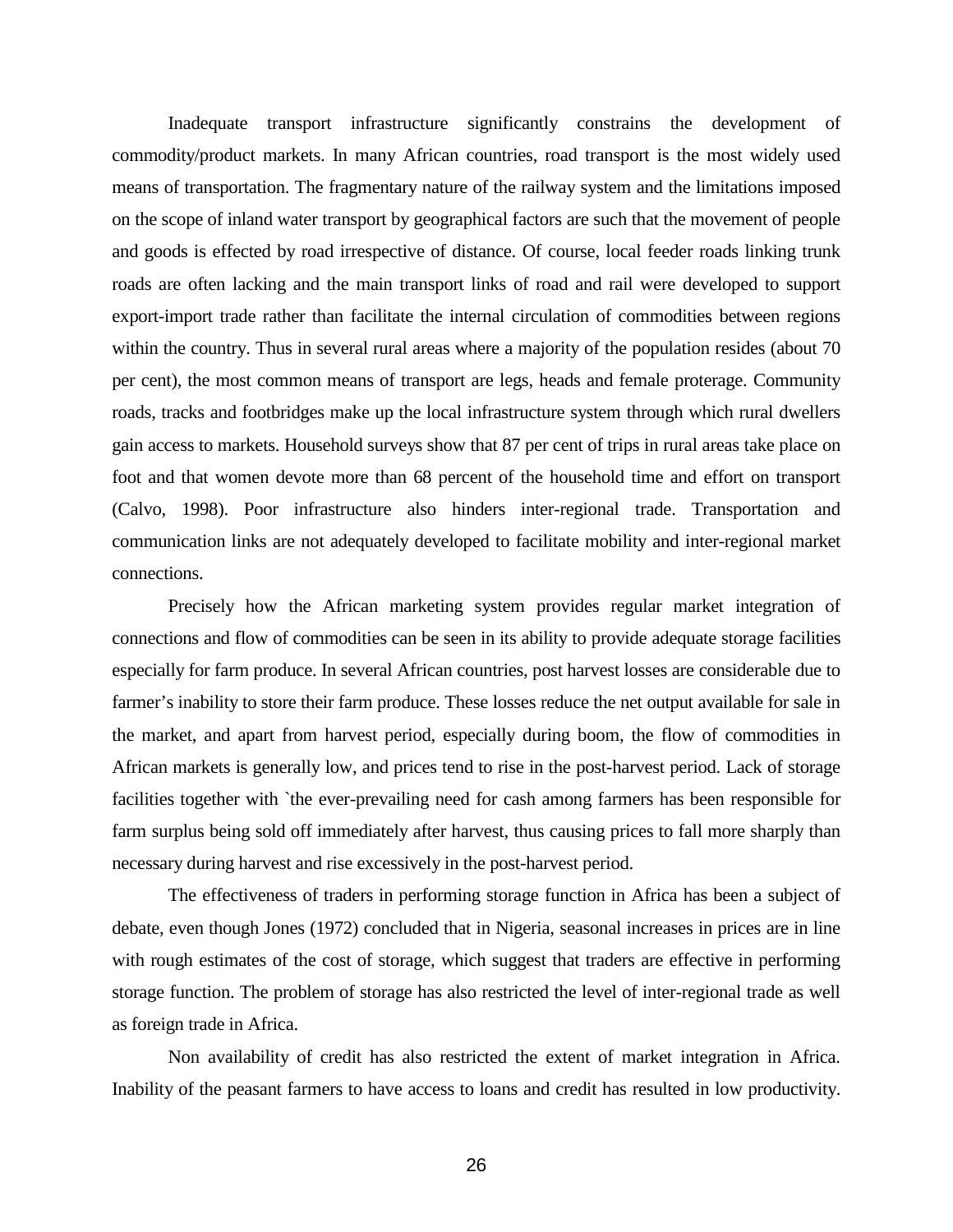Inadequate transport infrastructure significantly constrains the development of commodity/product markets. In many African countries, road transport is the most widely used means of transportation. The fragmentary nature of the railway system and the limitations imposed on the scope of inland water transport by geographical factors are such that the movement of people and goods is effected by road irrespective of distance. Of course, local feeder roads linking trunk roads are often lacking and the main transport links of road and rail were developed to support export-import trade rather than facilitate the internal circulation of commodities between regions within the country. Thus in several rural areas where a majority of the population resides (about 70 per cent), the most common means of transport are legs, heads and female proterage. Community roads, tracks and footbridges make up the local infrastructure system through which rural dwellers gain access to markets. Household surveys show that 87 per cent of trips in rural areas take place on foot and that women devote more than 68 percent of the household time and effort on transport (Calvo, 1998). Poor infrastructure also hinders inter-regional trade. Transportation and communication links are not adequately developed to facilitate mobility and inter-regional market connections.

Precisely how the African marketing system provides regular market integration of connections and flow of commodities can be seen in its ability to provide adequate storage facilities especially for farm produce. In several African countries, post harvest losses are considerable due to farmer's inability to store their farm produce. These losses reduce the net output available for sale in the market, and apart from harvest period, especially during boom, the flow of commodities in African markets is generally low, and prices tend to rise in the post-harvest period. Lack of storage facilities together with `the ever-prevailing need for cash among farmers has been responsible for farm surplus being sold off immediately after harvest, thus causing prices to fall more sharply than necessary during harvest and rise excessively in the post-harvest period.

The effectiveness of traders in performing storage function in Africa has been a subject of debate, even though Jones (1972) concluded that in Nigeria, seasonal increases in prices are in line with rough estimates of the cost of storage, which suggest that traders are effective in performing storage function. The problem of storage has also restricted the level of inter-regional trade as well as foreign trade in Africa.

Non availability of credit has also restricted the extent of market integration in Africa. Inability of the peasant farmers to have access to loans and credit has resulted in low productivity.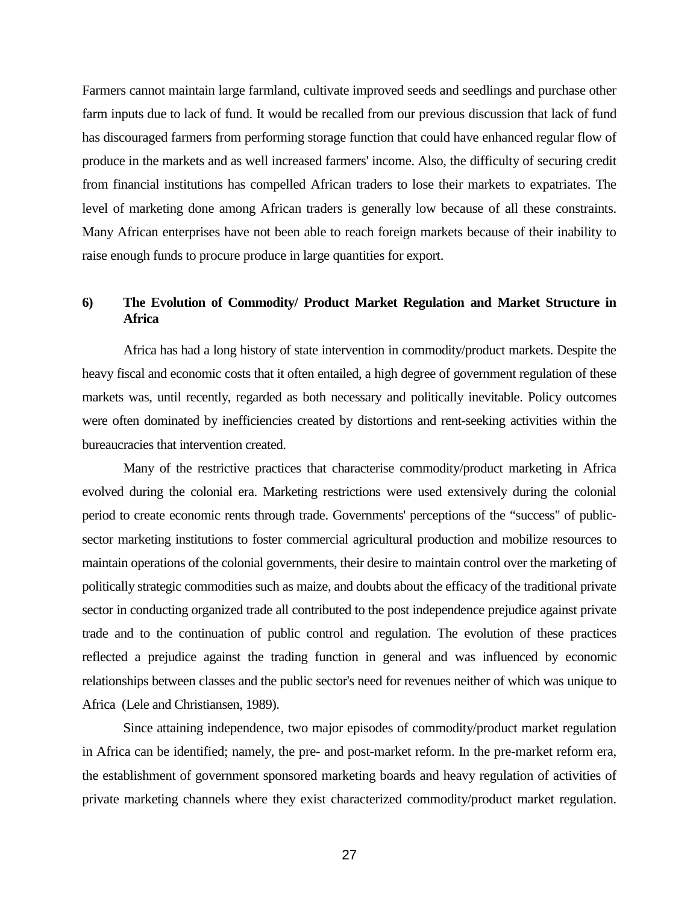Farmers cannot maintain large farmland, cultivate improved seeds and seedlings and purchase other farm inputs due to lack of fund. It would be recalled from our previous discussion that lack of fund has discouraged farmers from performing storage function that could have enhanced regular flow of produce in the markets and as well increased farmers' income. Also, the difficulty of securing credit from financial institutions has compelled African traders to lose their markets to expatriates. The level of marketing done among African traders is generally low because of all these constraints. Many African enterprises have not been able to reach foreign markets because of their inability to raise enough funds to procure produce in large quantities for export.

### 6) The Evolution of Commodity/ Product Market Regulation and Market Structure in Africa

Africa has had a long history of state intervention in commodity/product markets. Despite the heavy fiscal and economic costs that it often entailed, a high degree of government regulation of these markets was, until recently, regarded as both necessary and politically inevitable. Policy outcomes were often dominated by inefficiencies created by distortions and rent-seeking activities within the bureaucracies that intervention created.

Many of the restrictive practices that characterise commodity/product marketing in Africa evolved during the colonial era. Marketing restrictions were used extensively during the colonial period to create economic rents through trade. Governments' perceptions of the "success" of public-sector marketing institutions to foster commercial agricultural production and mobilize resources to maintain operations of the colonial governments, their desire to maintain control over the marketing of politically strategic commodities such as maize, and doubts about the efficacy of the traditional private sector in conducting organized trade all contributed to the post independence prejudice against private trade and to the continuation of public control and regulation. The evolution of these practices reflected a prejudice against the trading function in general and was influenced by economic relationships between classes and the public sector's need for revenues neither of which was unique to Africa (Lele and Christiansen, 1989).

Since attaining independence, two major episodes of commodity/product market regulation in Africa can be identified; namely, the pre- and post-market reform. In the pre-market reform era, the establishment of government sponsored marketing boards and heavy regulation of activities of private marketing channels where they exist characterized commodity/product market regulation.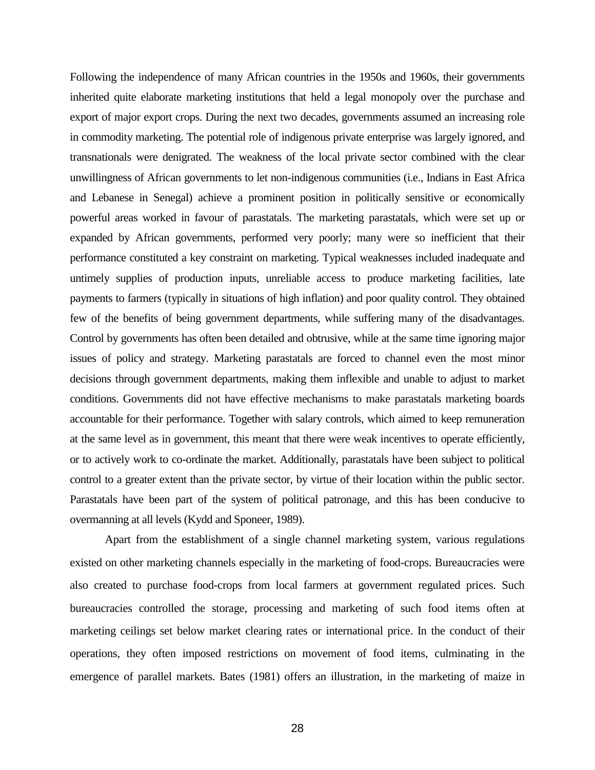Following the independence of many African countries in the 1950s and 1960s, their governments inherited quite elaborate marketing institutions that held a legal monopoly over the purchase and export of major export crops. During the next two decades, governments assumed an increasing role in commodity marketing. The potential role of indigenous private enterprise was largely ignored, and transnationals were denigrated. The weakness of the local private sector combined with the clear unwillingness of African governments to let non-indigenous communities (i.e., Indians in East Africa and Lebanese in Senegal) achieve a prominent position in politically sensitive or economically powerful areas worked in favour of parastatals. The marketing parastatals, which were set up or expanded by African governments, performed very poorly; many were so inefficient that their performance constituted a key constraint on marketing. Typical weaknesses included inadequate and untimely supplies of production inputs, unreliable access to produce marketing facilities, late payments to farmers (typically in situations of high inflation) and poor quality control. They obtained few of the benefits of being government departments, while suffering many of the disadvantages. Control by governments has often been detailed and obtrusive, while at the same time ignoring major issues of policy and strategy. Marketing parastatals are forced to channel even the most minor decisions through government departments, making them inflexible and unable to adjust to market conditions. Governments did not have effective mechanisms to make parastatals marketing boards accountable for their performance. Together with salary controls, which aimed to keep remuneration at the same level as in government, this meant that there were weak incentives to operate efficiently, or to actively work to co-ordinate the market. Additionally, parastatals have been subject to political control to a greater extent than the private sector, by virtue of their location within the public sector. Parastatals have been part of the system of political patronage, and this has been conducive to overmanning at all levels (Kydd and Sponeer, 1989).

Apart from the establishment of a single channel marketing system, various regulations existed on other marketing channels especially in the marketing of food-crops. Bureaucracies were also created to purchase food-crops from local farmers at government regulated prices. Such bureaucracies controlled the storage, processing and marketing of such food items often at marketing ceilings set below market clearing rates or international price. In the conduct of their operations, they often imposed restrictions on movement of food items, culminating in the emergence of parallel markets. Bates (1981) offers an illustration, in the marketing of maize in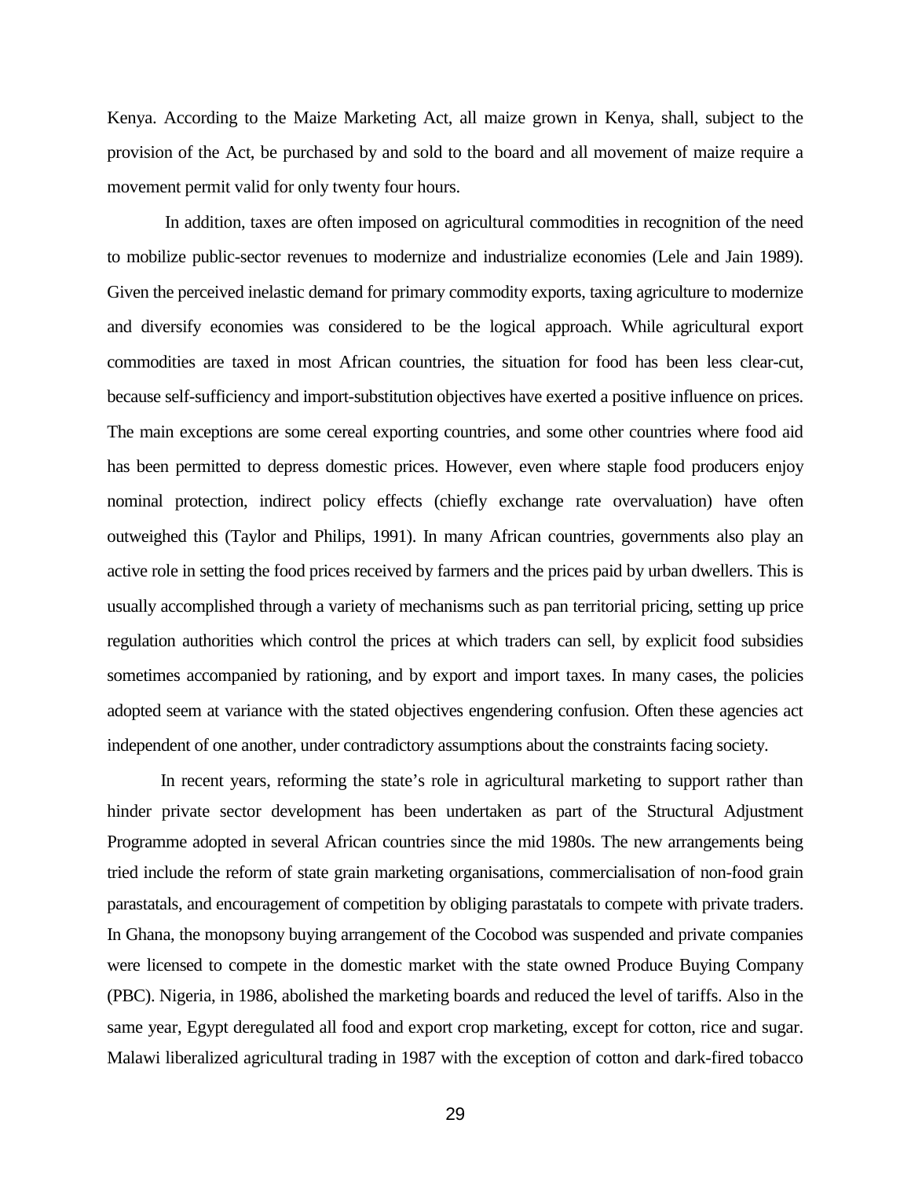Kenya. According to the Maize Marketing Act, all maize grown in Kenya, shall, subject to the provision of the Act, be purchased by and sold to the board and all movement of maize require a movement permit valid for only twenty four hours.

In addition, taxes are often imposed on agricultural commodities in recognition of the need to mobilize public-sector revenues to modernize and industrialize economies (Lele and Jain 1989). Given the perceived inelastic demand for primary commodity exports, taxing agriculture to modernize and diversify economies was considered to be the logical approach. While agricultural export commodities are taxed in most African countries, the situation for food has been less clear-cut, because self-sufficiency and import-substitution objectives have exerted a positive influence on prices. The main exceptions are some cereal exporting countries, and some other countries where food aid has been permitted to depress domestic prices. However, even where staple food producers enjoy nominal protection, indirect policy effects (chiefly exchange rate overvaluation) have often outweighed this (Taylor and Philips, 1991). In many African countries, governments also play an active role in setting the food prices received by farmers and the prices paid by urban dwellers. This is usually accomplished through a variety of mechanisms such as pan territorial pricing, setting up price regulation authorities which control the prices at which traders can sell, by explicit food subsidies sometimes accompanied by rationing, and by export and import taxes. In many cases, the policies adopted seem at variance with the stated objectives engendering confusion. Often these agencies act independent of one another, under contradictory assumptions about the constraints facing society.

In recent years, reforming the state's role in agricultural marketing to support rather than hinder private sector development has been undertaken as part of the Structural Adjustment Programme adopted in several African countries since the mid 1980s. The new arrangements being tried include the reform of state grain marketing organisations, commercialisation of non-food grain parastatals, and encouragement of competition by obliging parastatals to compete with private traders. In Ghana, the monopsony buying arrangement of the Cocobod was suspended and private companies were licensed to compete in the domestic market with the state owned Produce Buying Company (PBC). Nigeria, in 1986, abolished the marketing boards and reduced the level of tariffs. Also in the same year, Egypt deregulated all food and export crop marketing, except for cotton, rice and sugar. Malawi liberalized agricultural trading in 1987 with the exception of cotton and dark-fired tobacco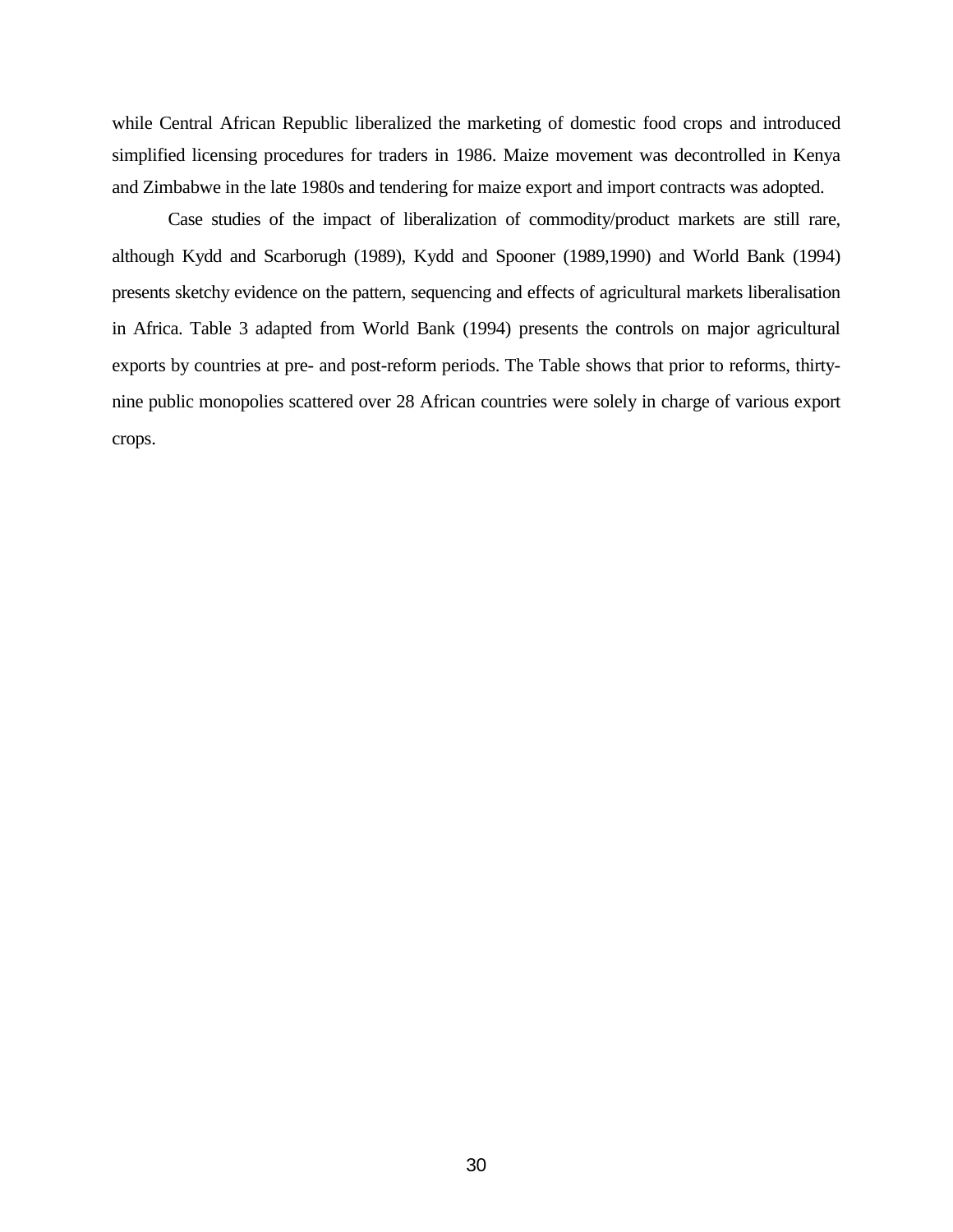while Central African Republic liberalized the marketing of domestic food crops and introduced simplified licensing procedures for traders in 1986. Maize movement was decontrolled in Kenya and Zimbabwe in the late 1980s and tendering for maize export and import contracts was adopted.

Case studies of the impact of liberalization of commodity/product markets are still rare, although Kydd and Scarborugh (1989), Kydd and Spooner (1989,1990) and World Bank (1994) presents sketchy evidence on the pattern, sequencing and effects of agricultural markets liberalisation in Africa. Table 3 adapted from World Bank (1994) presents the controls on major agricultural exports by countries at pre- and post-reform periods. The Table shows that prior to reforms, thirty-nine public monopolies scattered over 28 African countries were solely in charge of various export crops.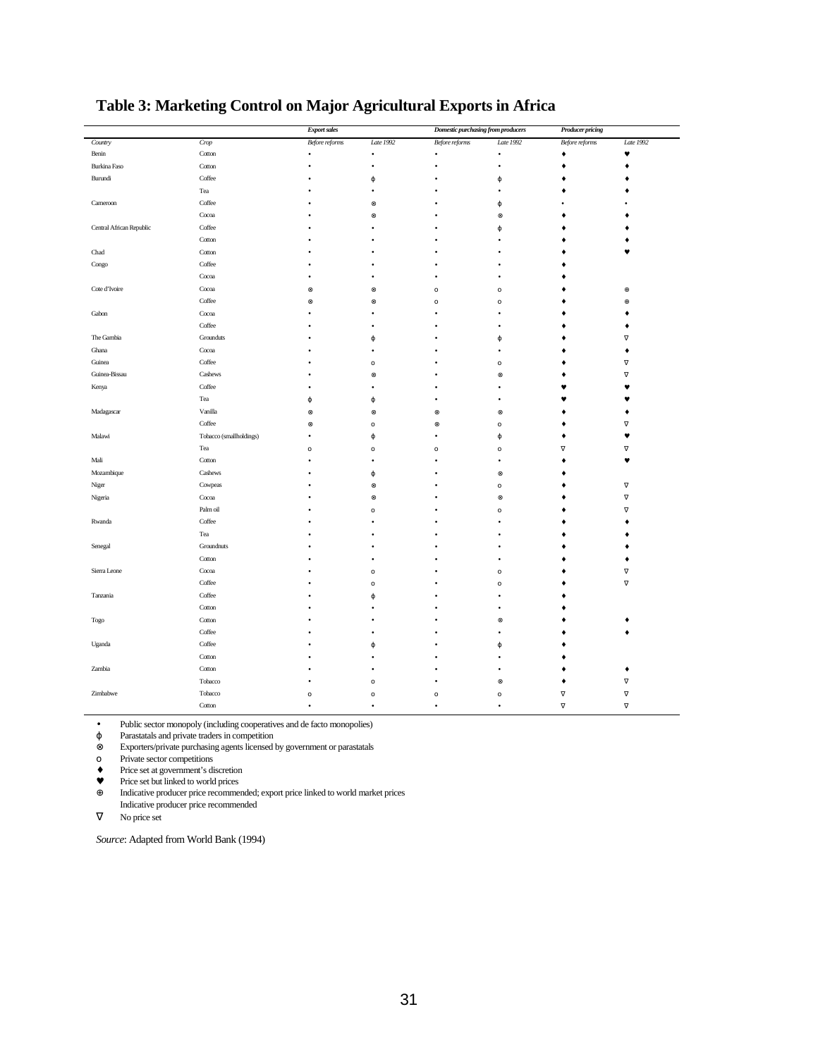## Table 3: Marketing Control on Major Agricultural Exports in Africa

| | | Export sales | | Domestic purchasing from producers | | Producer pricing | |
|---|---|---|---|---|---|---|---|
| Country | Crop | Before reforms | Late 1992 | Before reforms | Late 1992 | Before reforms | Late 1992 |
| Benin | Cotton | • | • | • | • | ♦ | ♥ |
| Burkina Faso | Cotton | • | • | • | • | ♦ | ♦ |
| Burundi | Coffee | • | ϕ | • | ϕ | ♦ | ♦ |
| | Tea | • | • | • | • | ♦ | ♦ |
| Cameroon | Coffee | • | ⊗ | • | ϕ | • | • |
| | Cocoa | • | ⊗ | • | ⊗ | ♦ | ♦ |
| Central African Republic | Coffee | • | • | • | ϕ | ♦ | ♦ |
| | Cotton | • | • | • | • | ♦ | ♦ |
| Chad | Cotton | • | • | • | • | ♦ | ♥ |
| Congo | Coffee | • | • | • | • | ♦ | |
| | Cocoa | • | • | • | • | ♦ | |
| Cote d'Ivoire | Cocoa | ⊗ | ⊗ | o | o | ♦ | ⊕ |
| | Coffee | ⊗ | ⊗ | o | o | ♦ | ⊕ |
| Gabon | Cocoa | • | • | • | • | ♦ | ♦ |
| | Coffee | • | • | • | • | ♦ | ♦ |
| The Gambia | Grounduts | • | ϕ | • | ϕ | ♦ | ∇ |
| Ghana | Cocoa | • | • | • | • | ♦ | ♦ |
| Guinea | Coffee | • | o | • | o | ♦ | ∇ |
| Guinea-Bissau | Cashews | • | ⊗ | • | ⊗ | ♦ | ∇ |
| Kenya | Coffee | • | • | • | • | ♥ | ♥ |
| | Tea | ϕ | ϕ | • | • | ♥ | ♥ |
| Madagascar | Vanilla | ⊗ | ⊗ | ⊗ | ⊗ | ♦ | ♦ |
| | Coffee | ⊗ | o | ⊗ | o | ♦ | ∇ |
| Malawi | Tobacco (smallholdings) | • | ϕ | • | ϕ | ♦ | ♥ |
| | Tea | o | o | o | o | ∇ | ∇ |
| Mali | Cotton | • | • | • | • | ♦ | ♥ |
| Mozambique | Cashews | • | ϕ | • | ⊗ | ♦ | |
| Niger | Cowpeas | • | ⊗ | • | o | ♦ | ∇ |
| Nigeria | Cocoa | • | ⊗ | • | ⊗ | ♦ | ∇ |
| | Palm oil | • | o | • | o | ♦ | ∇ |
| Rwanda | Coffee | • | • | • | • | ♦ | ♦ |
| | Tea | • | • | • | • | ♦ | ♦ |
| Senegal | Groundnuts | • | • | • | • | ♦ | ♦ |
| | Cotton | • | • | • | • | ♦ | ♦ |
| Sierra Leone | Cocoa | • | o | • | o | ♦ | ∇ |
| | Coffee | • | o | • | o | ♦ | ∇ |
| Tanzania | Coffee | • | ϕ | • | • | ♦ | |
| | Cotton | • | • | • | • | ♦ | |
| Togo | Cotton | • | • | • | ⊗ | ♦ | ♦ |
| | Coffee | • | • | • | • | ♦ | ♦ |
| Uganda | Coffee | • | ϕ | • | ϕ | ♦ | |
| | Cotton | • | • | • | • | ♦ | |
| Zambia | Cotton | • | • | • | • | ♦ | ♦ |
| | Tobacco | • | o | • | ⊗ | ♦ | ∇ |
| Zimbabwe | Tobacco | o | o | o | o | ∇ | ∇ |
| | Cotton | • | • | • | • | ∇ | ∇ |

- • Public sector monopoly (including cooperatives and de facto monopolies)
- ϕ Parastatals and private traders in competition
- ⊗ Exporters/private purchasing agents licensed by government or parastatals
- o Private sector competitions
- ♦ Price set at government's discretion
- ♥ Price set but linked to world prices
- ⊕ Indicative producer price recommended; export price linked to world market prices
  Indicative producer price recommended
- ∇ No price set

*Source*: Adapted from World Bank (1994)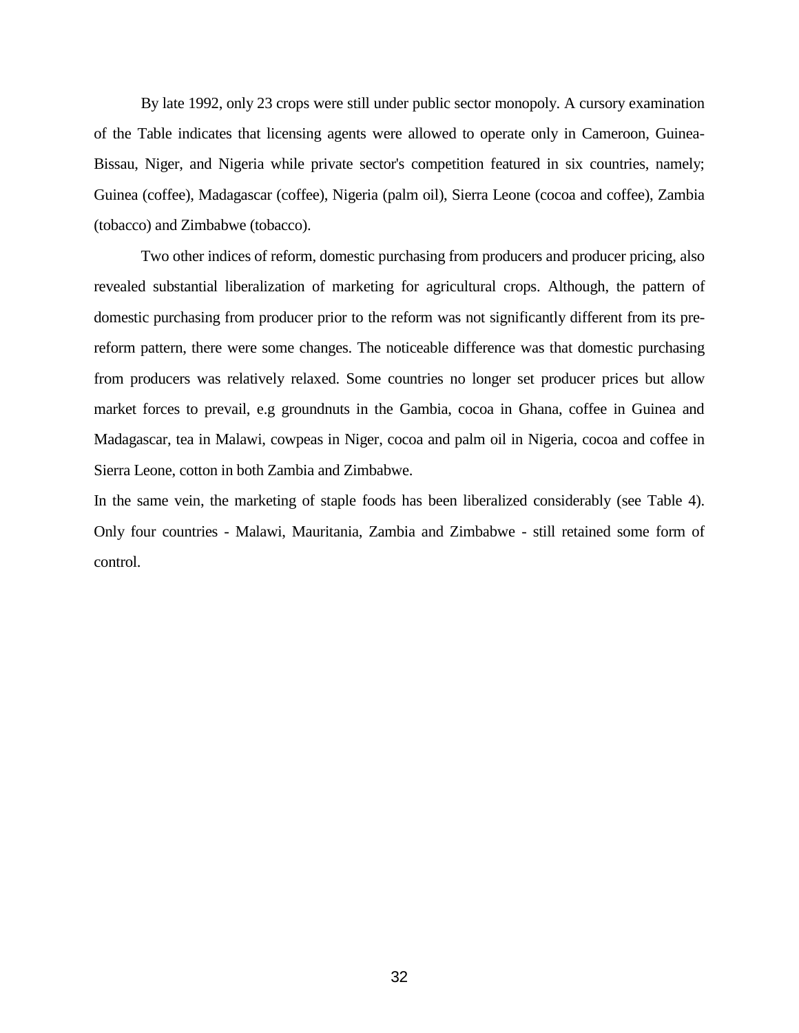By late 1992, only 23 crops were still under public sector monopoly. A cursory examination of the Table indicates that licensing agents were allowed to operate only in Cameroon, Guinea-Bissau, Niger, and Nigeria while private sector's competition featured in six countries, namely; Guinea (coffee), Madagascar (coffee), Nigeria (palm oil), Sierra Leone (cocoa and coffee), Zambia (tobacco) and Zimbabwe (tobacco).

Two other indices of reform, domestic purchasing from producers and producer pricing, also revealed substantial liberalization of marketing for agricultural crops. Although, the pattern of domestic purchasing from producer prior to the reform was not significantly different from its pre-reform pattern, there were some changes. The noticeable difference was that domestic purchasing from producers was relatively relaxed. Some countries no longer set producer prices but allow market forces to prevail, e.g groundnuts in the Gambia, cocoa in Ghana, coffee in Guinea and Madagascar, tea in Malawi, cowpeas in Niger, cocoa and palm oil in Nigeria, cocoa and coffee in Sierra Leone, cotton in both Zambia and Zimbabwe.

In the same vein, the marketing of staple foods has been liberalized considerably (see Table 4). Only four countries - Malawi, Mauritania, Zambia and Zimbabwe - still retained some form of control.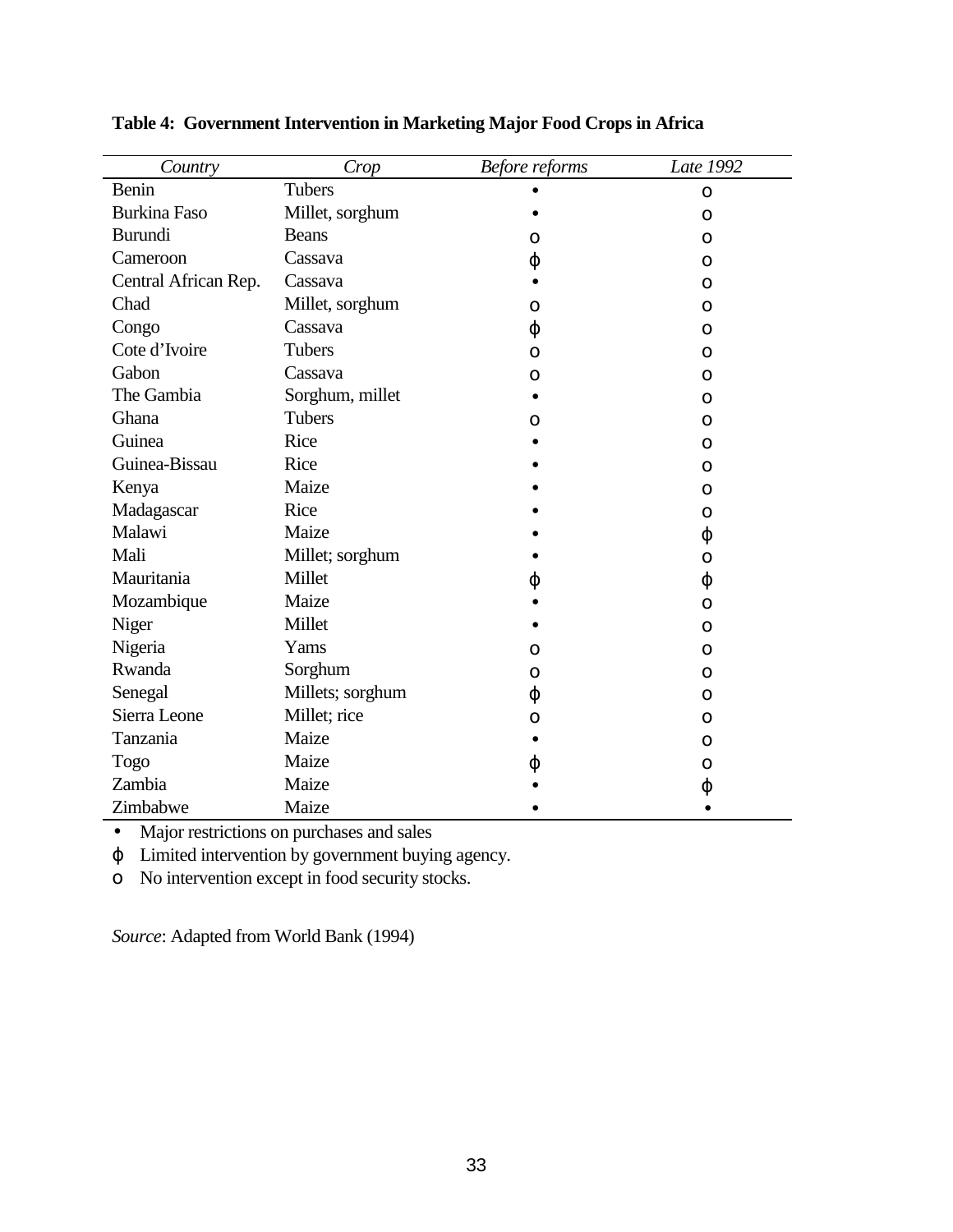**Table 4: Government Intervention in Marketing Major Food Crops in Africa**

| *Country* | *Crop* | *Before reforms* | *Late 1992* |
|---|---|---|---|
| Benin | Tubers | • | o |
| Burkina Faso | Millet, sorghum | • | o |
| Burundi | Beans | o | o |
| Cameroon | Cassava | ϕ | o |
| Central African Rep. | Cassava | • | o |
| Chad | Millet, sorghum | o | o |
| Congo | Cassava | ϕ | o |
| Cote d'Ivoire | Tubers | o | o |
| Gabon | Cassava | o | o |
| The Gambia | Sorghum, millet | • | o |
| Ghana | Tubers | o | o |
| Guinea | Rice | • | o |
| Guinea-Bissau | Rice | • | o |
| Kenya | Maize | • | o |
| Madagascar | Rice | • | o |
| Malawi | Maize | • | ϕ |
| Mali | Millet; sorghum | • | o |
| Mauritania | Millet | ϕ | ϕ |
| Mozambique | Maize | • | o |
| Niger | Millet | • | o |
| Nigeria | Yams | o | o |
| Rwanda | Sorghum | o | o |
| Senegal | Millets; sorghum | ϕ | o |
| Sierra Leone | Millet; rice | o | o |
| Tanzania | Maize | • | o |
| Togo | Maize | ϕ | o |
| Zambia | Maize | • | ϕ |
| Zimbabwe | Maize | • | • |

• Major restrictions on purchases and sales

ϕ Limited intervention by government buying agency.

o No intervention except in food security stocks.

*Source*: Adapted from World Bank (1994)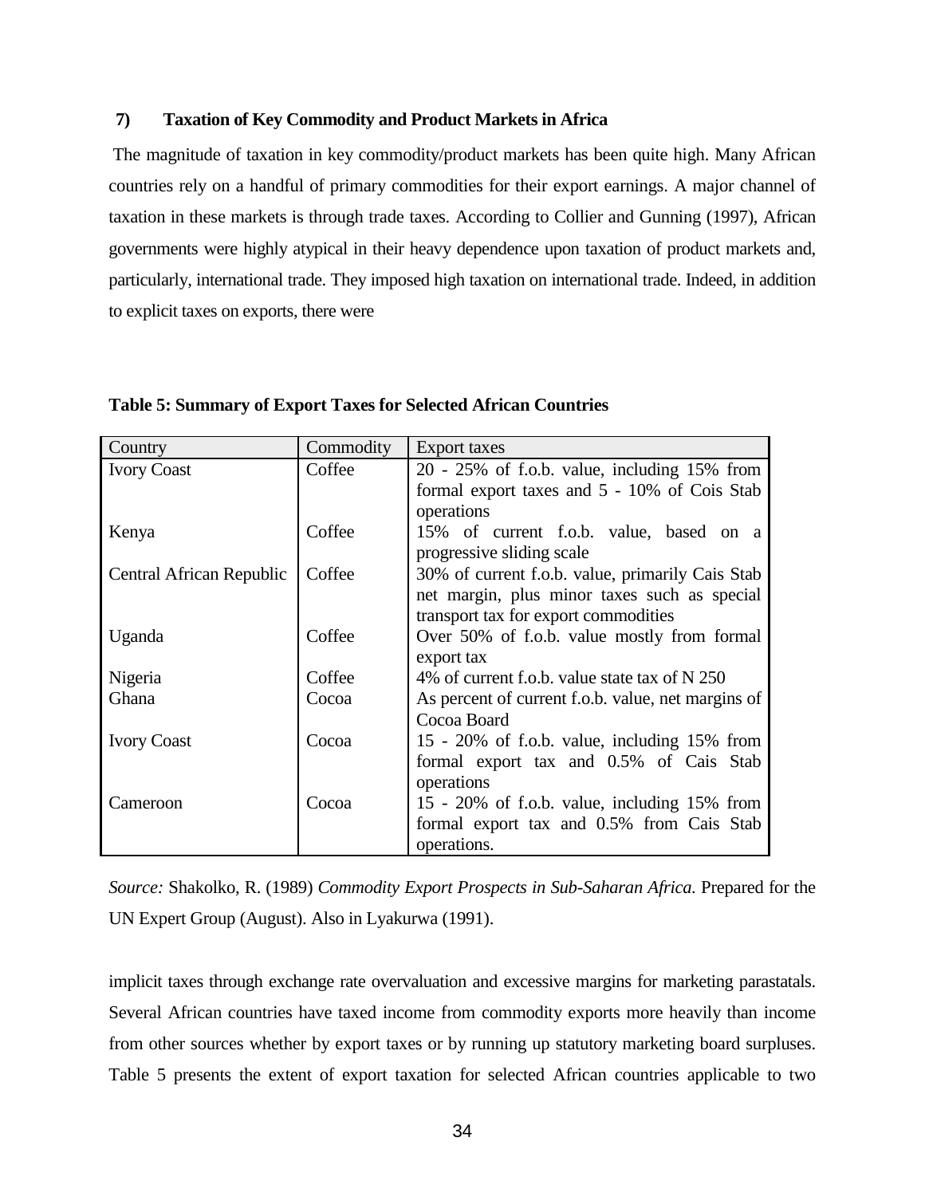### 7) Taxation of Key Commodity and Product Markets in Africa

The magnitude of taxation in key commodity/product markets has been quite high. Many African countries rely on a handful of primary commodities for their export earnings. A major channel of taxation in these markets is through trade taxes. According to Collier and Gunning (1997), African governments were highly atypical in their heavy dependence upon taxation of product markets and, particularly, international trade. They imposed high taxation on international trade. Indeed, in addition to explicit taxes on exports, there were

**Table 5: Summary of Export Taxes for Selected African Countries**

| Country | Commodity | Export taxes |
|---|---|---|
| Ivory Coast | Coffee | 20 - 25% of f.o.b. value, including 15% from formal export taxes and 5 - 10% of Cois Stab operations |
| Kenya | Coffee | 15% of current f.o.b. value, based on a progressive sliding scale |
| Central African Republic | Coffee | 30% of current f.o.b. value, primarily Cais Stab net margin, plus minor taxes such as special transport tax for export commodities |
| Uganda | Coffee | Over 50% of f.o.b. value mostly from formal export tax |
| Nigeria | Coffee | 4% of current f.o.b. value state tax of N 250 |
| Ghana | Cocoa | As percent of current f.o.b. value, net margins of Cocoa Board |
| Ivory Coast | Cocoa | 15 - 20% of f.o.b. value, including 15% from formal export tax and 0.5% of Cais Stab operations |
| Cameroon | Cocoa | 15 - 20% of f.o.b. value, including 15% from formal export tax and 0.5% from Cais Stab operations. |

*Source:* Shakolko, R. (1989) *Commodity Export Prospects in Sub-Saharan Africa.* Prepared for the UN Expert Group (August). Also in Lyakurwa (1991).

implicit taxes through exchange rate overvaluation and excessive margins for marketing parastatals. Several African countries have taxed income from commodity exports more heavily than income from other sources whether by export taxes or by running up statutory marketing board surpluses. Table 5 presents the extent of export taxation for selected African countries applicable to two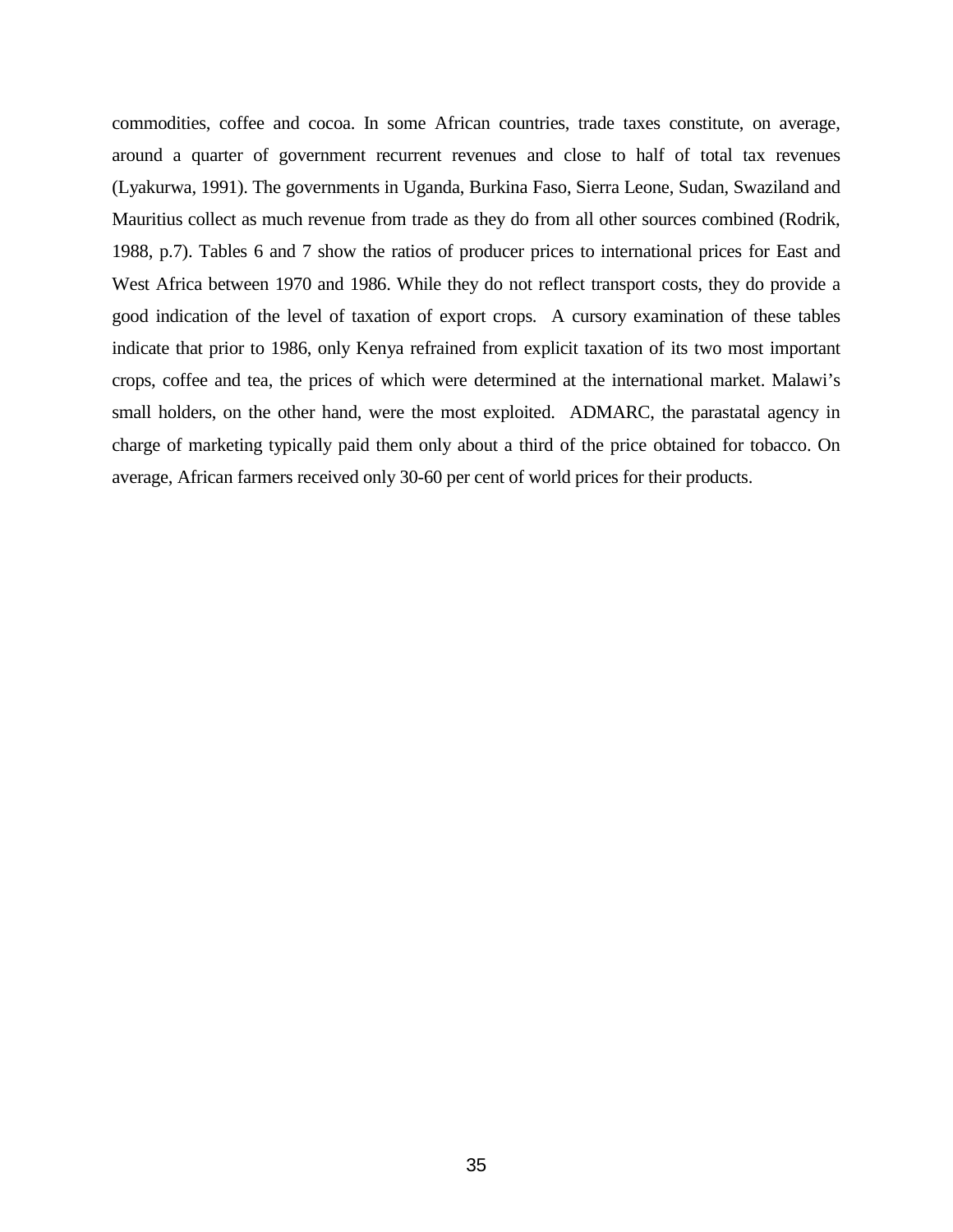commodities, coffee and cocoa. In some African countries, trade taxes constitute, on average, around a quarter of government recurrent revenues and close to half of total tax revenues (Lyakurwa, 1991). The governments in Uganda, Burkina Faso, Sierra Leone, Sudan, Swaziland and Mauritius collect as much revenue from trade as they do from all other sources combined (Rodrik, 1988, p.7). Tables 6 and 7 show the ratios of producer prices to international prices for East and West Africa between 1970 and 1986. While they do not reflect transport costs, they do provide a good indication of the level of taxation of export crops. A cursory examination of these tables indicate that prior to 1986, only Kenya refrained from explicit taxation of its two most important crops, coffee and tea, the prices of which were determined at the international market. Malawi's small holders, on the other hand, were the most exploited. ADMARC, the parastatal agency in charge of marketing typically paid them only about a third of the price obtained for tobacco. On average, African farmers received only 30-60 per cent of world prices for their products.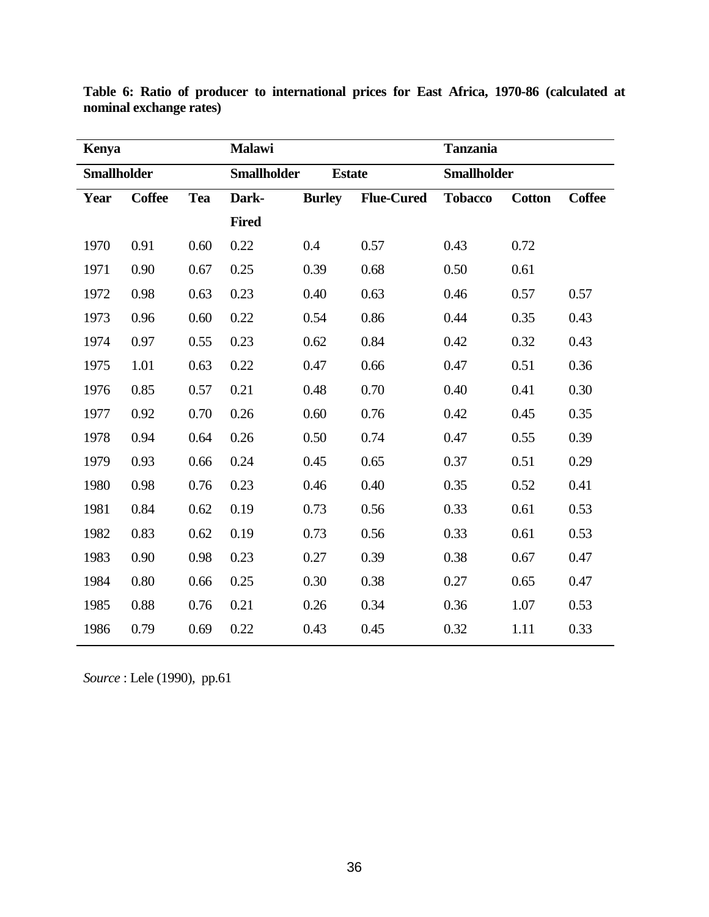**Table 6: Ratio of producer to international prices for East Africa, 1970-86 (calculated at nominal exchange rates)**

| Kenya | | | Malawi | | | Tanzania | | |
|---|---|---|---|---|---|---|---|---|
| Smallholder | | | Smallholder | Estate | | Smallholder | | |
| Year | Coffee | Tea | Dark-Fired | Burley | Flue-Cured | Tobacco | Cotton | Coffee |
| 1970 | 0.91 | 0.60 | 0.22 | 0.4 | 0.57 | 0.43 | 0.72 | |
| 1971 | 0.90 | 0.67 | 0.25 | 0.39 | 0.68 | 0.50 | 0.61 | |
| 1972 | 0.98 | 0.63 | 0.23 | 0.40 | 0.63 | 0.46 | 0.57 | 0.57 |
| 1973 | 0.96 | 0.60 | 0.22 | 0.54 | 0.86 | 0.44 | 0.35 | 0.43 |
| 1974 | 0.97 | 0.55 | 0.23 | 0.62 | 0.84 | 0.42 | 0.32 | 0.43 |
| 1975 | 1.01 | 0.63 | 0.22 | 0.47 | 0.66 | 0.47 | 0.51 | 0.36 |
| 1976 | 0.85 | 0.57 | 0.21 | 0.48 | 0.70 | 0.40 | 0.41 | 0.30 |
| 1977 | 0.92 | 0.70 | 0.26 | 0.60 | 0.76 | 0.42 | 0.45 | 0.35 |
| 1978 | 0.94 | 0.64 | 0.26 | 0.50 | 0.74 | 0.47 | 0.55 | 0.39 |
| 1979 | 0.93 | 0.66 | 0.24 | 0.45 | 0.65 | 0.37 | 0.51 | 0.29 |
| 1980 | 0.98 | 0.76 | 0.23 | 0.46 | 0.40 | 0.35 | 0.52 | 0.41 |
| 1981 | 0.84 | 0.62 | 0.19 | 0.73 | 0.56 | 0.33 | 0.61 | 0.53 |
| 1982 | 0.83 | 0.62 | 0.19 | 0.73 | 0.56 | 0.33 | 0.61 | 0.53 |
| 1983 | 0.90 | 0.98 | 0.23 | 0.27 | 0.39 | 0.38 | 0.67 | 0.47 |
| 1984 | 0.80 | 0.66 | 0.25 | 0.30 | 0.38 | 0.27 | 0.65 | 0.47 |
| 1985 | 0.88 | 0.76 | 0.21 | 0.26 | 0.34 | 0.36 | 1.07 | 0.53 |
| 1986 | 0.79 | 0.69 | 0.22 | 0.43 | 0.45 | 0.32 | 1.11 | 0.33 |

*Source* : Lele (1990), pp.61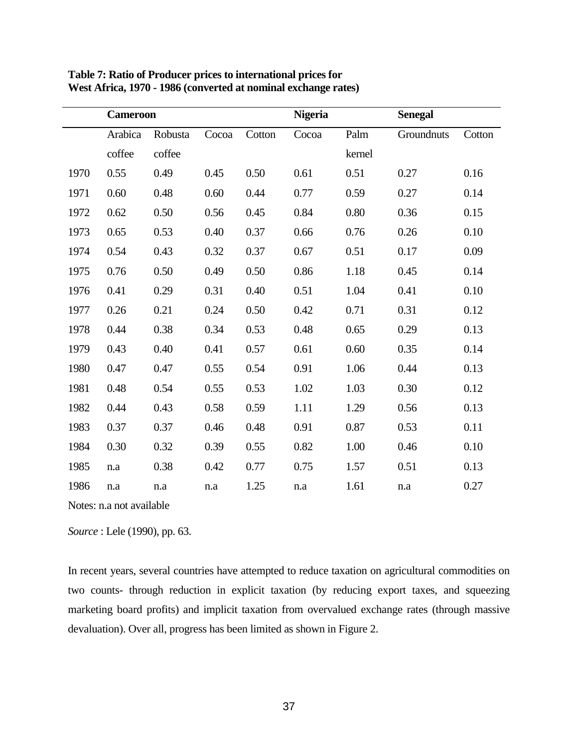**Table 7: Ratio of Producer prices to international prices for West Africa, 1970 - 1986 (converted at nominal exchange rates)**

| | Cameroon | | | | Nigeria | | Senegal | |
|---|---|---|---|---|---|---|---|---|
| | Arabica coffee | Robusta coffee | Cocoa | Cotton | Cocoa | Palm kernel | Groundnuts | Cotton |
| 1970 | 0.55 | 0.49 | 0.45 | 0.50 | 0.61 | 0.51 | 0.27 | 0.16 |
| 1971 | 0.60 | 0.48 | 0.60 | 0.44 | 0.77 | 0.59 | 0.27 | 0.14 |
| 1972 | 0.62 | 0.50 | 0.56 | 0.45 | 0.84 | 0.80 | 0.36 | 0.15 |
| 1973 | 0.65 | 0.53 | 0.40 | 0.37 | 0.66 | 0.76 | 0.26 | 0.10 |
| 1974 | 0.54 | 0.43 | 0.32 | 0.37 | 0.67 | 0.51 | 0.17 | 0.09 |
| 1975 | 0.76 | 0.50 | 0.49 | 0.50 | 0.86 | 1.18 | 0.45 | 0.14 |
| 1976 | 0.41 | 0.29 | 0.31 | 0.40 | 0.51 | 1.04 | 0.41 | 0.10 |
| 1977 | 0.26 | 0.21 | 0.24 | 0.50 | 0.42 | 0.71 | 0.31 | 0.12 |
| 1978 | 0.44 | 0.38 | 0.34 | 0.53 | 0.48 | 0.65 | 0.29 | 0.13 |
| 1979 | 0.43 | 0.40 | 0.41 | 0.57 | 0.61 | 0.60 | 0.35 | 0.14 |
| 1980 | 0.47 | 0.47 | 0.55 | 0.54 | 0.91 | 1.06 | 0.44 | 0.13 |
| 1981 | 0.48 | 0.54 | 0.55 | 0.53 | 1.02 | 1.03 | 0.30 | 0.12 |
| 1982 | 0.44 | 0.43 | 0.58 | 0.59 | 1.11 | 1.29 | 0.56 | 0.13 |
| 1983 | 0.37 | 0.37 | 0.46 | 0.48 | 0.91 | 0.87 | 0.53 | 0.11 |
| 1984 | 0.30 | 0.32 | 0.39 | 0.55 | 0.82 | 1.00 | 0.46 | 0.10 |
| 1985 | n.a | 0.38 | 0.42 | 0.77 | 0.75 | 1.57 | 0.51 | 0.13 |
| 1986 | n.a | n.a | n.a | 1.25 | n.a | 1.61 | n.a | 0.27 |

Notes: n.a not available

*Source* : Lele (1990), pp. 63.

In recent years, several countries have attempted to reduce taxation on agricultural commodities on two counts- through reduction in explicit taxation (by reducing export taxes, and squeezing marketing board profits) and implicit taxation from overvalued exchange rates (through massive devaluation). Over all, progress has been limited as shown in Figure 2.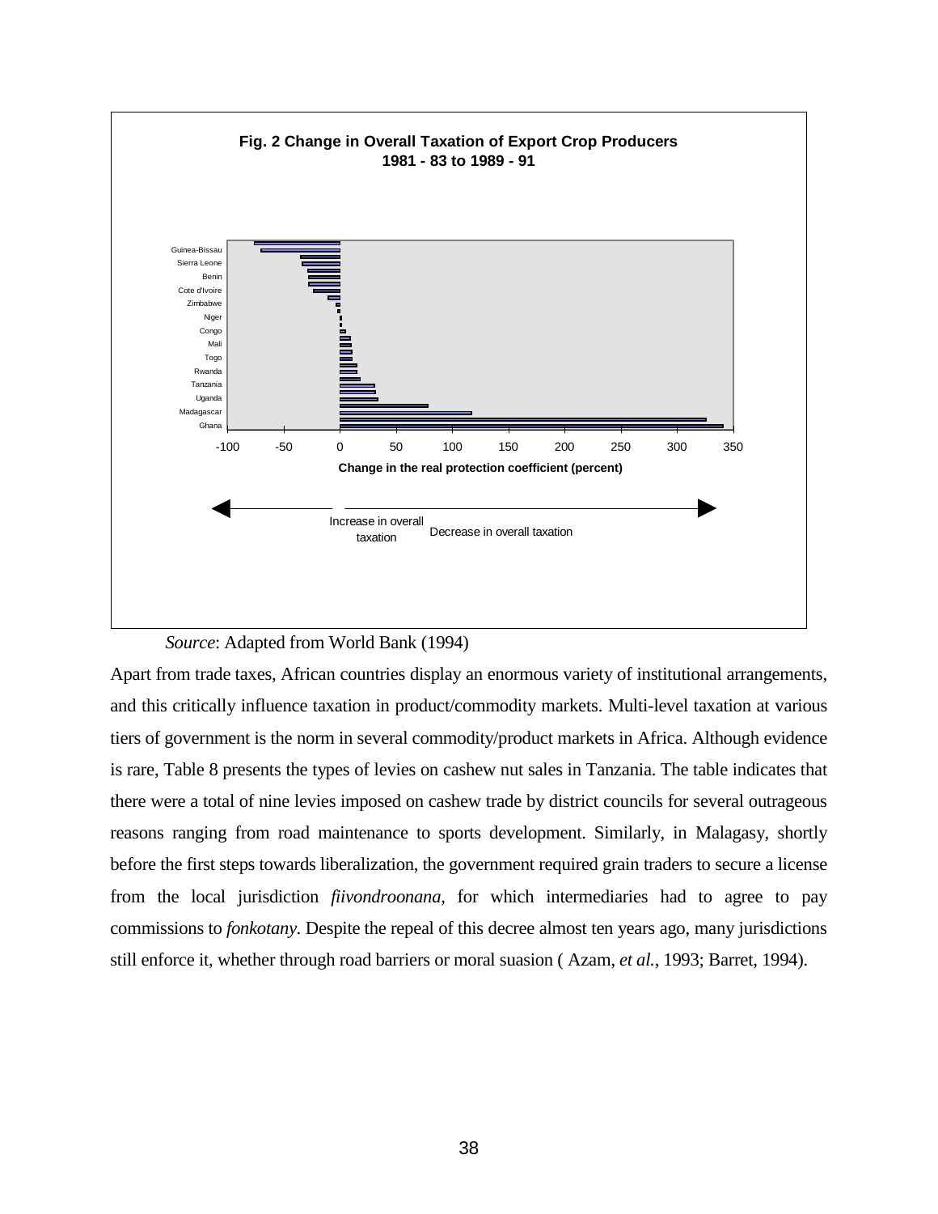**Fig. 2 Change in Overall Taxation of Export Crop Producers 1981 - 83 to 1989 - 91**

Change in the real protection coefficient (percent)

Increase in overall taxation ← → Decrease in overall taxation

*Source*: Adapted from World Bank (1994)

Apart from trade taxes, African countries display an enormous variety of institutional arrangements, and this critically influence taxation in product/commodity markets. Multi-level taxation at various tiers of government is the norm in several commodity/product markets in Africa. Although evidence is rare, Table 8 presents the types of levies on cashew nut sales in Tanzania. The table indicates that there were a total of nine levies imposed on cashew trade by district councils for several outrageous reasons ranging from road maintenance to sports development. Similarly, in Malagasy, shortly before the first steps towards liberalization, the government required grain traders to secure a license from the local jurisdiction *fiivondroonana*, for which intermediaries had to agree to pay commissions to *fonkotany*. Despite the repeal of this decree almost ten years ago, many jurisdictions still enforce it, whether through road barriers or moral suasion ( Azam, *et al.*, 1993; Barret, 1994).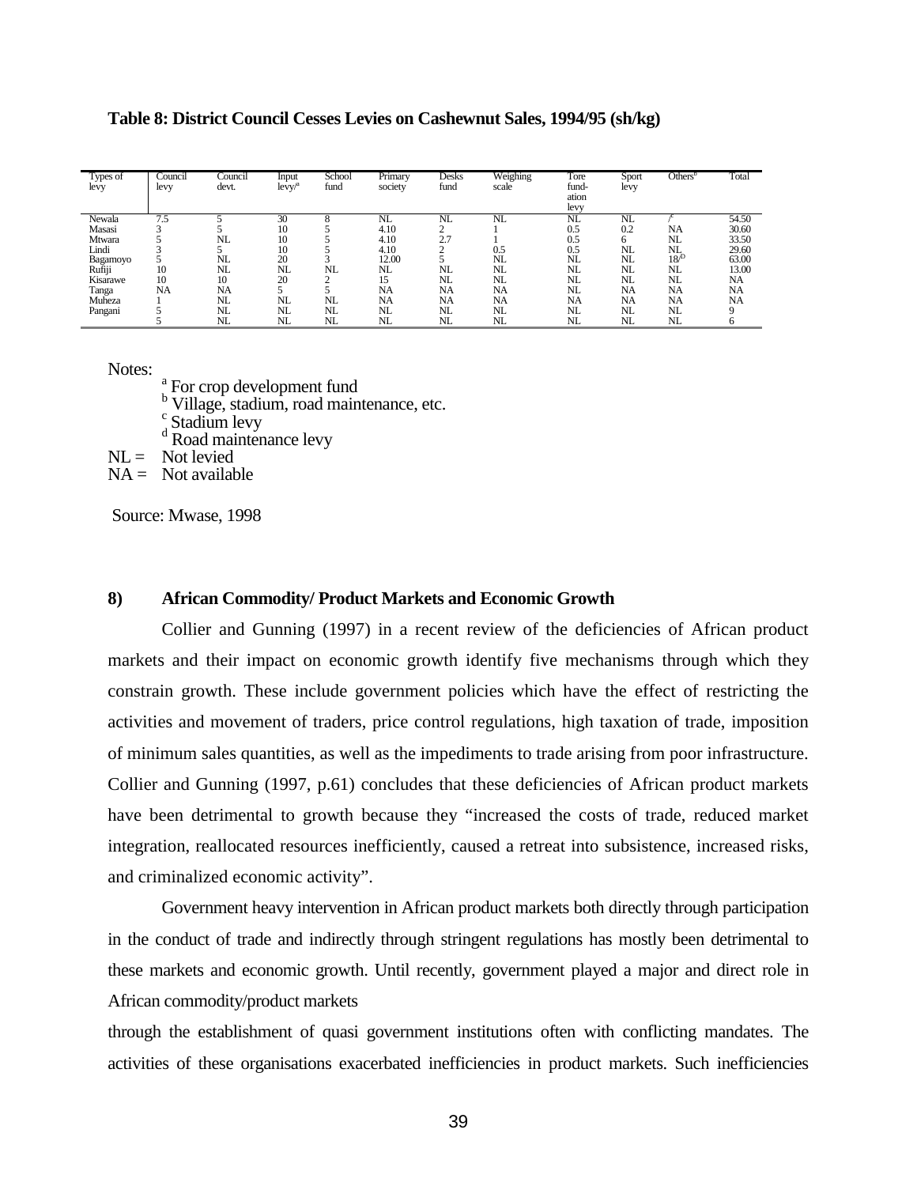**Table 8: District Council Cesses Levies on Cashewnut Sales, 1994/95 (sh/kg)**

| Types of levy | Council levy | Council devt. | Input levy[a] | School fund | Primary society | Desks fund | Weighing scale | Tore fund-ation levy | Sport levy | Others[b] | Total |
|---|---|---|---|---|---|---|---|---|---|---|---|
| Newala | 7.5 | 5 | 30 | 8 | NL | NL | NL | NL | NL | /[c] | 54.50 |
| Masasi | 3 | 5 | 10 | 5 | 4.10 | 2 | 1 | 0.5 | 0.2 | NA | 30.60 |
| Mtwara | 5 | NL | 10 | 5 | 4.10 | 2.7 | 1 | 0.5 | 6 | NL | 33.50 |
| Lindi | 3 | 5 | 10 | 5 | 4.10 | 2 | 0.5 | 0.5 | NL | NL | 29.60 |
| Bagamoyo | 5 | NL | 20 | 3 | 12.00 | 5 | NL | NL | NL | 18/[D] | 63.00 |
| Rufiji | 10 | NL | NL | NL | NL | NL | NL | NL | NL | NL | 13.00 |
| Kisarawe | 10 | 10 | 20 | 2 | 15 | NL | NL | NL | NL | NL | NA |
| Tanga | NA | NA | 5 | 5 | NA | NA | NA | NL | NA | NA | NA |
| Muheza | 1 | NL | NL | NL | NA | NA | NA | NA | NA | NA | NA |
| Pangani | 5 | NL | NL | NL | NL | NL | NL | NL | NL | NL | 9 |
| | 5 | NL | NL | NL | NL | NL | NL | NL | NL | NL | 6 |

Notes:
[a] For crop development fund
[b] Village, stadium, road maintenance, etc.
[c] Stadium levy
[d] Road maintenance levy

NL = Not levied
NA = Not available

Source: Mwase, 1998

### 8) African Commodity/ Product Markets and Economic Growth

Collier and Gunning (1997) in a recent review of the deficiencies of African product markets and their impact on economic growth identify five mechanisms through which they constrain growth. These include government policies which have the effect of restricting the activities and movement of traders, price control regulations, high taxation of trade, imposition of minimum sales quantities, as well as the impediments to trade arising from poor infrastructure. Collier and Gunning (1997, p.61) concludes that these deficiencies of African product markets have been detrimental to growth because they "increased the costs of trade, reduced market integration, reallocated resources inefficiently, caused a retreat into subsistence, increased risks, and criminalized economic activity".

Government heavy intervention in African product markets both directly through participation in the conduct of trade and indirectly through stringent regulations has mostly been detrimental to these markets and economic growth. Until recently, government played a major and direct role in African commodity/product markets through the establishment of quasi government institutions often with conflicting mandates. The activities of these organisations exacerbated inefficiencies in product markets. Such inefficiencies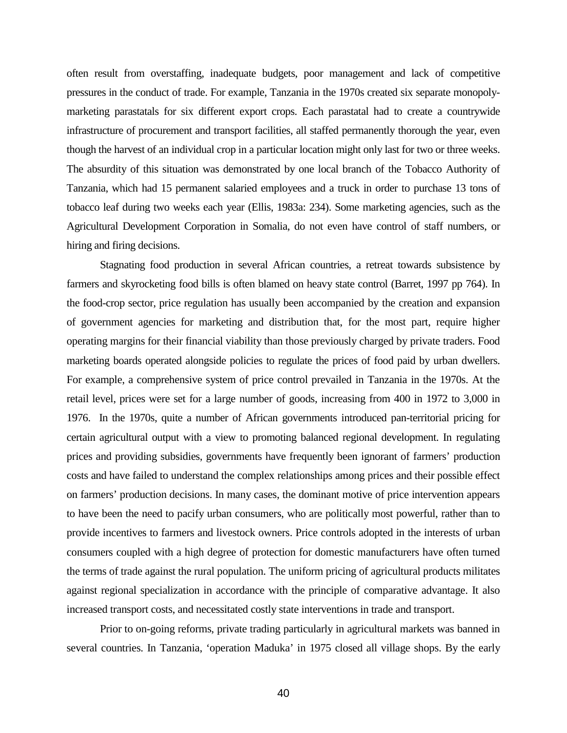often result from overstaffing, inadequate budgets, poor management and lack of competitive pressures in the conduct of trade. For example, Tanzania in the 1970s created six separate monopoly-marketing parastatals for six different export crops. Each parastatal had to create a countrywide infrastructure of procurement and transport facilities, all staffed permanently thorough the year, even though the harvest of an individual crop in a particular location might only last for two or three weeks. The absurdity of this situation was demonstrated by one local branch of the Tobacco Authority of Tanzania, which had 15 permanent salaried employees and a truck in order to purchase 13 tons of tobacco leaf during two weeks each year (Ellis, 1983a: 234). Some marketing agencies, such as the Agricultural Development Corporation in Somalia, do not even have control of staff numbers, or hiring and firing decisions.

Stagnating food production in several African countries, a retreat towards subsistence by farmers and skyrocketing food bills is often blamed on heavy state control (Barret, 1997 pp 764). In the food-crop sector, price regulation has usually been accompanied by the creation and expansion of government agencies for marketing and distribution that, for the most part, require higher operating margins for their financial viability than those previously charged by private traders. Food marketing boards operated alongside policies to regulate the prices of food paid by urban dwellers. For example, a comprehensive system of price control prevailed in Tanzania in the 1970s. At the retail level, prices were set for a large number of goods, increasing from 400 in 1972 to 3,000 in 1976. In the 1970s, quite a number of African governments introduced pan-territorial pricing for certain agricultural output with a view to promoting balanced regional development. In regulating prices and providing subsidies, governments have frequently been ignorant of farmers' production costs and have failed to understand the complex relationships among prices and their possible effect on farmers' production decisions. In many cases, the dominant motive of price intervention appears to have been the need to pacify urban consumers, who are politically most powerful, rather than to provide incentives to farmers and livestock owners. Price controls adopted in the interests of urban consumers coupled with a high degree of protection for domestic manufacturers have often turned the terms of trade against the rural population. The uniform pricing of agricultural products militates against regional specialization in accordance with the principle of comparative advantage. It also increased transport costs, and necessitated costly state interventions in trade and transport.

Prior to on-going reforms, private trading particularly in agricultural markets was banned in several countries. In Tanzania, 'operation Maduka' in 1975 closed all village shops. By the early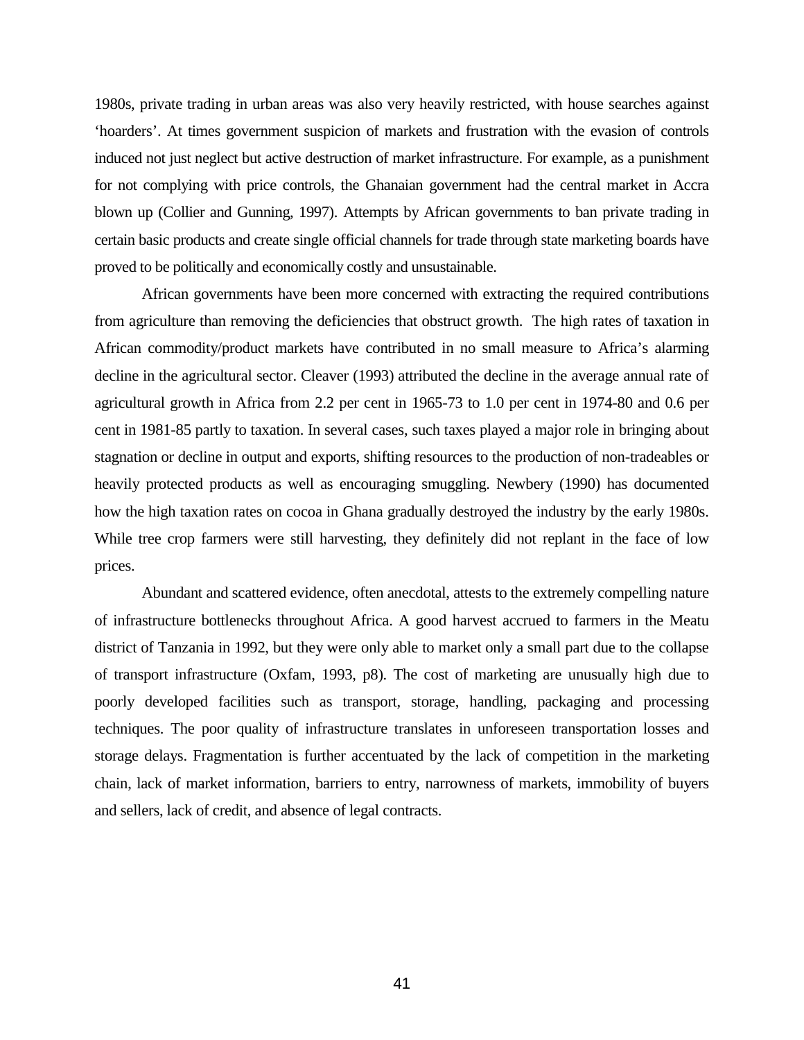1980s, private trading in urban areas was also very heavily restricted, with house searches against 'hoarders'. At times government suspicion of markets and frustration with the evasion of controls induced not just neglect but active destruction of market infrastructure. For example, as a punishment for not complying with price controls, the Ghanaian government had the central market in Accra blown up (Collier and Gunning, 1997). Attempts by African governments to ban private trading in certain basic products and create single official channels for trade through state marketing boards have proved to be politically and economically costly and unsustainable.

African governments have been more concerned with extracting the required contributions from agriculture than removing the deficiencies that obstruct growth. The high rates of taxation in African commodity/product markets have contributed in no small measure to Africa's alarming decline in the agricultural sector. Cleaver (1993) attributed the decline in the average annual rate of agricultural growth in Africa from 2.2 per cent in 1965-73 to 1.0 per cent in 1974-80 and 0.6 per cent in 1981-85 partly to taxation. In several cases, such taxes played a major role in bringing about stagnation or decline in output and exports, shifting resources to the production of non-tradeables or heavily protected products as well as encouraging smuggling. Newbery (1990) has documented how the high taxation rates on cocoa in Ghana gradually destroyed the industry by the early 1980s. While tree crop farmers were still harvesting, they definitely did not replant in the face of low prices.

Abundant and scattered evidence, often anecdotal, attests to the extremely compelling nature of infrastructure bottlenecks throughout Africa. A good harvest accrued to farmers in the Meatu district of Tanzania in 1992, but they were only able to market only a small part due to the collapse of transport infrastructure (Oxfam, 1993, p8). The cost of marketing are unusually high due to poorly developed facilities such as transport, storage, handling, packaging and processing techniques. The poor quality of infrastructure translates in unforeseen transportation losses and storage delays. Fragmentation is further accentuated by the lack of competition in the marketing chain, lack of market information, barriers to entry, narrowness of markets, immobility of buyers and sellers, lack of credit, and absence of legal contracts.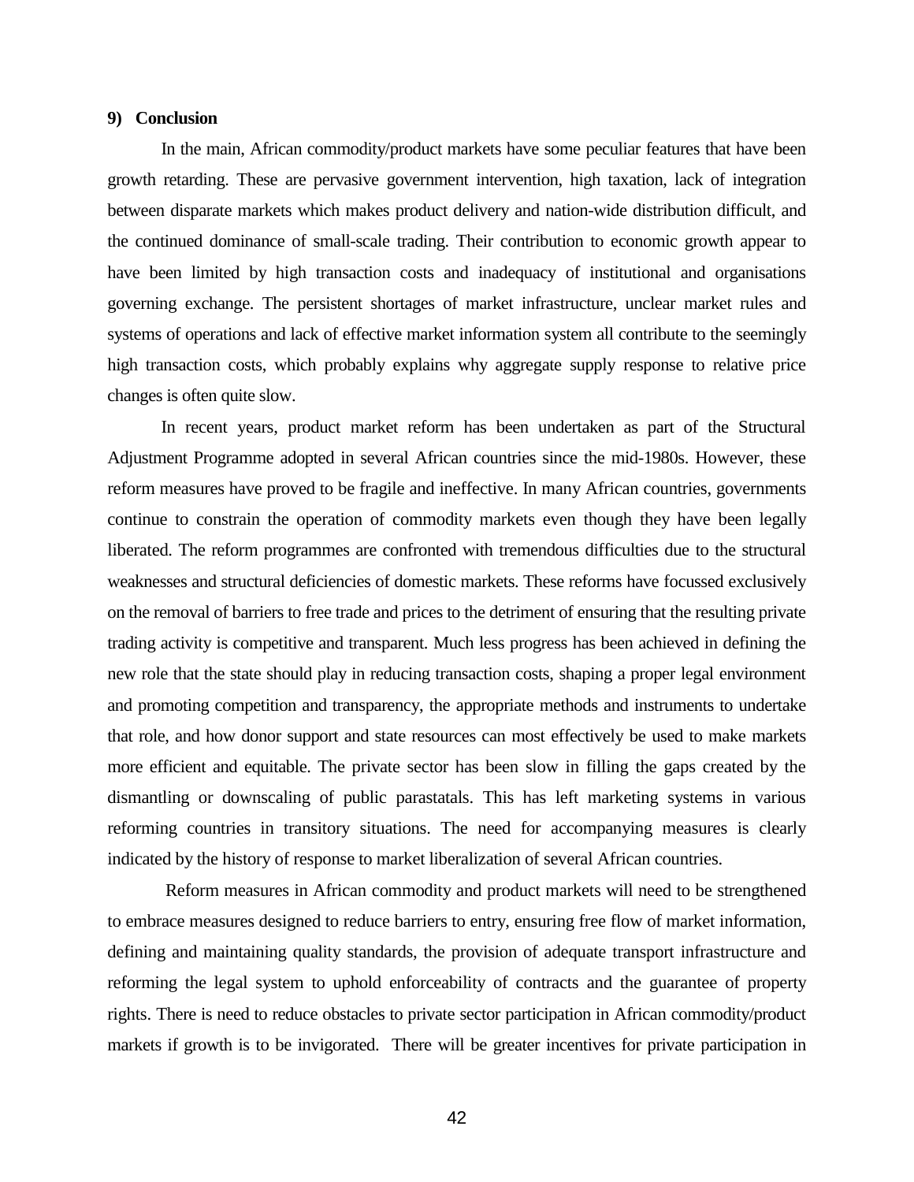## 9) Conclusion

In the main, African commodity/product markets have some peculiar features that have been growth retarding. These are pervasive government intervention, high taxation, lack of integration between disparate markets which makes product delivery and nation-wide distribution difficult, and the continued dominance of small-scale trading. Their contribution to economic growth appear to have been limited by high transaction costs and inadequacy of institutional and organisations governing exchange. The persistent shortages of market infrastructure, unclear market rules and systems of operations and lack of effective market information system all contribute to the seemingly high transaction costs, which probably explains why aggregate supply response to relative price changes is often quite slow.

In recent years, product market reform has been undertaken as part of the Structural Adjustment Programme adopted in several African countries since the mid-1980s. However, these reform measures have proved to be fragile and ineffective. In many African countries, governments continue to constrain the operation of commodity markets even though they have been legally liberated. The reform programmes are confronted with tremendous difficulties due to the structural weaknesses and structural deficiencies of domestic markets. These reforms have focussed exclusively on the removal of barriers to free trade and prices to the detriment of ensuring that the resulting private trading activity is competitive and transparent. Much less progress has been achieved in defining the new role that the state should play in reducing transaction costs, shaping a proper legal environment and promoting competition and transparency, the appropriate methods and instruments to undertake that role, and how donor support and state resources can most effectively be used to make markets more efficient and equitable. The private sector has been slow in filling the gaps created by the dismantling or downscaling of public parastatals. This has left marketing systems in various reforming countries in transitory situations. The need for accompanying measures is clearly indicated by the history of response to market liberalization of several African countries.

Reform measures in African commodity and product markets will need to be strengthened to embrace measures designed to reduce barriers to entry, ensuring free flow of market information, defining and maintaining quality standards, the provision of adequate transport infrastructure and reforming the legal system to uphold enforceability of contracts and the guarantee of property rights. There is need to reduce obstacles to private sector participation in African commodity/product markets if growth is to be invigorated. There will be greater incentives for private participation in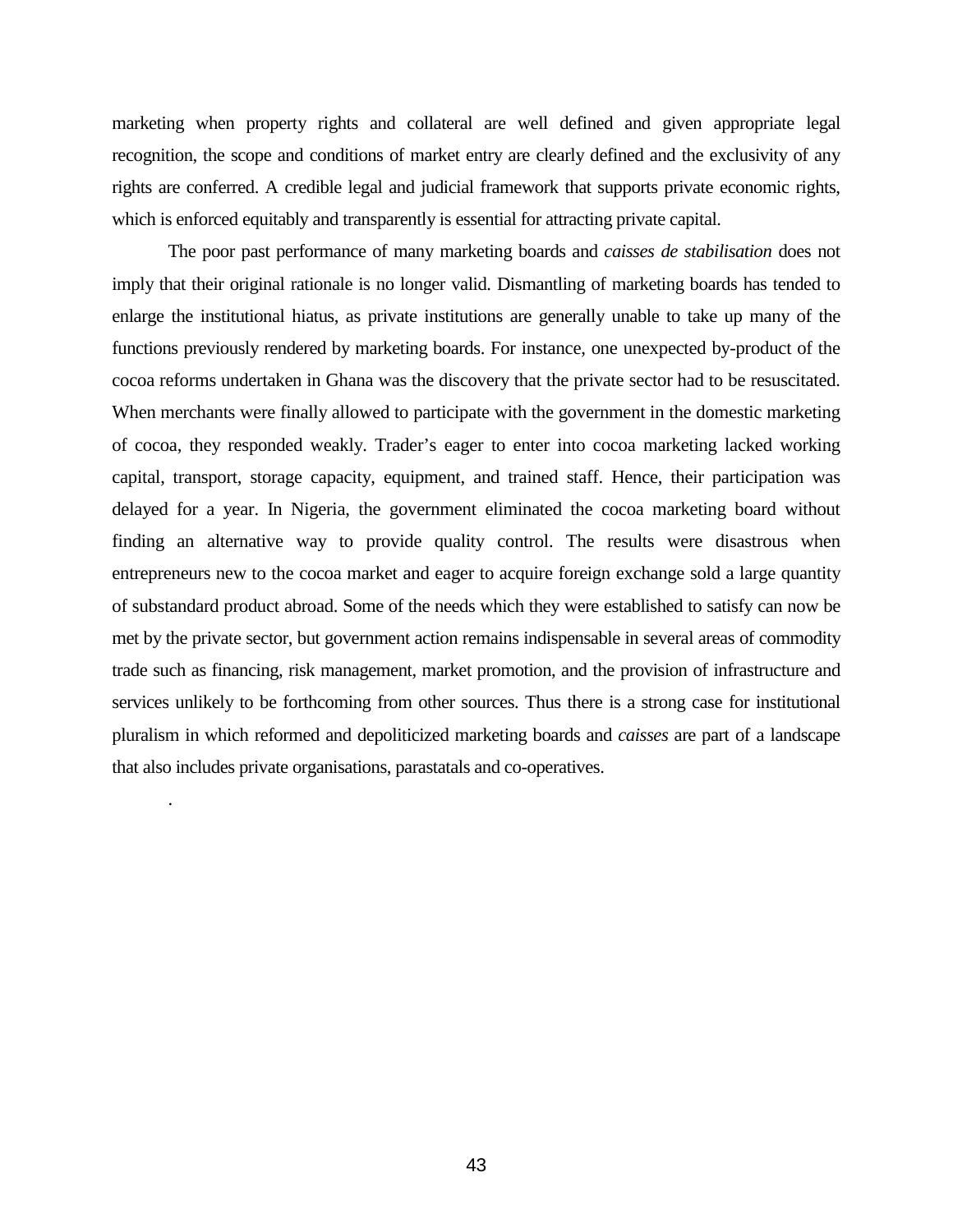marketing when property rights and collateral are well defined and given appropriate legal recognition, the scope and conditions of market entry are clearly defined and the exclusivity of any rights are conferred. A credible legal and judicial framework that supports private economic rights, which is enforced equitably and transparently is essential for attracting private capital.

The poor past performance of many marketing boards and *caisses de stabilisation* does not imply that their original rationale is no longer valid. Dismantling of marketing boards has tended to enlarge the institutional hiatus, as private institutions are generally unable to take up many of the functions previously rendered by marketing boards. For instance, one unexpected by-product of the cocoa reforms undertaken in Ghana was the discovery that the private sector had to be resuscitated. When merchants were finally allowed to participate with the government in the domestic marketing of cocoa, they responded weakly. Trader's eager to enter into cocoa marketing lacked working capital, transport, storage capacity, equipment, and trained staff. Hence, their participation was delayed for a year. In Nigeria, the government eliminated the cocoa marketing board without finding an alternative way to provide quality control. The results were disastrous when entrepreneurs new to the cocoa market and eager to acquire foreign exchange sold a large quantity of substandard product abroad. Some of the needs which they were established to satisfy can now be met by the private sector, but government action remains indispensable in several areas of commodity trade such as financing, risk management, market promotion, and the provision of infrastructure and services unlikely to be forthcoming from other sources. Thus there is a strong case for institutional pluralism in which reformed and depoliticized marketing boards and *caisses* are part of a landscape that also includes private organisations, parastatals and co-operatives.

.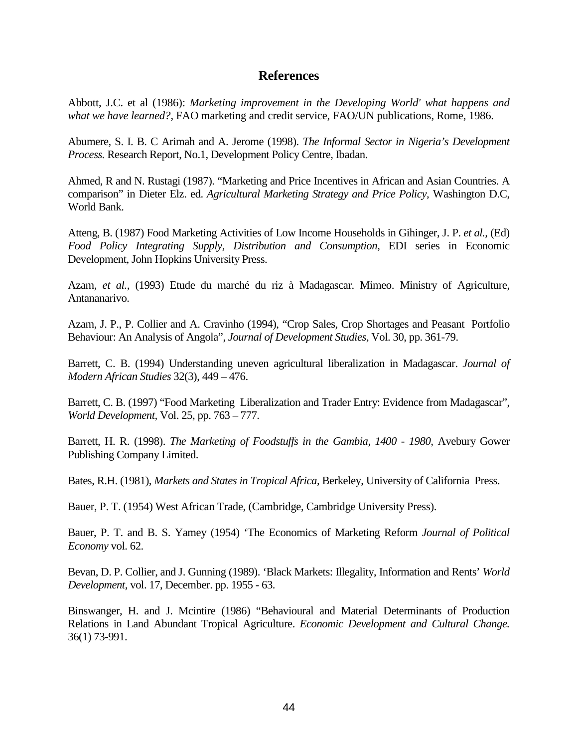# References

Abbott, J.C. et al (1986): *Marketing improvement in the Developing World' what happens and what we have learned?*, FAO marketing and credit service, FAO/UN publications, Rome, 1986.

Abumere, S. I. B. C Arimah and A. Jerome (1998). *The Informal Sector in Nigeria's Development Process.* Research Report, No.1, Development Policy Centre, Ibadan.

Ahmed, R and N. Rustagi (1987). "Marketing and Price Incentives in African and Asian Countries. A comparison" in Dieter Elz. ed. *Agricultural Marketing Strategy and Price Policy*, Washington D.C, World Bank.

Atteng, B. (1987) Food Marketing Activities of Low Income Households in Gihinger, J. P. *et al.*, (Ed) *Food Policy Integrating Supply, Distribution and Consumption*, EDI series in Economic Development, John Hopkins University Press.

Azam, *et al.*, (1993) Etude du marché du riz à Madagascar. Mimeo. Ministry of Agriculture, Antananarivo.

Azam, J. P., P. Collier and A. Cravinho (1994), "Crop Sales, Crop Shortages and Peasant Portfolio Behaviour: An Analysis of Angola", *Journal of Development Studies*, Vol. 30, pp. 361-79.

Barrett, C. B. (1994) Understanding uneven agricultural liberalization in Madagascar. *Journal of Modern African Studies* 32(3), 449 – 476.

Barrett, C. B. (1997) "Food Marketing Liberalization and Trader Entry: Evidence from Madagascar", *World Development*, Vol. 25, pp. 763 – 777.

Barrett, H. R. (1998). *The Marketing of Foodstuffs in the Gambia, 1400 - 1980*, Avebury Gower Publishing Company Limited.

Bates, R.H. (1981), *Markets and States in Tropical Africa*, Berkeley, University of California Press.

Bauer, P. T. (1954) West African Trade, (Cambridge, Cambridge University Press).

Bauer, P. T. and B. S. Yamey (1954) 'The Economics of Marketing Reform *Journal of Political Economy* vol. 62.

Bevan, D. P. Collier, and J. Gunning (1989). 'Black Markets: Illegality, Information and Rents' *World Development*, vol. 17, December. pp. 1955 - 63.

Binswanger, H. and J. Mcintire (1986) "Behavioural and Material Determinants of Production Relations in Land Abundant Tropical Agriculture. *Economic Development and Cultural Change.* 36(1) 73-991.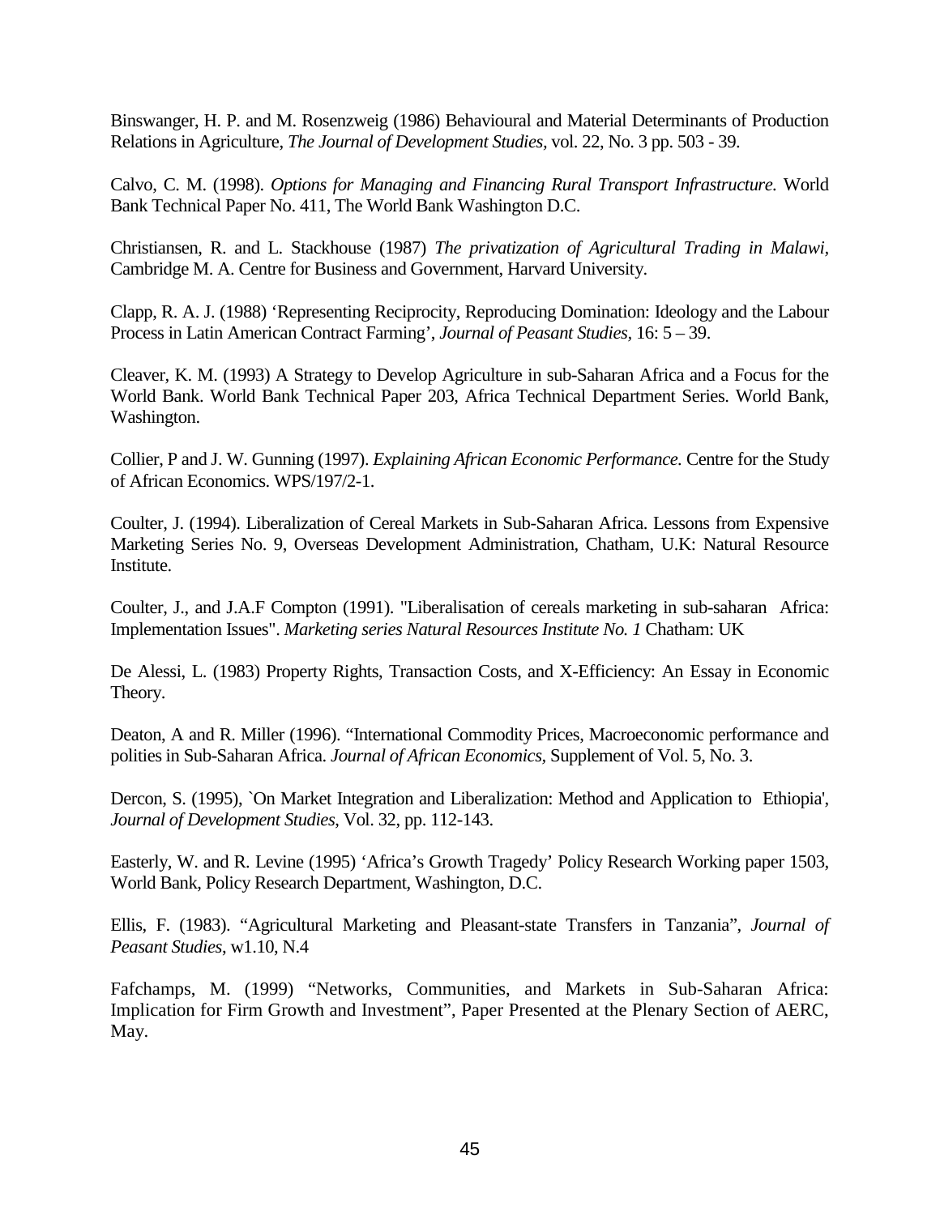Binswanger, H. P. and M. Rosenzweig (1986) Behavioural and Material Determinants of Production Relations in Agriculture, *The Journal of Development Studies*, vol. 22, No. 3 pp. 503 - 39.

Calvo, C. M. (1998). *Options for Managing and Financing Rural Transport Infrastructure.* World Bank Technical Paper No. 411, The World Bank Washington D.C.

Christiansen, R. and L. Stackhouse (1987) *The privatization of Agricultural Trading in Malawi*, Cambridge M. A. Centre for Business and Government, Harvard University.

Clapp, R. A. J. (1988) 'Representing Reciprocity, Reproducing Domination: Ideology and the Labour Process in Latin American Contract Farming', *Journal of Peasant Studies*, 16: 5 – 39.

Cleaver, K. M. (1993) A Strategy to Develop Agriculture in sub-Saharan Africa and a Focus for the World Bank. World Bank Technical Paper 203, Africa Technical Department Series. World Bank, Washington.

Collier, P and J. W. Gunning (1997). *Explaining African Economic Performance.* Centre for the Study of African Economics. WPS/197/2-1.

Coulter, J. (1994). Liberalization of Cereal Markets in Sub-Saharan Africa. Lessons from Expensive Marketing Series No. 9, Overseas Development Administration, Chatham, U.K: Natural Resource Institute.

Coulter, J., and J.A.F Compton (1991). "Liberalisation of cereals marketing in sub-saharan Africa: Implementation Issues". *Marketing series Natural Resources Institute No. 1* Chatham: UK

De Alessi, L. (1983) Property Rights, Transaction Costs, and X-Efficiency: An Essay in Economic Theory.

Deaton, A and R. Miller (1996). "International Commodity Prices, Macroeconomic performance and polities in Sub-Saharan Africa. *Journal of African Economics*, Supplement of Vol. 5, No. 3.

Dercon, S. (1995), `On Market Integration and Liberalization: Method and Application to Ethiopia', *Journal of Development Studies*, Vol. 32, pp. 112-143.

Easterly, W. and R. Levine (1995) 'Africa's Growth Tragedy' Policy Research Working paper 1503, World Bank, Policy Research Department, Washington, D.C.

Ellis, F. (1983). "Agricultural Marketing and Pleasant-state Transfers in Tanzania", *Journal of Peasant Studies*, w1.10, N.4

Fafchamps, M. (1999) "Networks, Communities, and Markets in Sub-Saharan Africa: Implication for Firm Growth and Investment", Paper Presented at the Plenary Section of AERC, May.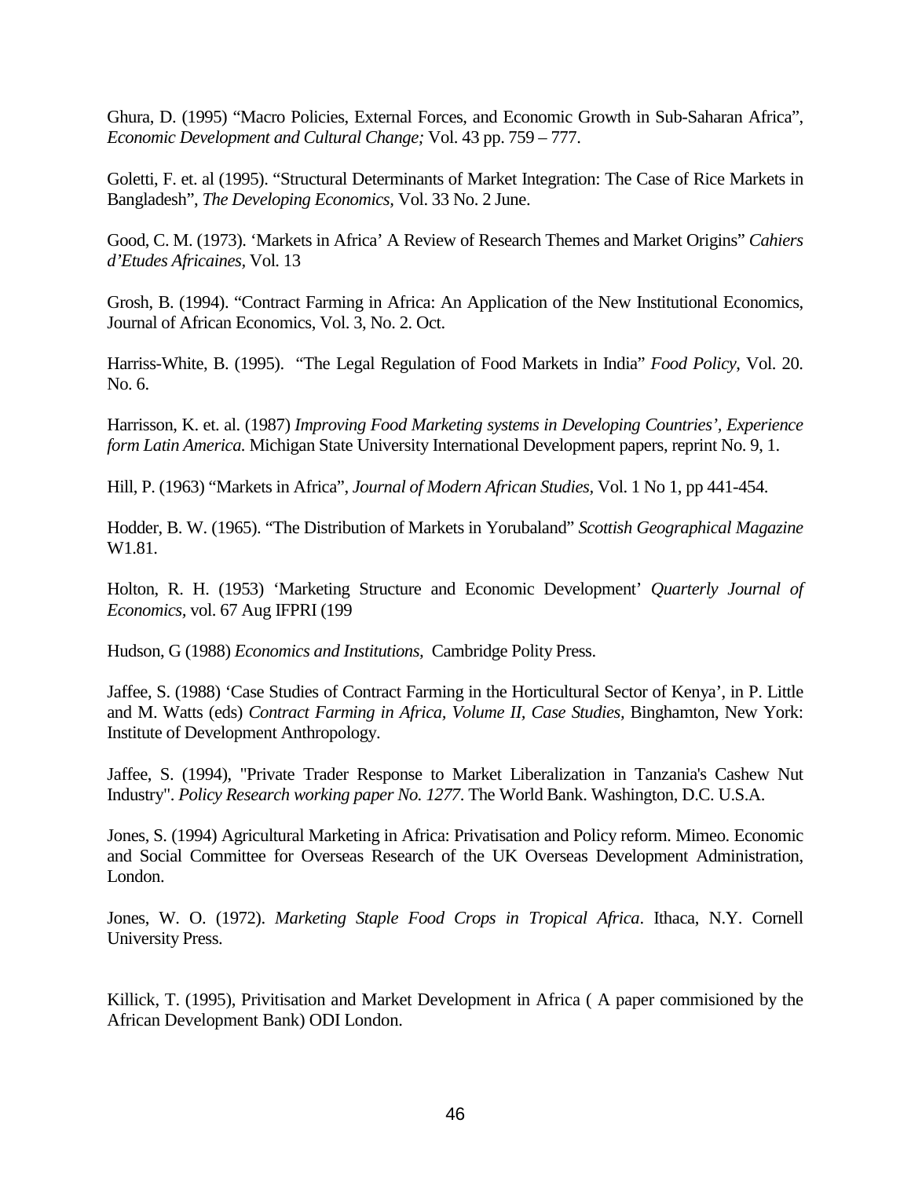Ghura, D. (1995) "Macro Policies, External Forces, and Economic Growth in Sub-Saharan Africa", *Economic Development and Cultural Change;* Vol. 43 pp. 759 – 777.

Goletti, F. et. al (1995). "Structural Determinants of Market Integration: The Case of Rice Markets in Bangladesh", *The Developing Economics*, Vol. 33 No. 2 June.

Good, C. M. (1973). 'Markets in Africa' A Review of Research Themes and Market Origins" *Cahiers d'Etudes Africaines*, Vol. 13

Grosh, B. (1994). "Contract Farming in Africa: An Application of the New Institutional Economics, Journal of African Economics, Vol. 3, No. 2. Oct.

Harriss-White, B. (1995). "The Legal Regulation of Food Markets in India" *Food Policy*, Vol. 20. No. 6.

Harrisson, K. et. al. (1987) *Improving Food Marketing systems in Developing Countries', Experience form Latin America.* Michigan State University International Development papers, reprint No. 9, 1.

Hill, P. (1963) "Markets in Africa", *Journal of Modern African Studies,* Vol. 1 No 1, pp 441-454.

Hodder, B. W. (1965). "The Distribution of Markets in Yorubaland" *Scottish Geographical Magazine* W1.81.

Holton, R. H. (1953) 'Marketing Structure and Economic Development' *Quarterly Journal of Economics*, vol. 67 Aug IFPRI (199

Hudson, G (1988) *Economics and Institutions*, Cambridge Polity Press.

Jaffee, S. (1988) 'Case Studies of Contract Farming in the Horticultural Sector of Kenya', in P. Little and M. Watts (eds) *Contract Farming in Africa, Volume II, Case Studies*, Binghamton, New York: Institute of Development Anthropology.

Jaffee, S. (1994), "Private Trader Response to Market Liberalization in Tanzania's Cashew Nut Industry". *Policy Research working paper No. 1277*. The World Bank. Washington, D.C. U.S.A.

Jones, S. (1994) Agricultural Marketing in Africa: Privatisation and Policy reform. Mimeo. Economic and Social Committee for Overseas Research of the UK Overseas Development Administration, London.

Jones, W. O. (1972). *Marketing Staple Food Crops in Tropical Africa*. Ithaca, N.Y. Cornell University Press.

Killick, T. (1995), Privitisation and Market Development in Africa ( A paper commisioned by the African Development Bank) ODI London.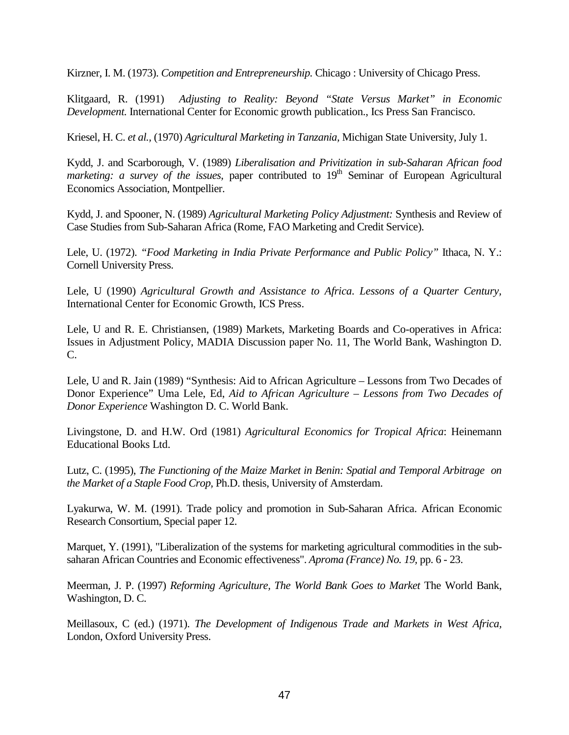Kirzner, I. M. (1973). *Competition and Entrepreneurship.* Chicago : University of Chicago Press.

Klitgaard, R. (1991) *Adjusting to Reality: Beyond "State Versus Market" in Economic Development.* International Center for Economic growth publication., Ics Press San Francisco.

Kriesel, H. C. *et al.,* (1970) *Agricultural Marketing in Tanzania,* Michigan State University, July 1.

Kydd, J. and Scarborough, V. (1989) *Liberalisation and Privitization in sub-Saharan African food marketing: a survey of the issues,* paper contributed to 19th Seminar of European Agricultural Economics Association, Montpellier.

Kydd, J. and Spooner, N. (1989) *Agricultural Marketing Policy Adjustment:* Synthesis and Review of Case Studies from Sub-Saharan Africa (Rome, FAO Marketing and Credit Service).

Lele, U. (1972). *"Food Marketing in India Private Performance and Public Policy"* Ithaca, N. Y.: Cornell University Press.

Lele, U (1990) *Agricultural Growth and Assistance to Africa. Lessons of a Quarter Century,* International Center for Economic Growth, ICS Press.

Lele, U and R. E. Christiansen, (1989) Markets, Marketing Boards and Co-operatives in Africa: Issues in Adjustment Policy, MADIA Discussion paper No. 11, The World Bank, Washington D. C.

Lele, U and R. Jain (1989) "Synthesis: Aid to African Agriculture – Lessons from Two Decades of Donor Experience" Uma Lele, Ed, *Aid to African Agriculture – Lessons from Two Decades of Donor Experience* Washington D. C. World Bank.

Livingstone, D. and H.W. Ord (1981) *Agricultural Economics for Tropical Africa*: Heinemann Educational Books Ltd.

Lutz, C. (1995), *The Functioning of the Maize Market in Benin: Spatial and Temporal Arbitrage on the Market of a Staple Food Crop,* Ph.D. thesis, University of Amsterdam.

Lyakurwa, W. M. (1991). Trade policy and promotion in Sub-Saharan Africa. African Economic Research Consortium, Special paper 12.

Marquet, Y. (1991), "Liberalization of the systems for marketing agricultural commodities in the sub-saharan African Countries and Economic effectiveness". *Aproma (France) No. 19,* pp. 6 - 23.

Meerman, J. P. (1997) *Reforming Agriculture, The World Bank Goes to Market* The World Bank, Washington, D. C.

Meillasoux, C (ed.) (1971). *The Development of Indigenous Trade and Markets in West Africa,* London, Oxford University Press.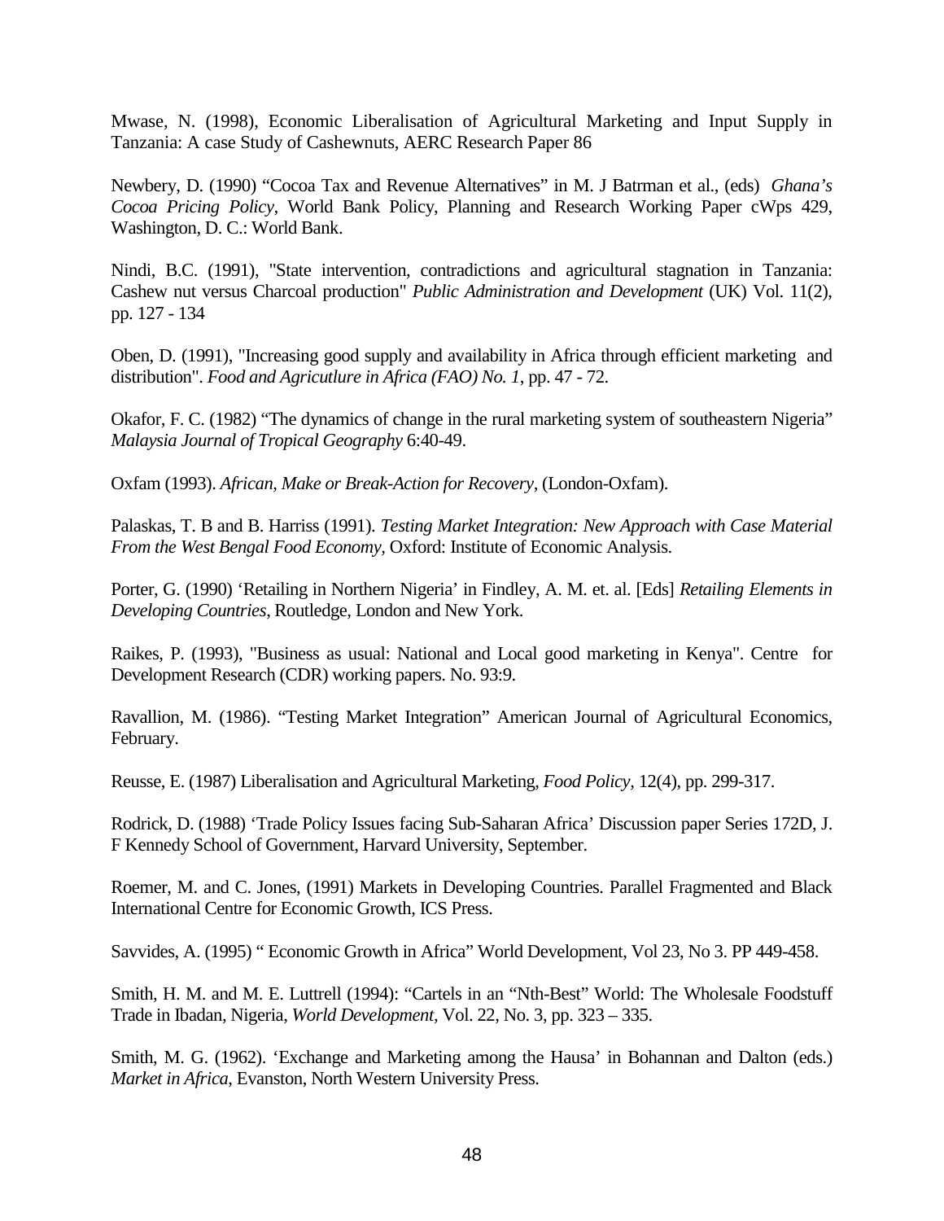Mwase, N. (1998), Economic Liberalisation of Agricultural Marketing and Input Supply in Tanzania: A case Study of Cashewnuts, AERC Research Paper 86

Newbery, D. (1990) "Cocoa Tax and Revenue Alternatives" in M. J Batrman et al., (eds) *Ghana's Cocoa Pricing Policy,* World Bank Policy, Planning and Research Working Paper cWps 429, Washington, D. C.: World Bank.

Nindi, B.C. (1991), "State intervention, contradictions and agricultural stagnation in Tanzania: Cashew nut versus Charcoal production" *Public Administration and Development* (UK) Vol. 11(2), pp. 127 - 134

Oben, D. (1991), "Increasing good supply and availability in Africa through efficient marketing and distribution". *Food and Agricutlure in Africa (FAO) No. 1*, pp. 47 - 72.

Okafor, F. C. (1982) "The dynamics of change in the rural marketing system of southeastern Nigeria" *Malaysia Journal of Tropical Geography* 6:40-49.

Oxfam (1993). *African, Make or Break-Action for Recovery,* (London-Oxfam).

Palaskas, T. B and B. Harriss (1991). *Testing Market Integration: New Approach with Case Material From the West Bengal Food Economy,* Oxford: Institute of Economic Analysis.

Porter, G. (1990) 'Retailing in Northern Nigeria' in Findley, A. M. et. al. [Eds] *Retailing Elements in Developing Countries*, Routledge, London and New York.

Raikes, P. (1993), "Business as usual: National and Local good marketing in Kenya". Centre for Development Research (CDR) working papers. No. 93:9.

Ravallion, M. (1986). "Testing Market Integration" American Journal of Agricultural Economics, February.

Reusse, E. (1987) Liberalisation and Agricultural Marketing, *Food Policy,* 12(4), pp. 299-317.

Rodrick, D. (1988) 'Trade Policy Issues facing Sub-Saharan Africa' Discussion paper Series 172D, J. F Kennedy School of Government, Harvard University, September.

Roemer, M. and C. Jones, (1991) Markets in Developing Countries. Parallel Fragmented and Black International Centre for Economic Growth, ICS Press.

Savvides, A. (1995) " Economic Growth in Africa" World Development, Vol 23, No 3. PP 449-458.

Smith, H. M. and M. E. Luttrell (1994): "Cartels in an "Nth-Best" World: The Wholesale Foodstuff Trade in Ibadan, Nigeria, *World Development,* Vol. 22, No. 3, pp. 323 – 335.

Smith, M. G. (1962). 'Exchange and Marketing among the Hausa' in Bohannan and Dalton (eds.) *Market in Africa*, Evanston, North Western University Press.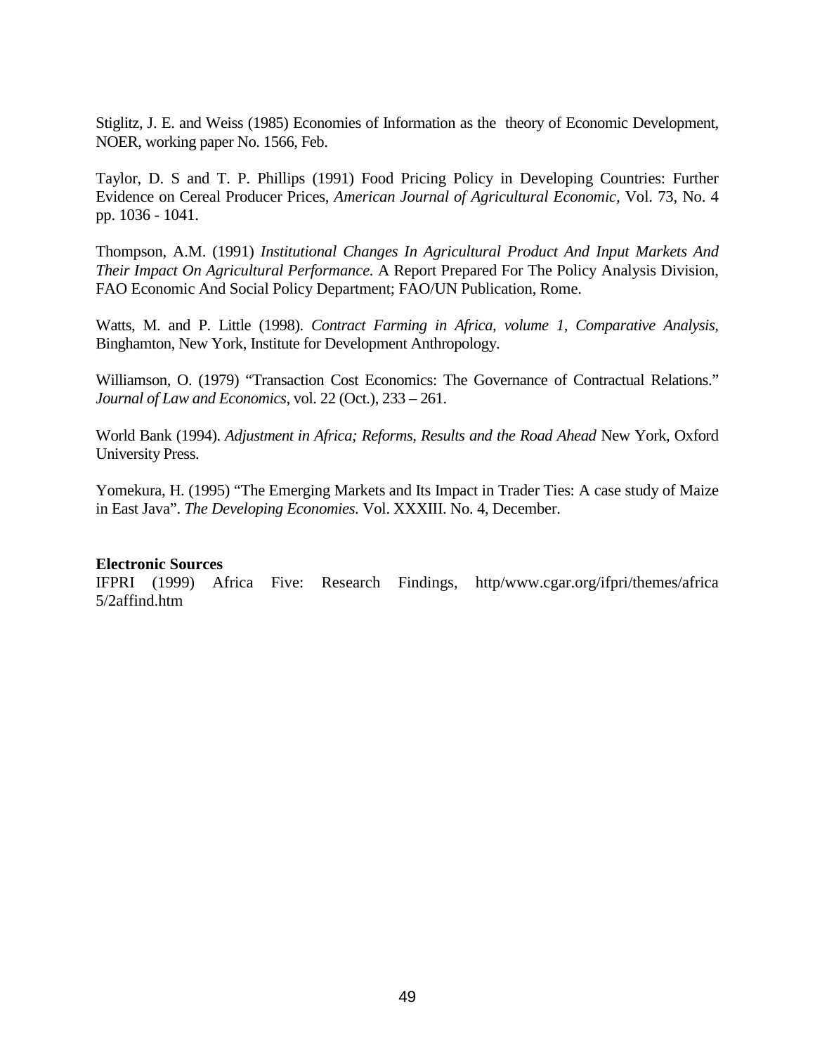Stiglitz, J. E. and Weiss (1985) Economies of Information as the theory of Economic Development, NOER, working paper No. 1566, Feb.

Taylor, D. S and T. P. Phillips (1991) Food Pricing Policy in Developing Countries: Further Evidence on Cereal Producer Prices, *American Journal of Agricultural Economic,* Vol. 73, No. 4 pp. 1036 - 1041.

Thompson, A.M. (1991) *Institutional Changes In Agricultural Product And Input Markets And Their Impact On Agricultural Performance.* A Report Prepared For The Policy Analysis Division, FAO Economic And Social Policy Department; FAO/UN Publication, Rome.

Watts, M. and P. Little (1998). *Contract Farming in Africa, volume 1, Comparative Analysis,* Binghamton, New York, Institute for Development Anthropology.

Williamson, O. (1979) "Transaction Cost Economics: The Governance of Contractual Relations." *Journal of Law and Economics*, vol. 22 (Oct.), 233 – 261.

World Bank (1994). *Adjustment in Africa; Reforms, Results and the Road Ahead* New York, Oxford University Press.

Yomekura, H. (1995) "The Emerging Markets and Its Impact in Trader Ties: A case study of Maize in East Java". *The Developing Economies.* Vol. XXXIII. No. 4, December.

**Electronic Sources**

IFPRI (1999) Africa Five: Research Findings, http/www.cgar.org/ifpri/themes/africa 5/2affind.htm